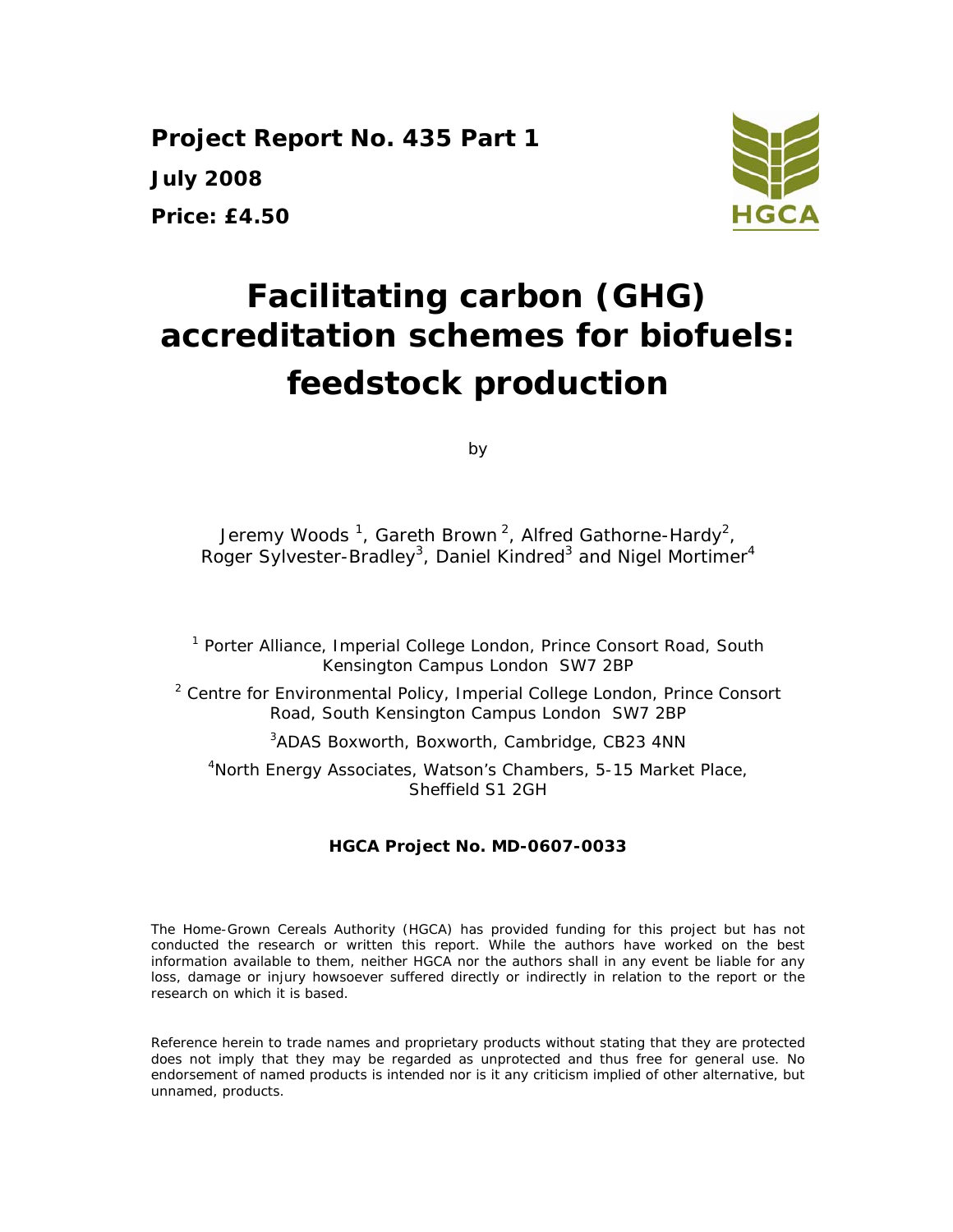**Project Report No. 435 Part 1**

**July 2008**

**Price: £4.50**

HGCA

# Facilitating carbon (GHG) accreditation schemes for biofuels: feedstock production

by

Jeremy Woods [1], Gareth Brown [2], Alfred Gathorne-Hardy[2], Roger Sylvester-Bradley[3], Daniel Kindred[3] and Nigel Mortimer[4]

[1] Porter Alliance, Imperial College London, Prince Consort Road, South Kensington Campus London SW7 2BP

[2] Centre for Environmental Policy, Imperial College London, Prince Consort Road, South Kensington Campus London SW7 2BP

[3]ADAS Boxworth, Boxworth, Cambridge, CB23 4NN

[4]North Energy Associates, Watson's Chambers, 5-15 Market Place, Sheffield S1 2GH

**HGCA Project No. MD-0607-0033**

The Home-Grown Cereals Authority (HGCA) has provided funding for this project but has not conducted the research or written this report. While the authors have worked on the best information available to them, neither HGCA nor the authors shall in any event be liable for any loss, damage or injury howsoever suffered directly or indirectly in relation to the report or the research on which it is based.

Reference herein to trade names and proprietary products without stating that they are protected does not imply that they may be regarded as unprotected and thus free for general use. No endorsement of named products is intended nor is it any criticism implied of other alternative, but unnamed, products.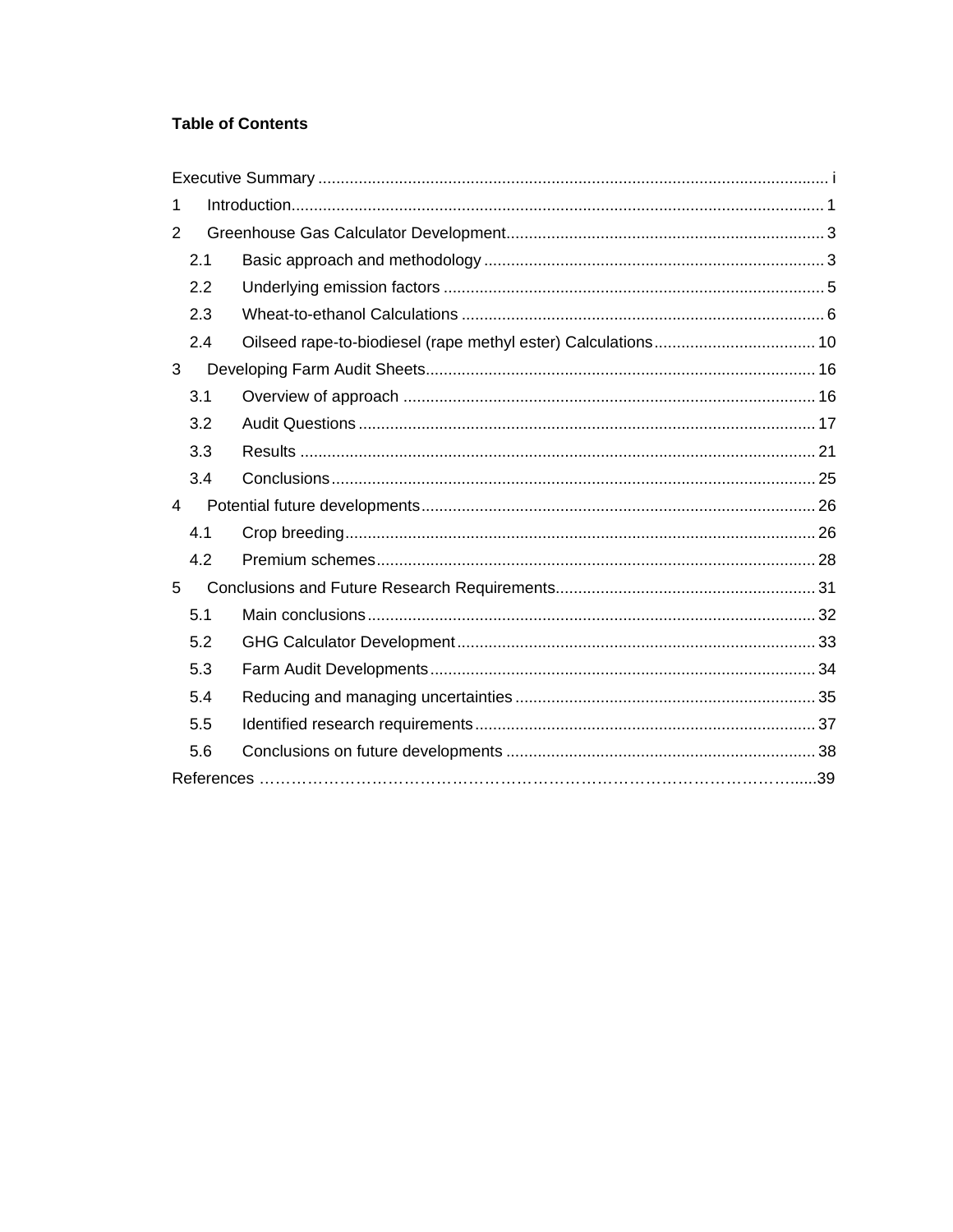**Table of Contents**

Executive Summary ..... i
1 Introduction ..... 1
2 Greenhouse Gas Calculator Development ..... 3
  2.1 Basic approach and methodology ..... 3
  2.2 Underlying emission factors ..... 5
  2.3 Wheat-to-ethanol Calculations ..... 6
  2.4 Oilseed rape-to-biodiesel (rape methyl ester) Calculations ..... 10
3 Developing Farm Audit Sheets ..... 16
  3.1 Overview of approach ..... 16
  3.2 Audit Questions ..... 17
  3.3 Results ..... 21
  3.4 Conclusions ..... 25
4 Potential future developments ..... 26
  4.1 Crop breeding ..... 26
  4.2 Premium schemes ..... 28
5 Conclusions and Future Research Requirements ..... 31
  5.1 Main conclusions ..... 32
  5.2 GHG Calculator Development ..... 33
  5.3 Farm Audit Developments ..... 34
  5.4 Reducing and managing uncertainties ..... 35
  5.5 Identified research requirements ..... 37
  5.6 Conclusions on future developments ..... 38
References ..... 39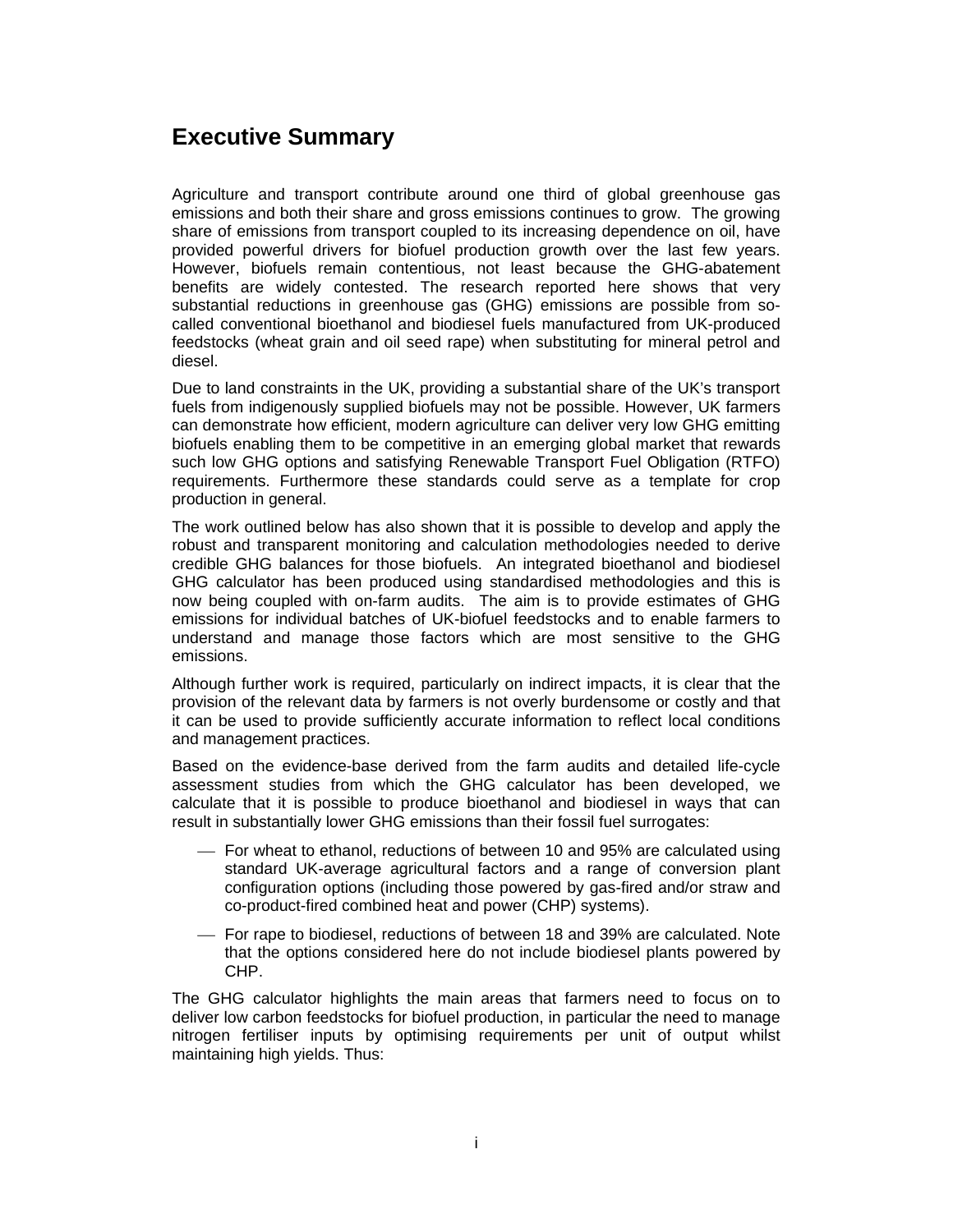# Executive Summary

Agriculture and transport contribute around one third of global greenhouse gas emissions and both their share and gross emissions continues to grow. The growing share of emissions from transport coupled to its increasing dependence on oil, have provided powerful drivers for biofuel production growth over the last few years. However, biofuels remain contentious, not least because the GHG-abatement benefits are widely contested. The research reported here shows that very substantial reductions in greenhouse gas (GHG) emissions are possible from so-called conventional bioethanol and biodiesel fuels manufactured from UK-produced feedstocks (wheat grain and oil seed rape) when substituting for mineral petrol and diesel.

Due to land constraints in the UK, providing a substantial share of the UK's transport fuels from indigenously supplied biofuels may not be possible. However, UK farmers can demonstrate how efficient, modern agriculture can deliver very low GHG emitting biofuels enabling them to be competitive in an emerging global market that rewards such low GHG options and satisfying Renewable Transport Fuel Obligation (RTFO) requirements. Furthermore these standards could serve as a template for crop production in general.

The work outlined below has also shown that it is possible to develop and apply the robust and transparent monitoring and calculation methodologies needed to derive credible GHG balances for those biofuels. An integrated bioethanol and biodiesel GHG calculator has been produced using standardised methodologies and this is now being coupled with on-farm audits. The aim is to provide estimates of GHG emissions for individual batches of UK-biofuel feedstocks and to enable farmers to understand and manage those factors which are most sensitive to the GHG emissions.

Although further work is required, particularly on indirect impacts, it is clear that the provision of the relevant data by farmers is not overly burdensome or costly and that it can be used to provide sufficiently accurate information to reflect local conditions and management practices.

Based on the evidence-base derived from the farm audits and detailed life-cycle assessment studies from which the GHG calculator has been developed, we calculate that it is possible to produce bioethanol and biodiesel in ways that can result in substantially lower GHG emissions than their fossil fuel surrogates:

- For wheat to ethanol, reductions of between 10 and 95% are calculated using standard UK-average agricultural factors and a range of conversion plant configuration options (including those powered by gas-fired and/or straw and co-product-fired combined heat and power (CHP) systems).
- For rape to biodiesel, reductions of between 18 and 39% are calculated. Note that the options considered here do not include biodiesel plants powered by CHP.

The GHG calculator highlights the main areas that farmers need to focus on to deliver low carbon feedstocks for biofuel production, in particular the need to manage nitrogen fertiliser inputs by optimising requirements per unit of output whilst maintaining high yields. Thus: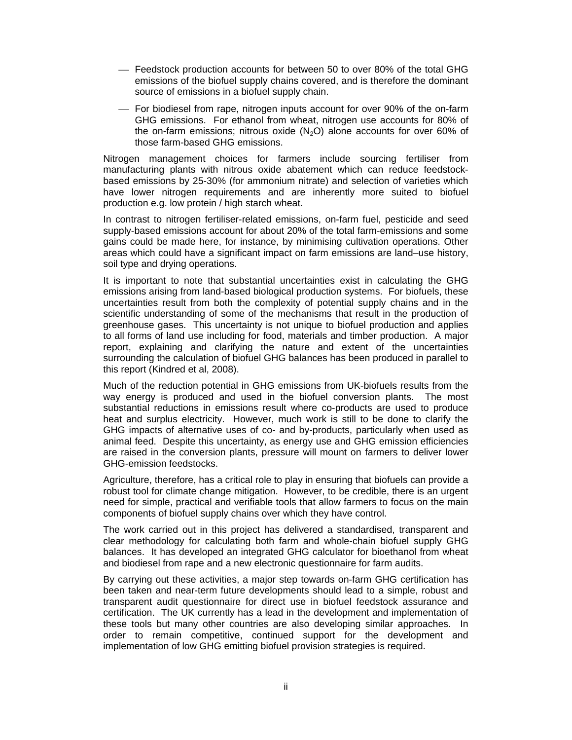- Feedstock production accounts for between 50 to over 80% of the total GHG emissions of the biofuel supply chains covered, and is therefore the dominant source of emissions in a biofuel supply chain.
- For biodiesel from rape, nitrogen inputs account for over 90% of the on-farm GHG emissions. For ethanol from wheat, nitrogen use accounts for 80% of the on-farm emissions; nitrous oxide ($N_2O$) alone accounts for over 60% of those farm-based GHG emissions.

Nitrogen management choices for farmers include sourcing fertiliser from manufacturing plants with nitrous oxide abatement which can reduce feedstock-based emissions by 25-30% (for ammonium nitrate) and selection of varieties which have lower nitrogen requirements and are inherently more suited to biofuel production e.g. low protein / high starch wheat.

In contrast to nitrogen fertiliser-related emissions, on-farm fuel, pesticide and seed supply-based emissions account for about 20% of the total farm-emissions and some gains could be made here, for instance, by minimising cultivation operations. Other areas which could have a significant impact on farm emissions are land–use history, soil type and drying operations.

It is important to note that substantial uncertainties exist in calculating the GHG emissions arising from land-based biological production systems. For biofuels, these uncertainties result from both the complexity of potential supply chains and in the scientific understanding of some of the mechanisms that result in the production of greenhouse gases. This uncertainty is not unique to biofuel production and applies to all forms of land use including for food, materials and timber production. A major report, explaining and clarifying the nature and extent of the uncertainties surrounding the calculation of biofuel GHG balances has been produced in parallel to this report (Kindred et al, 2008).

Much of the reduction potential in GHG emissions from UK-biofuels results from the way energy is produced and used in the biofuel conversion plants. The most substantial reductions in emissions result where co-products are used to produce heat and surplus electricity. However, much work is still to be done to clarify the GHG impacts of alternative uses of co- and by-products, particularly when used as animal feed. Despite this uncertainty, as energy use and GHG emission efficiencies are raised in the conversion plants, pressure will mount on farmers to deliver lower GHG-emission feedstocks.

Agriculture, therefore, has a critical role to play in ensuring that biofuels can provide a robust tool for climate change mitigation. However, to be credible, there is an urgent need for simple, practical and verifiable tools that allow farmers to focus on the main components of biofuel supply chains over which they have control.

The work carried out in this project has delivered a standardised, transparent and clear methodology for calculating both farm and whole-chain biofuel supply GHG balances. It has developed an integrated GHG calculator for bioethanol from wheat and biodiesel from rape and a new electronic questionnaire for farm audits.

By carrying out these activities, a major step towards on-farm GHG certification has been taken and near-term future developments should lead to a simple, robust and transparent audit questionnaire for direct use in biofuel feedstock assurance and certification. The UK currently has a lead in the development and implementation of these tools but many other countries are also developing similar approaches. In order to remain competitive, continued support for the development and implementation of low GHG emitting biofuel provision strategies is required.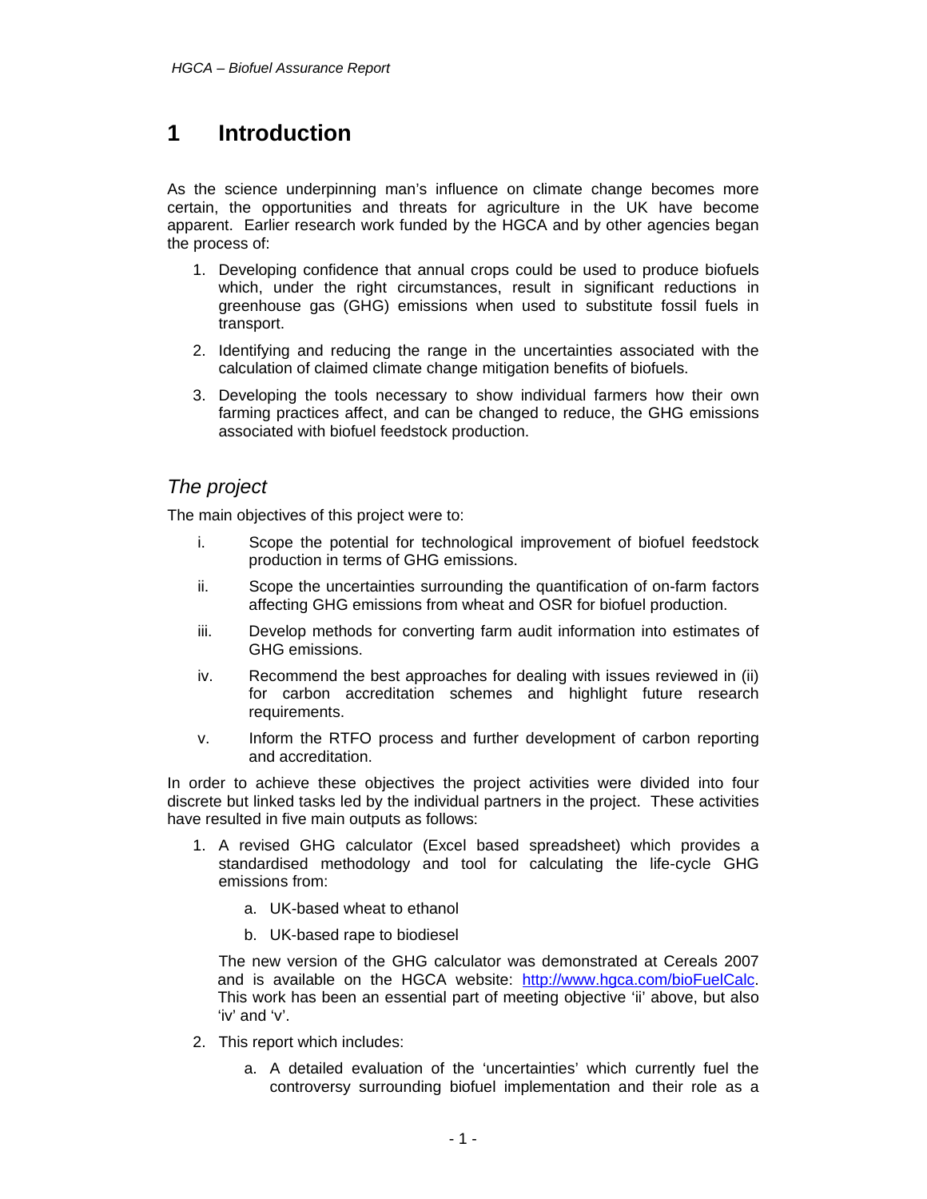# 1 Introduction

As the science underpinning man's influence on climate change becomes more certain, the opportunities and threats for agriculture in the UK have become apparent. Earlier research work funded by the HGCA and by other agencies began the process of:

1. Developing confidence that annual crops could be used to produce biofuels which, under the right circumstances, result in significant reductions in greenhouse gas (GHG) emissions when used to substitute fossil fuels in transport.
2. Identifying and reducing the range in the uncertainties associated with the calculation of claimed climate change mitigation benefits of biofuels.
3. Developing the tools necessary to show individual farmers how their own farming practices affect, and can be changed to reduce, the GHG emissions associated with biofuel feedstock production.

## *The project*

The main objectives of this project were to:

i. Scope the potential for technological improvement of biofuel feedstock production in terms of GHG emissions.

ii. Scope the uncertainties surrounding the quantification of on-farm factors affecting GHG emissions from wheat and OSR for biofuel production.

iii. Develop methods for converting farm audit information into estimates of GHG emissions.

iv. Recommend the best approaches for dealing with issues reviewed in (ii) for carbon accreditation schemes and highlight future research requirements.

v. Inform the RTFO process and further development of carbon reporting and accreditation.

In order to achieve these objectives the project activities were divided into four discrete but linked tasks led by the individual partners in the project. These activities have resulted in five main outputs as follows:

1. A revised GHG calculator (Excel based spreadsheet) which provides a standardised methodology and tool for calculating the life-cycle GHG emissions from:

   a. UK-based wheat to ethanol

   b. UK-based rape to biodiesel

   The new version of the GHG calculator was demonstrated at Cereals 2007 and is available on the HGCA website: http://www.hgca.com/bioFuelCalc. This work has been an essential part of meeting objective 'ii' above, but also 'iv' and 'v'.

2. This report which includes:

   a. A detailed evaluation of the 'uncertainties' which currently fuel the controversy surrounding biofuel implementation and their role as a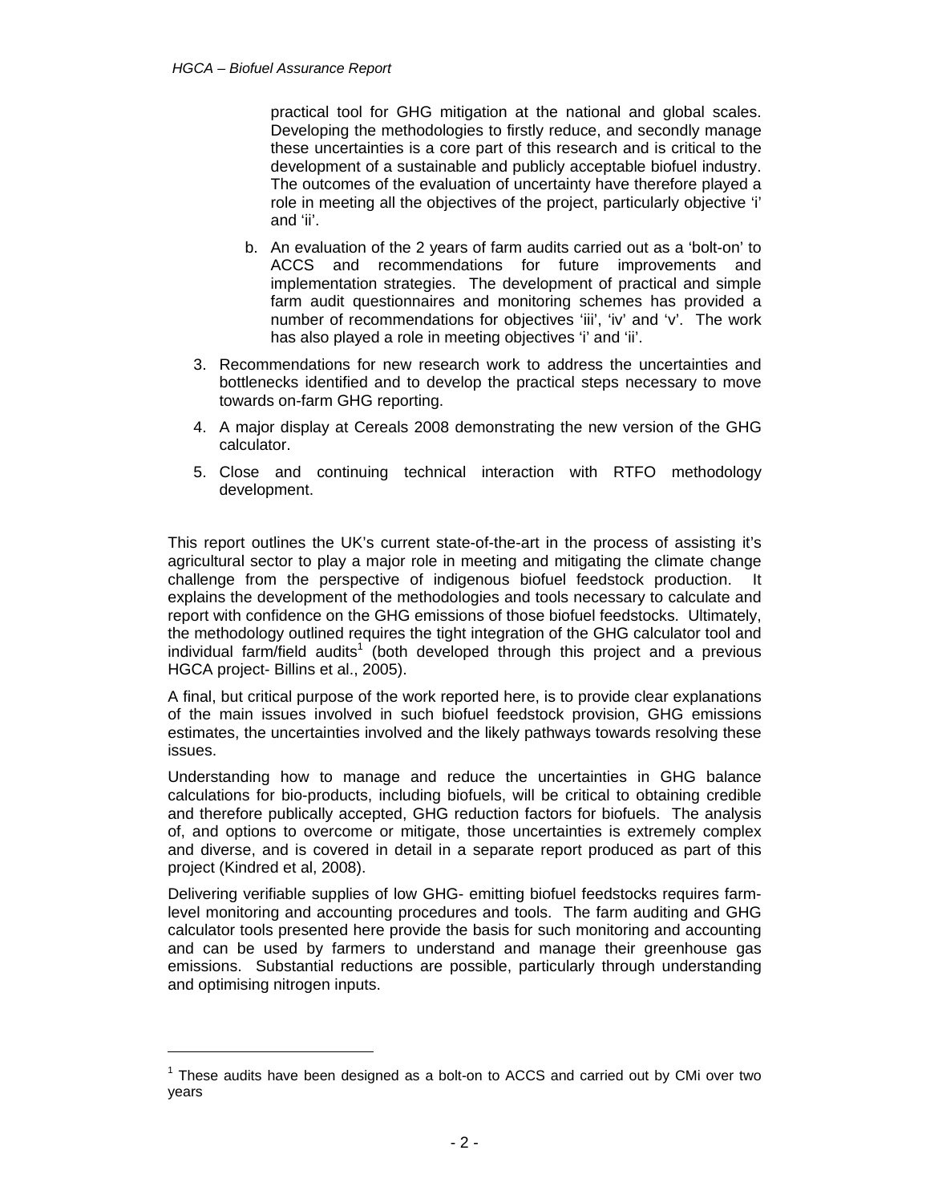practical tool for GHG mitigation at the national and global scales. Developing the methodologies to firstly reduce, and secondly manage these uncertainties is a core part of this research and is critical to the development of a sustainable and publicly acceptable biofuel industry. The outcomes of the evaluation of uncertainty have therefore played a role in meeting all the objectives of the project, particularly objective 'i' and 'ii'.

   b. An evaluation of the 2 years of farm audits carried out as a 'bolt-on' to ACCS and recommendations for future improvements and implementation strategies. The development of practical and simple farm audit questionnaires and monitoring schemes has provided a number of recommendations for objectives 'iii', 'iv' and 'v'. The work has also played a role in meeting objectives 'i' and 'ii'.

3. Recommendations for new research work to address the uncertainties and bottlenecks identified and to develop the practical steps necessary to move towards on-farm GHG reporting.

4. A major display at Cereals 2008 demonstrating the new version of the GHG calculator.

5. Close and continuing technical interaction with RTFO methodology development.

This report outlines the UK's current state-of-the-art in the process of assisting it's agricultural sector to play a major role in meeting and mitigating the climate change challenge from the perspective of indigenous biofuel feedstock production. It explains the development of the methodologies and tools necessary to calculate and report with confidence on the GHG emissions of those biofuel feedstocks. Ultimately, the methodology outlined requires the tight integration of the GHG calculator tool and individual farm/field audits[1] (both developed through this project and a previous HGCA project- Billins et al., 2005).

A final, but critical purpose of the work reported here, is to provide clear explanations of the main issues involved in such biofuel feedstock provision, GHG emissions estimates, the uncertainties involved and the likely pathways towards resolving these issues.

Understanding how to manage and reduce the uncertainties in GHG balance calculations for bio-products, including biofuels, will be critical to obtaining credible and therefore publically accepted, GHG reduction factors for biofuels. The analysis of, and options to overcome or mitigate, those uncertainties is extremely complex and diverse, and is covered in detail in a separate report produced as part of this project (Kindred et al, 2008).

Delivering verifiable supplies of low GHG- emitting biofuel feedstocks requires farm-level monitoring and accounting procedures and tools. The farm auditing and GHG calculator tools presented here provide the basis for such monitoring and accounting and can be used by farmers to understand and manage their greenhouse gas emissions. Substantial reductions are possible, particularly through understanding and optimising nitrogen inputs.

[1] These audits have been designed as a bolt-on to ACCS and carried out by CMi over two years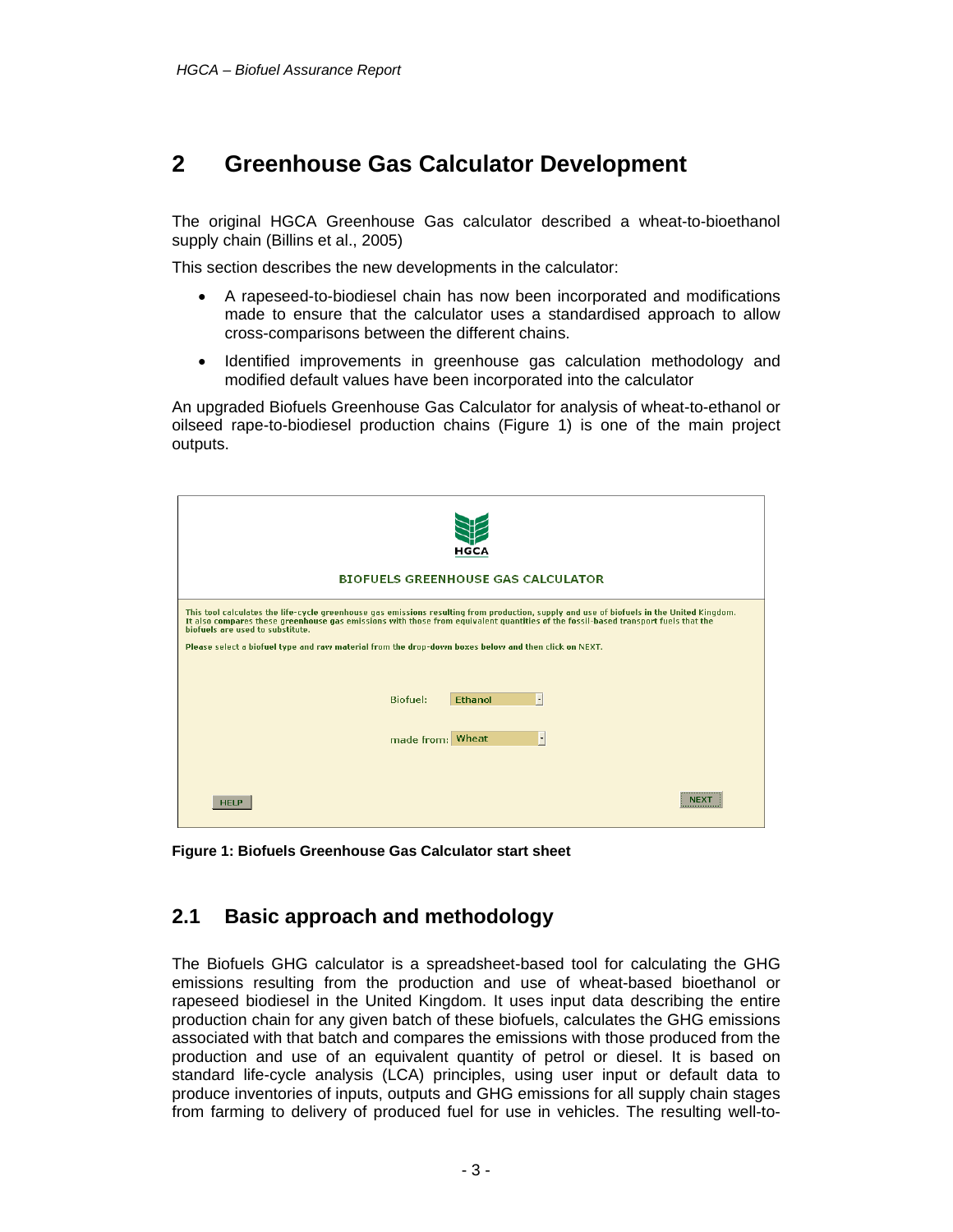# 2 Greenhouse Gas Calculator Development

The original HGCA Greenhouse Gas calculator described a wheat-to-bioethanol supply chain (Billins et al., 2005)

This section describes the new developments in the calculator:

- A rapeseed-to-biodiesel chain has now been incorporated and modifications made to ensure that the calculator uses a standardised approach to allow cross-comparisons between the different chains.
- Identified improvements in greenhouse gas calculation methodology and modified default values have been incorporated into the calculator

An upgraded Biofuels Greenhouse Gas Calculator for analysis of wheat-to-ethanol or oilseed rape-to-biodiesel production chains (Figure 1) is one of the main project outputs.

HGCA

BIOFUELS GREENHOUSE GAS CALCULATOR

This tool calculates the life-cycle greenhouse gas emissions resulting from production, supply and use of biofuels in the United Kingdom. It also compares these greenhouse gas emissions with those from equivalent quantities of the fossil-based transport fuels that the biofuels are used to substitute.

Please select a biofuel type and raw material from the drop-down boxes below and then click on NEXT.

Biofuel: Ethanol

made from: Wheat

HELP NEXT

**Figure 1: Biofuels Greenhouse Gas Calculator start sheet**

## 2.1 Basic approach and methodology

The Biofuels GHG calculator is a spreadsheet-based tool for calculating the GHG emissions resulting from the production and use of wheat-based bioethanol or rapeseed biodiesel in the United Kingdom. It uses input data describing the entire production chain for any given batch of these biofuels, calculates the GHG emissions associated with that batch and compares the emissions with those produced from the production and use of an equivalent quantity of petrol or diesel. It is based on standard life-cycle analysis (LCA) principles, using user input or default data to produce inventories of inputs, outputs and GHG emissions for all supply chain stages from farming to delivery of produced fuel for use in vehicles. The resulting well-to-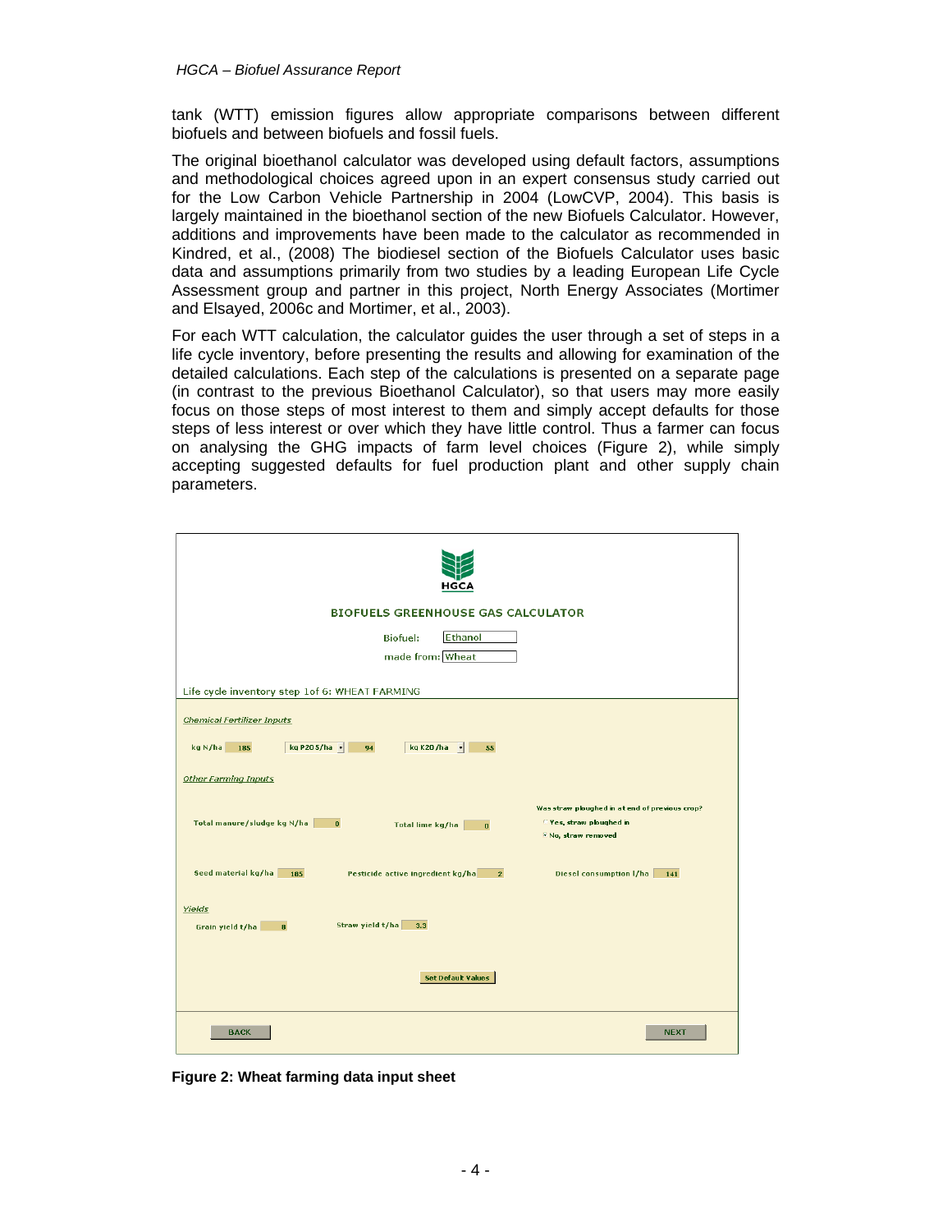tank (WTT) emission figures allow appropriate comparisons between different biofuels and between biofuels and fossil fuels.

The original bioethanol calculator was developed using default factors, assumptions and methodological choices agreed upon in an expert consensus study carried out for the Low Carbon Vehicle Partnership in 2004 (LowCVP, 2004). This basis is largely maintained in the bioethanol section of the new Biofuels Calculator. However, additions and improvements have been made to the calculator as recommended in Kindred, et al., (2008) The biodiesel section of the Biofuels Calculator uses basic data and assumptions primarily from two studies by a leading European Life Cycle Assessment group and partner in this project, North Energy Associates (Mortimer and Elsayed, 2006c and Mortimer, et al., 2003).

For each WTT calculation, the calculator guides the user through a set of steps in a life cycle inventory, before presenting the results and allowing for examination of the detailed calculations. Each step of the calculations is presented on a separate page (in contrast to the previous Bioethanol Calculator), so that users may more easily focus on those steps of most interest to them and simply accept defaults for those steps of less interest or over which they have little control. Thus a farmer can focus on analysing the GHG impacts of farm level choices (Figure 2), while simply accepting suggested defaults for fuel production plant and other supply chain parameters.

**Figure 2: Wheat farming data input sheet**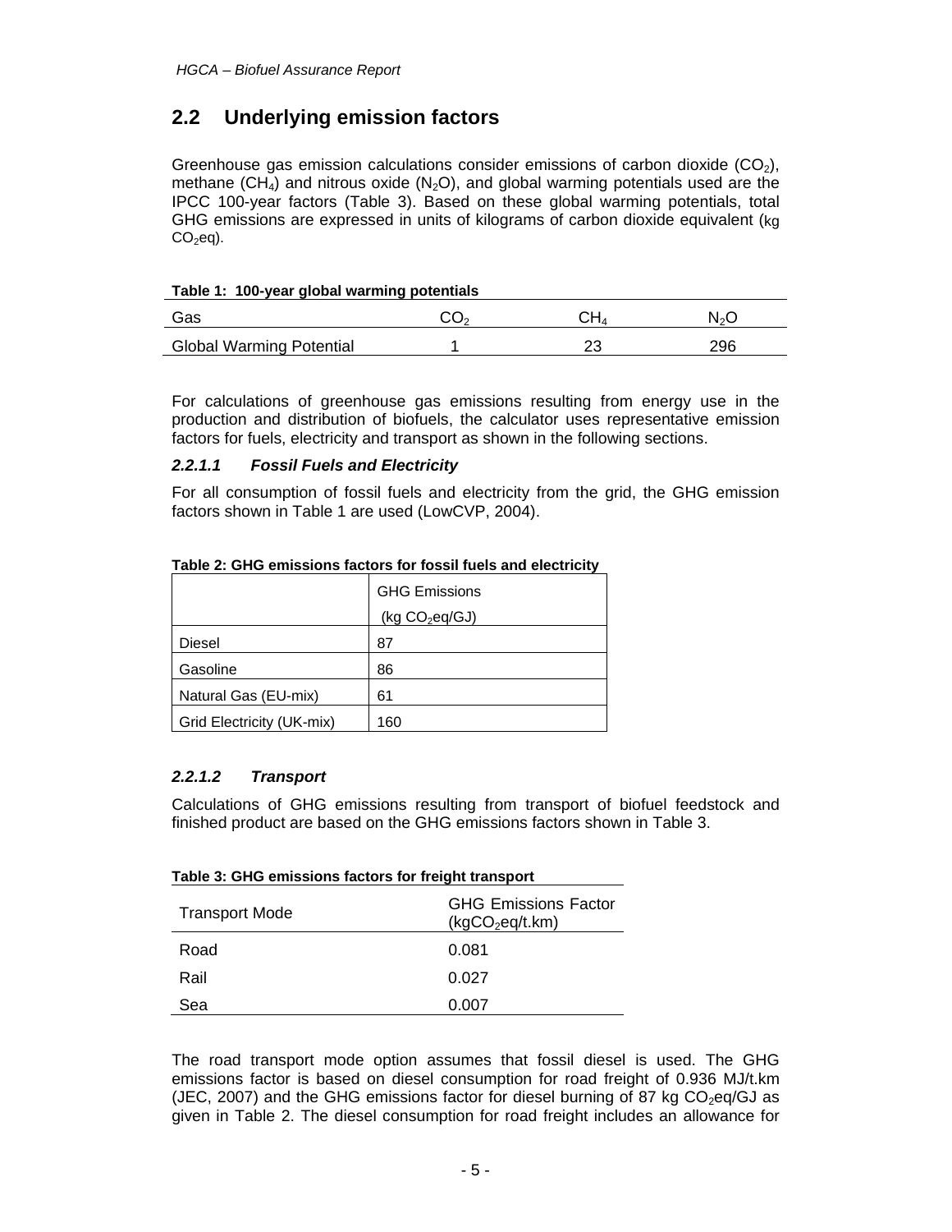## 2.2 Underlying emission factors

Greenhouse gas emission calculations consider emissions of carbon dioxide ($CO_2$), methane ($CH_4$) and nitrous oxide ($N_2O$), and global warming potentials used are the IPCC 100-year factors (Table 3). Based on these global warming potentials, total GHG emissions are expressed in units of kilograms of carbon dioxide equivalent (kg $CO_2$eq).

**Table 1: 100-year global warming potentials**

| Gas | $CO_2$ | $CH_4$ | $N_2O$ |
|---|---|---|---|
| Global Warming Potential | 1 | 23 | 296 |

For calculations of greenhouse gas emissions resulting from energy use in the production and distribution of biofuels, the calculator uses representative emission factors for fuels, electricity and transport as shown in the following sections.

#### *2.2.1.1 Fossil Fuels and Electricity*

For all consumption of fossil fuels and electricity from the grid, the GHG emission factors shown in Table 1 are used (LowCVP, 2004).

**Table 2: GHG emissions factors for fossil fuels and electricity**

| | GHG Emissions (kg $CO_2$eq/GJ) |
|---|---|
| Diesel | 87 |
| Gasoline | 86 |
| Natural Gas (EU-mix) | 61 |
| Grid Electricity (UK-mix) | 160 |

#### *2.2.1.2 Transport*

Calculations of GHG emissions resulting from transport of biofuel feedstock and finished product are based on the GHG emissions factors shown in Table 3.

**Table 3: GHG emissions factors for freight transport**

| Transport Mode | GHG Emissions Factor (kg$CO_2$eq/t.km) |
|---|---|
| Road | 0.081 |
| Rail | 0.027 |
| Sea | 0.007 |

The road transport mode option assumes that fossil diesel is used. The GHG emissions factor is based on diesel consumption for road freight of 0.936 MJ/t.km (JEC, 2007) and the GHG emissions factor for diesel burning of 87 kg $CO_2$eq/GJ as given in Table 2. The diesel consumption for road freight includes an allowance for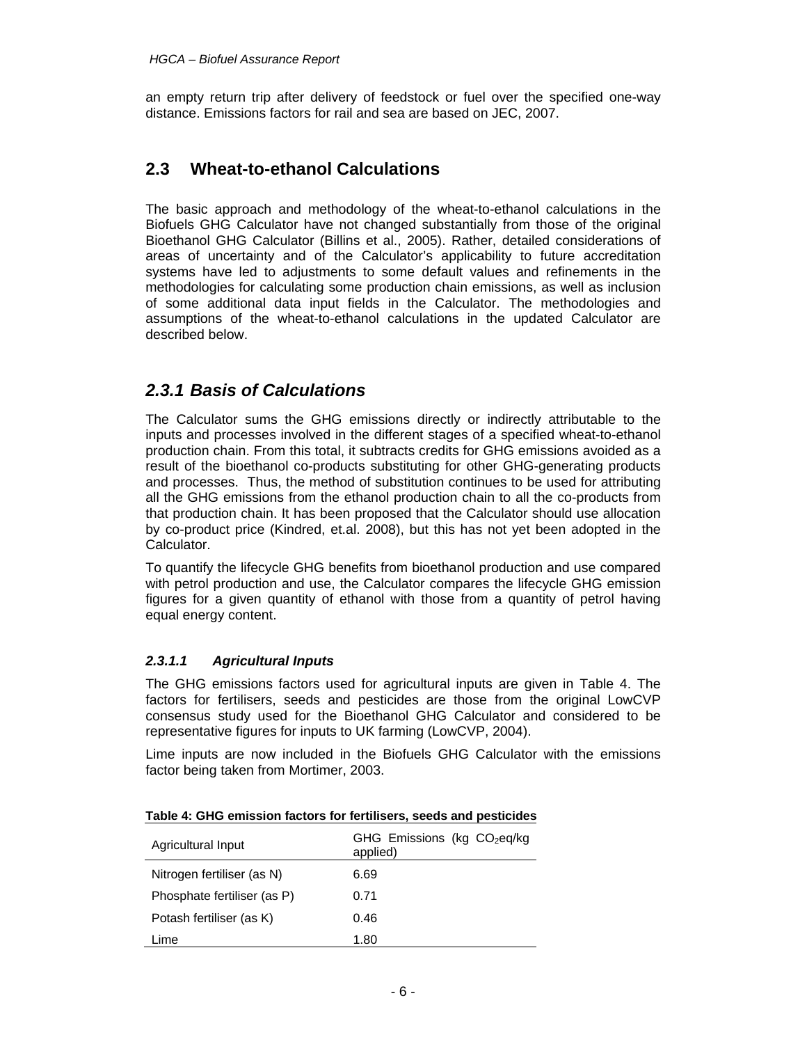an empty return trip after delivery of feedstock or fuel over the specified one-way distance. Emissions factors for rail and sea are based on JEC, 2007.

## 2.3 Wheat-to-ethanol Calculations

The basic approach and methodology of the wheat-to-ethanol calculations in the Biofuels GHG Calculator have not changed substantially from those of the original Bioethanol GHG Calculator (Billins et al., 2005). Rather, detailed considerations of areas of uncertainty and of the Calculator's applicability to future accreditation systems have led to adjustments to some default values and refinements in the methodologies for calculating some production chain emissions, as well as inclusion of some additional data input fields in the Calculator. The methodologies and assumptions of the wheat-to-ethanol calculations in the updated Calculator are described below.

### *2.3.1 Basis of Calculations*

The Calculator sums the GHG emissions directly or indirectly attributable to the inputs and processes involved in the different stages of a specified wheat-to-ethanol production chain. From this total, it subtracts credits for GHG emissions avoided as a result of the bioethanol co-products substituting for other GHG-generating products and processes. Thus, the method of substitution continues to be used for attributing all the GHG emissions from the ethanol production chain to all the co-products from that production chain. It has been proposed that the Calculator should use allocation by co-product price (Kindred, et.al. 2008), but this has not yet been adopted in the Calculator.

To quantify the lifecycle GHG benefits from bioethanol production and use compared with petrol production and use, the Calculator compares the lifecycle GHG emission figures for a given quantity of ethanol with those from a quantity of petrol having equal energy content.

#### *2.3.1.1 Agricultural Inputs*

The GHG emissions factors used for agricultural inputs are given in Table 4. The factors for fertilisers, seeds and pesticides are those from the original LowCVP consensus study used for the Bioethanol GHG Calculator and considered to be representative figures for inputs to UK farming (LowCVP, 2004).

Lime inputs are now included in the Biofuels GHG Calculator with the emissions factor being taken from Mortimer, 2003.

**Table 4: GHG emission factors for fertilisers, seeds and pesticides**

| Agricultural Input | GHG Emissions (kg $CO_2$eq/kg applied) |
|---|---|
| Nitrogen fertiliser (as N) | 6.69 |
| Phosphate fertiliser (as P) | 0.71 |
| Potash fertiliser (as K) | 0.46 |
| Lime | 1.80 |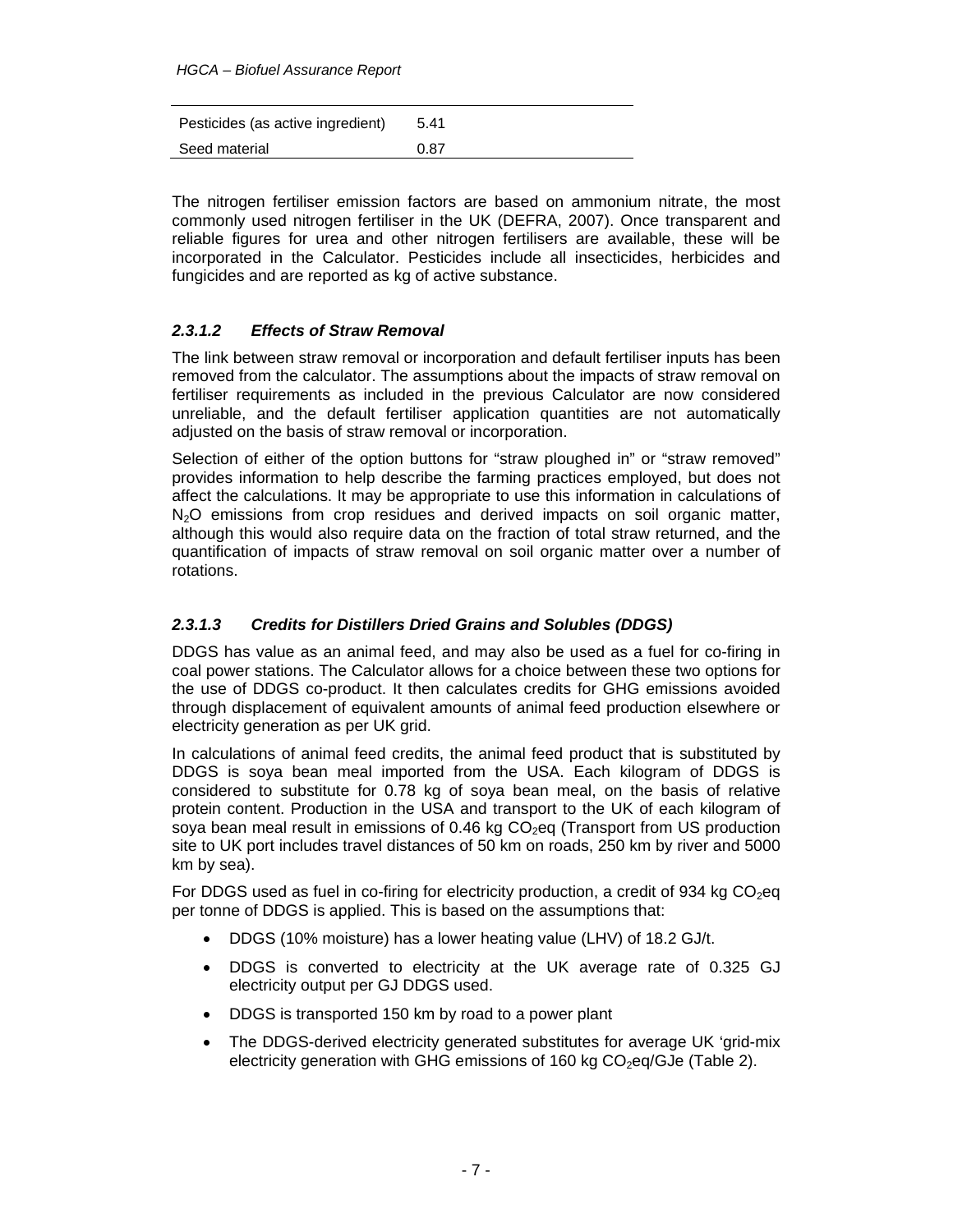| | |
|---|---|
| Pesticides (as active ingredient) | 5.41 |
| Seed material | 0.87 |

The nitrogen fertiliser emission factors are based on ammonium nitrate, the most commonly used nitrogen fertiliser in the UK (DEFRA, 2007). Once transparent and reliable figures for urea and other nitrogen fertilisers are available, these will be incorporated in the Calculator. Pesticides include all insecticides, herbicides and fungicides and are reported as kg of active substance.

#### *2.3.1.2 Effects of Straw Removal*

The link between straw removal or incorporation and default fertiliser inputs has been removed from the calculator. The assumptions about the impacts of straw removal on fertiliser requirements as included in the previous Calculator are now considered unreliable, and the default fertiliser application quantities are not automatically adjusted on the basis of straw removal or incorporation.

Selection of either of the option buttons for "straw ploughed in" or "straw removed" provides information to help describe the farming practices employed, but does not affect the calculations. It may be appropriate to use this information in calculations of $N_2O$ emissions from crop residues and derived impacts on soil organic matter, although this would also require data on the fraction of total straw returned, and the quantification of impacts of straw removal on soil organic matter over a number of rotations.

#### *2.3.1.3 Credits for Distillers Dried Grains and Solubles (DDGS)*

DDGS has value as an animal feed, and may also be used as a fuel for co-firing in coal power stations. The Calculator allows for a choice between these two options for the use of DDGS co-product. It then calculates credits for GHG emissions avoided through displacement of equivalent amounts of animal feed production elsewhere or electricity generation as per UK grid.

In calculations of animal feed credits, the animal feed product that is substituted by DDGS is soya bean meal imported from the USA. Each kilogram of DDGS is considered to substitute for 0.78 kg of soya bean meal, on the basis of relative protein content. Production in the USA and transport to the UK of each kilogram of soya bean meal result in emissions of 0.46 kg $CO_2$eq (Transport from US production site to UK port includes travel distances of 50 km on roads, 250 km by river and 5000 km by sea).

For DDGS used as fuel in co-firing for electricity production, a credit of 934 kg $CO_2$eq per tonne of DDGS is applied. This is based on the assumptions that:

- DDGS (10% moisture) has a lower heating value (LHV) of 18.2 GJ/t.
- DDGS is converted to electricity at the UK average rate of 0.325 GJ electricity output per GJ DDGS used.
- DDGS is transported 150 km by road to a power plant
- The DDGS-derived electricity generated substitutes for average UK 'grid-mix electricity generation with GHG emissions of 160 kg $CO_2$eq/GJe (Table 2).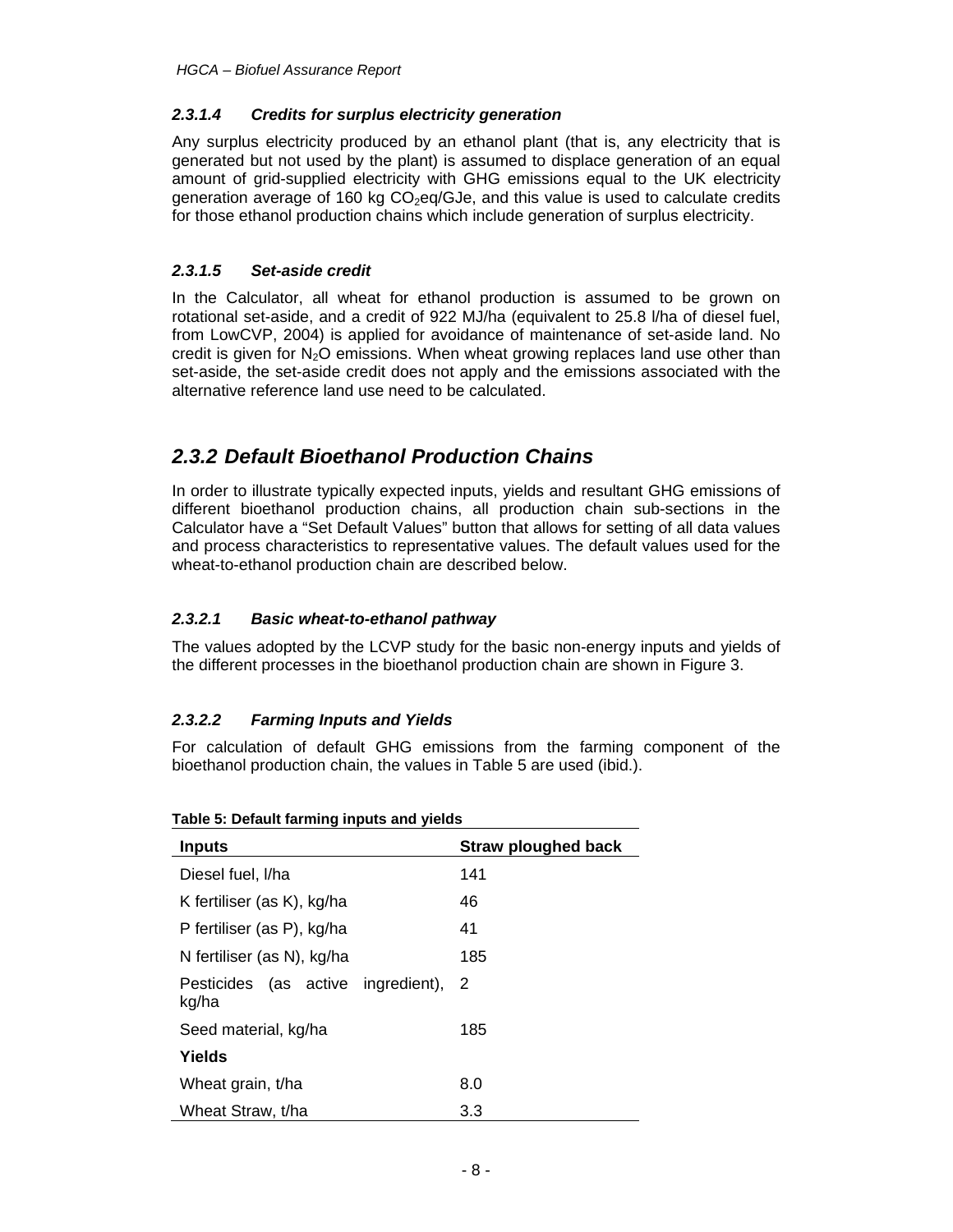#### 2.3.1.4 Credits for surplus electricity generation

Any surplus electricity produced by an ethanol plant (that is, any electricity that is generated but not used by the plant) is assumed to displace generation of an equal amount of grid-supplied electricity with GHG emissions equal to the UK electricity generation average of 160 kg $CO_2$eq/GJe, and this value is used to calculate credits for those ethanol production chains which include generation of surplus electricity.

#### 2.3.1.5 Set-aside credit

In the Calculator, all wheat for ethanol production is assumed to be grown on rotational set-aside, and a credit of 922 MJ/ha (equivalent to 25.8 l/ha of diesel fuel, from LowCVP, 2004) is applied for avoidance of maintenance of set-aside land. No credit is given for $N_2O$ emissions. When wheat growing replaces land use other than set-aside, the set-aside credit does not apply and the emissions associated with the alternative reference land use need to be calculated.

## 2.3.2 Default Bioethanol Production Chains

In order to illustrate typically expected inputs, yields and resultant GHG emissions of different bioethanol production chains, all production chain sub-sections in the Calculator have a "Set Default Values" button that allows for setting of all data values and process characteristics to representative values. The default values used for the wheat-to-ethanol production chain are described below.

#### 2.3.2.1 Basic wheat-to-ethanol pathway

The values adopted by the LCVP study for the basic non-energy inputs and yields of the different processes in the bioethanol production chain are shown in Figure 3.

#### 2.3.2.2 Farming Inputs and Yields

For calculation of default GHG emissions from the farming component of the bioethanol production chain, the values in Table 5 are used (ibid.).

**Table 5: Default farming inputs and yields**

| Inputs | Straw ploughed back |
|---|---|
| Diesel fuel, l/ha | 141 |
| K fertiliser (as K), kg/ha | 46 |
| P fertiliser (as P), kg/ha | 41 |
| N fertiliser (as N), kg/ha | 185 |
| Pesticides (as active ingredient), kg/ha | 2 |
| Seed material, kg/ha | 185 |
| **Yields** | |
| Wheat grain, t/ha | 8.0 |
| Wheat Straw, t/ha | 3.3 |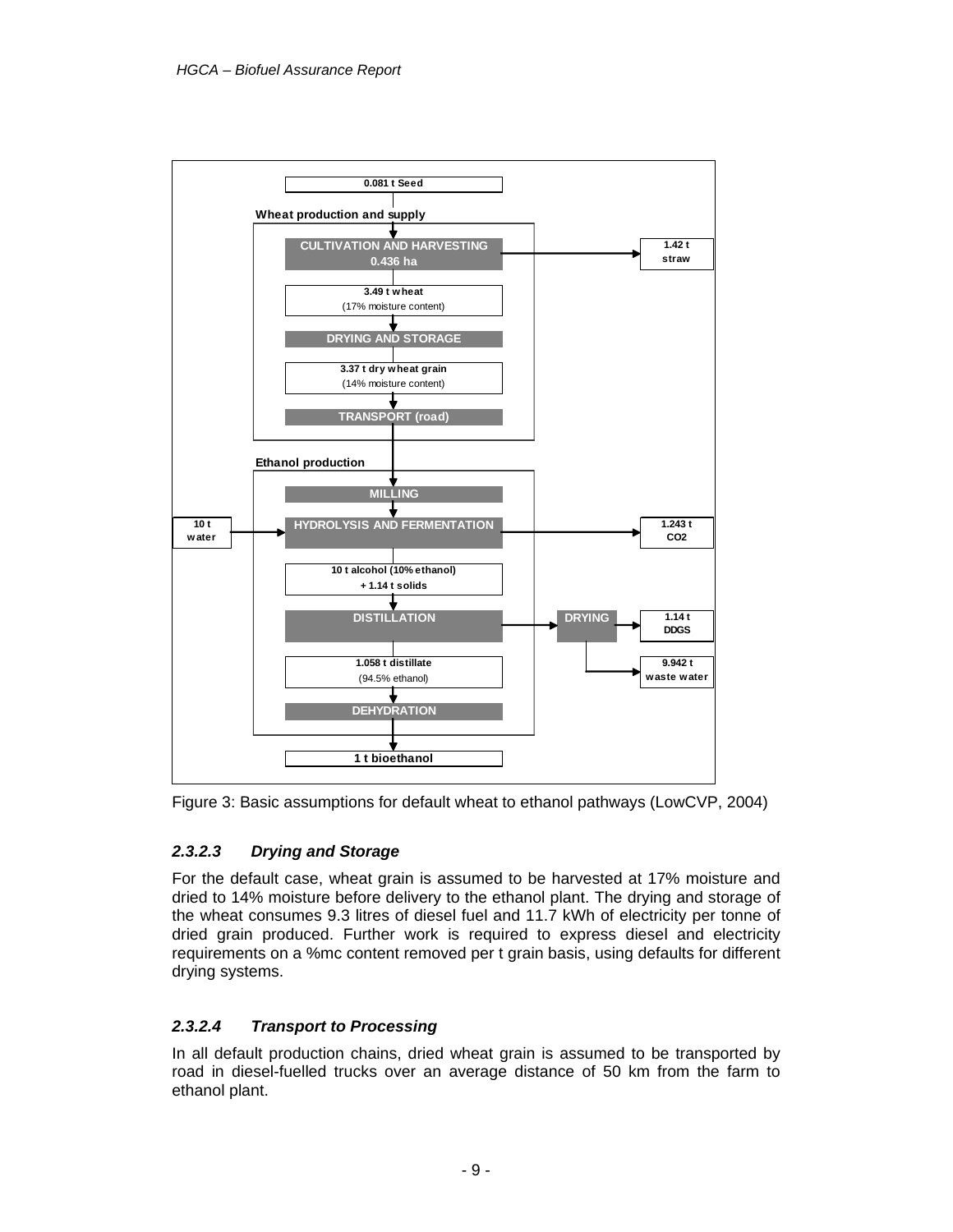0.081 t Seed

**Wheat production and supply**

CULTIVATION AND HARVESTING 0.436 ha → 1.42 t straw

3.49 t wheat (17% moisture content)

DRYING AND STORAGE

3.37 t dry wheat grain (14% moisture content)

TRANSPORT (road)

**Ethanol production**

MILLING

10 t water → HYDROLYSIS AND FERMENTATION → 1.243 t CO2

10 t alcohol (10% ethanol) + 1.14 t solids

DISTILLATION → DRYING → 1.14 t DDGS; 9.942 t waste water

1.058 t distillate (94.5% ethanol)

DEHYDRATION

1 t bioethanol

Figure 3: Basic assumptions for default wheat to ethanol pathways (LowCVP, 2004)

#### *2.3.2.3 Drying and Storage*

For the default case, wheat grain is assumed to be harvested at 17% moisture and dried to 14% moisture before delivery to the ethanol plant. The drying and storage of the wheat consumes 9.3 litres of diesel fuel and 11.7 kWh of electricity per tonne of dried grain produced. Further work is required to express diesel and electricity requirements on a %mc content removed per t grain basis, using defaults for different drying systems.

#### *2.3.2.4 Transport to Processing*

In all default production chains, dried wheat grain is assumed to be transported by road in diesel-fuelled trucks over an average distance of 50 km from the farm to ethanol plant.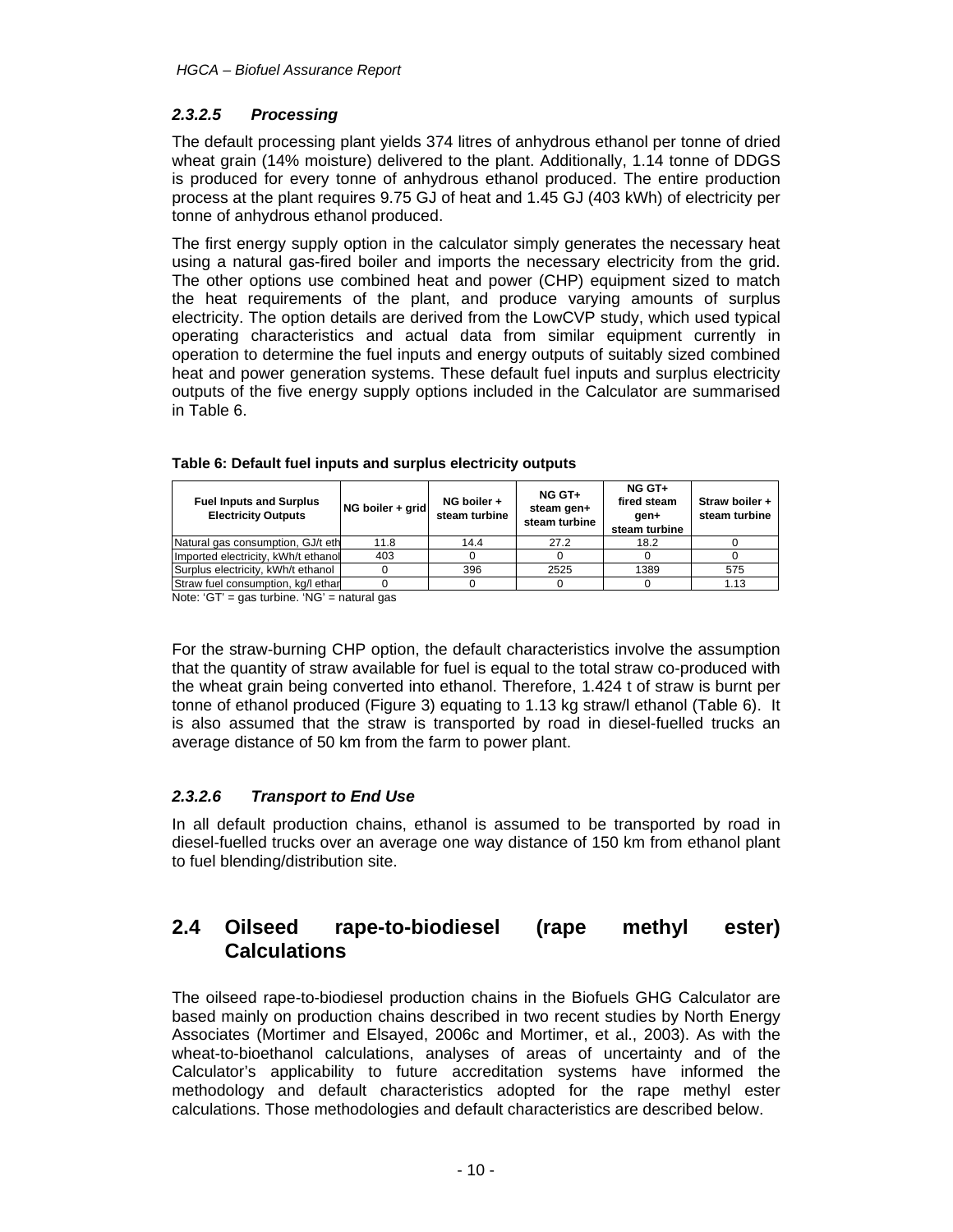#### *2.3.2.5 Processing*

The default processing plant yields 374 litres of anhydrous ethanol per tonne of dried wheat grain (14% moisture) delivered to the plant. Additionally, 1.14 tonne of DDGS is produced for every tonne of anhydrous ethanol produced. The entire production process at the plant requires 9.75 GJ of heat and 1.45 GJ (403 kWh) of electricity per tonne of anhydrous ethanol produced.

The first energy supply option in the calculator simply generates the necessary heat using a natural gas-fired boiler and imports the necessary electricity from the grid. The other options use combined heat and power (CHP) equipment sized to match the heat requirements of the plant, and produce varying amounts of surplus electricity. The option details are derived from the LowCVP study, which used typical operating characteristics and actual data from similar equipment currently in operation to determine the fuel inputs and energy outputs of suitably sized combined heat and power generation systems. These default fuel inputs and surplus electricity outputs of the five energy supply options included in the Calculator are summarised in Table 6.

**Table 6: Default fuel inputs and surplus electricity outputs**

| Fuel Inputs and Surplus Electricity Outputs | NG boiler + grid | NG boiler + steam turbine | NG GT+ steam gen+ steam turbine | NG GT+ fired steam gen+ steam turbine | Straw boiler + steam turbine |
|---|---|---|---|---|---|
| Natural gas consumption, GJ/t eth | 11.8 | 14.4 | 27.2 | 18.2 | 0 |
| Imported electricity, kWh/t ethanol | 403 | 0 | 0 | 0 | 0 |
| Surplus electricity, kWh/t ethanol | 0 | 396 | 2525 | 1389 | 575 |
| Straw fuel consumption, kg/l ethan | 0 | 0 | 0 | 0 | 1.13 |

Note: 'GT' = gas turbine. 'NG' = natural gas

For the straw-burning CHP option, the default characteristics involve the assumption that the quantity of straw available for fuel is equal to the total straw co-produced with the wheat grain being converted into ethanol. Therefore, 1.424 t of straw is burnt per tonne of ethanol produced (Figure 3) equating to 1.13 kg straw/l ethanol (Table 6). It is also assumed that the straw is transported by road in diesel-fuelled trucks an average distance of 50 km from the farm to power plant.

#### *2.3.2.6 Transport to End Use*

In all default production chains, ethanol is assumed to be transported by road in diesel-fuelled trucks over an average one way distance of 150 km from ethanol plant to fuel blending/distribution site.

## 2.4 Oilseed rape-to-biodiesel (rape methyl ester) Calculations

The oilseed rape-to-biodiesel production chains in the Biofuels GHG Calculator are based mainly on production chains described in two recent studies by North Energy Associates (Mortimer and Elsayed, 2006c and Mortimer, et al., 2003). As with the wheat-to-bioethanol calculations, analyses of areas of uncertainty and of the Calculator's applicability to future accreditation systems have informed the methodology and default characteristics adopted for the rape methyl ester calculations. Those methodologies and default characteristics are described below.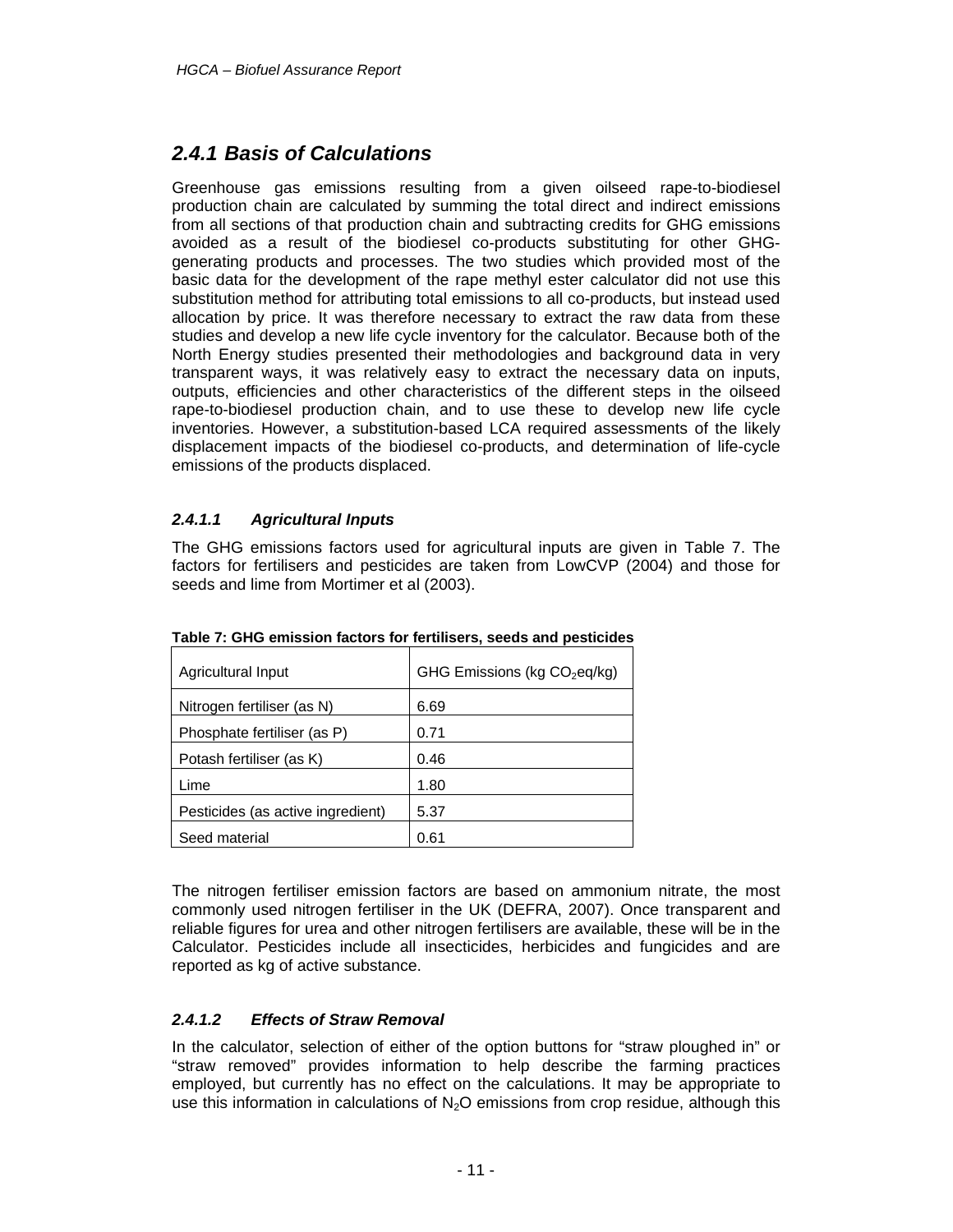## *2.4.1 Basis of Calculations*

Greenhouse gas emissions resulting from a given oilseed rape-to-biodiesel production chain are calculated by summing the total direct and indirect emissions from all sections of that production chain and subtracting credits for GHG emissions avoided as a result of the biodiesel co-products substituting for other GHG-generating products and processes. The two studies which provided most of the basic data for the development of the rape methyl ester calculator did not use this substitution method for attributing total emissions to all co-products, but instead used allocation by price. It was therefore necessary to extract the raw data from these studies and develop a new life cycle inventory for the calculator. Because both of the North Energy studies presented their methodologies and background data in very transparent ways, it was relatively easy to extract the necessary data on inputs, outputs, efficiencies and other characteristics of the different steps in the oilseed rape-to-biodiesel production chain, and to use these to develop new life cycle inventories. However, a substitution-based LCA required assessments of the likely displacement impacts of the biodiesel co-products, and determination of life-cycle emissions of the products displaced.

### *2.4.1.1 Agricultural Inputs*

The GHG emissions factors used for agricultural inputs are given in Table 7. The factors for fertilisers and pesticides are taken from LowCVP (2004) and those for seeds and lime from Mortimer et al (2003).

**Table 7: GHG emission factors for fertilisers, seeds and pesticides**

| Agricultural Input | GHG Emissions (kg $CO_2$eq/kg) |
|---|---|
| Nitrogen fertiliser (as N) | 6.69 |
| Phosphate fertiliser (as P) | 0.71 |
| Potash fertiliser (as K) | 0.46 |
| Lime | 1.80 |
| Pesticides (as active ingredient) | 5.37 |
| Seed material | 0.61 |

The nitrogen fertiliser emission factors are based on ammonium nitrate, the most commonly used nitrogen fertiliser in the UK (DEFRA, 2007). Once transparent and reliable figures for urea and other nitrogen fertilisers are available, these will be in the Calculator. Pesticides include all insecticides, herbicides and fungicides and are reported as kg of active substance.

### *2.4.1.2 Effects of Straw Removal*

In the calculator, selection of either of the option buttons for "straw ploughed in" or "straw removed" provides information to help describe the farming practices employed, but currently has no effect on the calculations. It may be appropriate to use this information in calculations of $N_2O$ emissions from crop residue, although this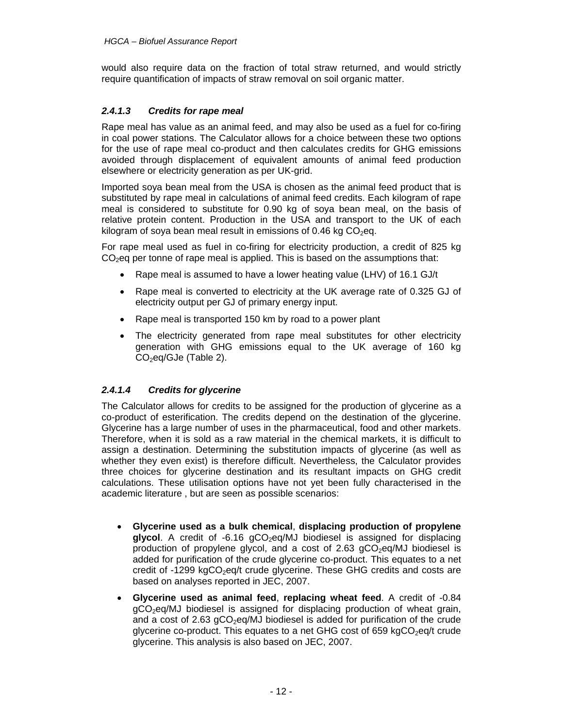would also require data on the fraction of total straw returned, and would strictly require quantification of impacts of straw removal on soil organic matter.

#### *2.4.1.3 Credits for rape meal*

Rape meal has value as an animal feed, and may also be used as a fuel for co-firing in coal power stations. The Calculator allows for a choice between these two options for the use of rape meal co-product and then calculates credits for GHG emissions avoided through displacement of equivalent amounts of animal feed production elsewhere or electricity generation as per UK-grid.

Imported soya bean meal from the USA is chosen as the animal feed product that is substituted by rape meal in calculations of animal feed credits. Each kilogram of rape meal is considered to substitute for 0.90 kg of soya bean meal, on the basis of relative protein content. Production in the USA and transport to the UK of each kilogram of soya bean meal result in emissions of 0.46 kg $CO_2$eq.

For rape meal used as fuel in co-firing for electricity production, a credit of 825 kg $CO_2$eq per tonne of rape meal is applied. This is based on the assumptions that:

- Rape meal is assumed to have a lower heating value (LHV) of 16.1 GJ/t
- Rape meal is converted to electricity at the UK average rate of 0.325 GJ of electricity output per GJ of primary energy input.
- Rape meal is transported 150 km by road to a power plant
- The electricity generated from rape meal substitutes for other electricity generation with GHG emissions equal to the UK average of 160 kg $CO_2$eq/GJe (Table 2).

#### *2.4.1.4 Credits for glycerine*

The Calculator allows for credits to be assigned for the production of glycerine as a co-product of esterification. The credits depend on the destination of the glycerine. Glycerine has a large number of uses in the pharmaceutical, food and other markets. Therefore, when it is sold as a raw material in the chemical markets, it is difficult to assign a destination. Determining the substitution impacts of glycerine (as well as whether they even exist) is therefore difficult. Nevertheless, the Calculator provides three choices for glycerine destination and its resultant impacts on GHG credit calculations. These utilisation options have not yet been fully characterised in the academic literature , but are seen as possible scenarios:

- **Glycerine used as a bulk chemical**, **displacing production of propylene glycol**. A credit of -6.16 g$CO_2$eq/MJ biodiesel is assigned for displacing production of propylene glycol, and a cost of 2.63 g$CO_2$eq/MJ biodiesel is added for purification of the crude glycerine co-product. This equates to a net credit of -1299 kg$CO_2$eq/t crude glycerine. These GHG credits and costs are based on analyses reported in JEC, 2007.
- **Glycerine used as animal feed**, **replacing wheat feed**. A credit of -0.84 g$CO_2$eq/MJ biodiesel is assigned for displacing production of wheat grain, and a cost of 2.63 g$CO_2$eq/MJ biodiesel is added for purification of the crude glycerine co-product. This equates to a net GHG cost of 659 kg$CO_2$eq/t crude glycerine. This analysis is also based on JEC, 2007.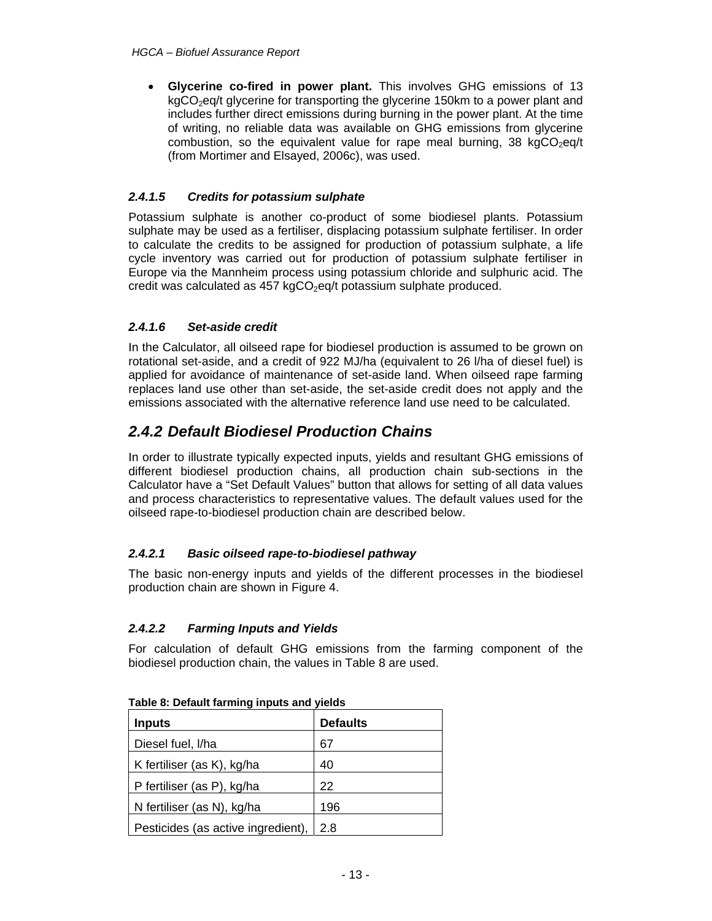- **Glycerine co-fired in power plant.** This involves GHG emissions of 13 kg$CO_2$eq/t glycerine for transporting the glycerine 150km to a power plant and includes further direct emissions during burning in the power plant. At the time of writing, no reliable data was available on GHG emissions from glycerine combustion, so the equivalent value for rape meal burning, 38 kg$CO_2$eq/t (from Mortimer and Elsayed, 2006c), was used.

#### *2.4.1.5 Credits for potassium sulphate*

Potassium sulphate is another co-product of some biodiesel plants. Potassium sulphate may be used as a fertiliser, displacing potassium sulphate fertiliser. In order to calculate the credits to be assigned for production of potassium sulphate, a life cycle inventory was carried out for production of potassium sulphate fertiliser in Europe via the Mannheim process using potassium chloride and sulphuric acid. The credit was calculated as 457 kg$CO_2$eq/t potassium sulphate produced.

#### *2.4.1.6 Set-aside credit*

In the Calculator, all oilseed rape for biodiesel production is assumed to be grown on rotational set-aside, and a credit of 922 MJ/ha (equivalent to 26 l/ha of diesel fuel) is applied for avoidance of maintenance of set-aside land. When oilseed rape farming replaces land use other than set-aside, the set-aside credit does not apply and the emissions associated with the alternative reference land use need to be calculated.

### *2.4.2 Default Biodiesel Production Chains*

In order to illustrate typically expected inputs, yields and resultant GHG emissions of different biodiesel production chains, all production chain sub-sections in the Calculator have a "Set Default Values" button that allows for setting of all data values and process characteristics to representative values. The default values used for the oilseed rape-to-biodiesel production chain are described below.

#### *2.4.2.1 Basic oilseed rape-to-biodiesel pathway*

The basic non-energy inputs and yields of the different processes in the biodiesel production chain are shown in Figure 4.

#### *2.4.2.2 Farming Inputs and Yields*

For calculation of default GHG emissions from the farming component of the biodiesel production chain, the values in Table 8 are used.

**Table 8: Default farming inputs and yields**

| Inputs | Defaults |
|---|---|
| Diesel fuel, l/ha | 67 |
| K fertiliser (as K), kg/ha | 40 |
| P fertiliser (as P), kg/ha | 22 |
| N fertiliser (as N), kg/ha | 196 |
| Pesticides (as active ingredient), | 2.8 |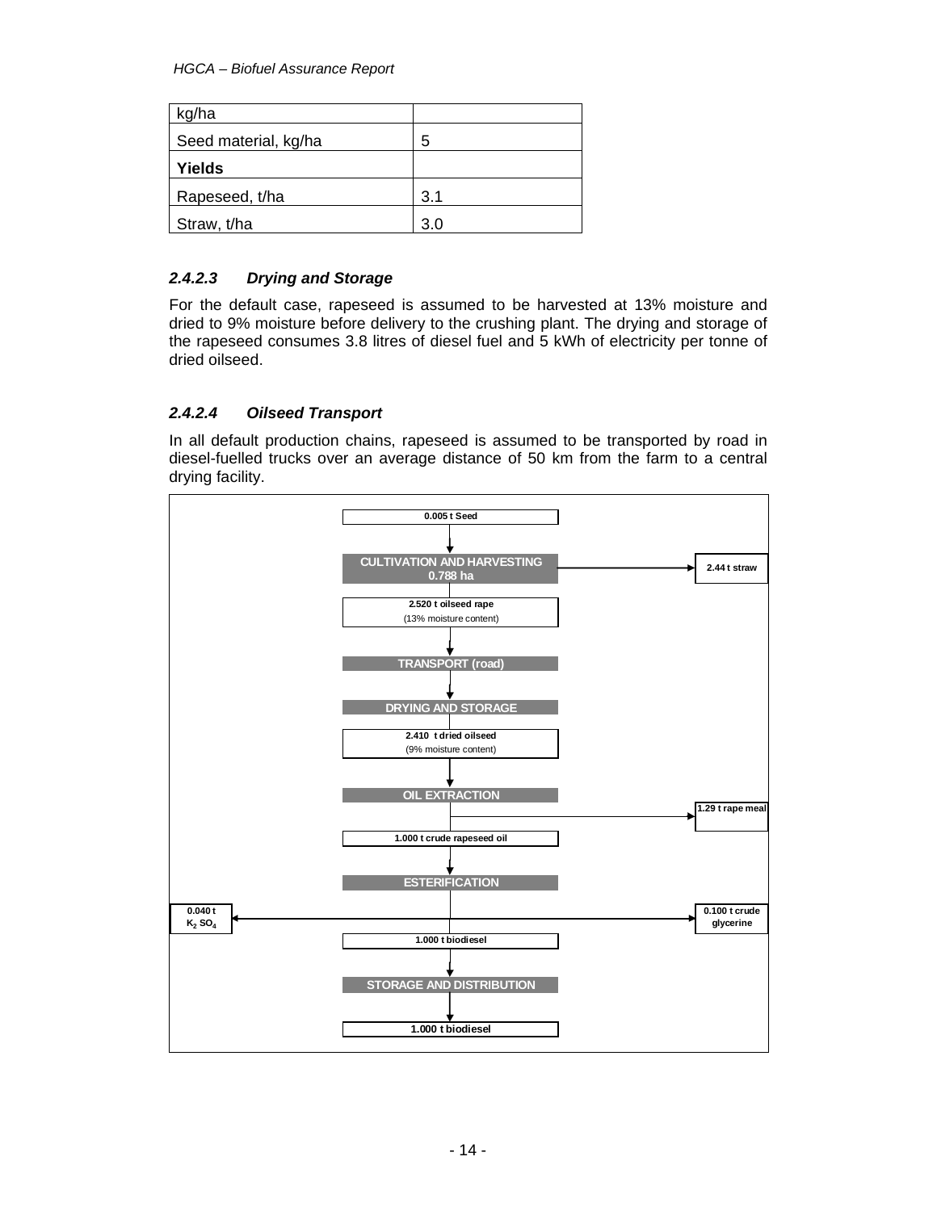| kg/ha | |
| --- | --- |
| Seed material, kg/ha | 5 |
| **Yields** | |
| Rapeseed, t/ha | 3.1 |
| Straw, t/ha | 3.0 |

#### *2.4.2.3 Drying and Storage*

For the default case, rapeseed is assumed to be harvested at 13% moisture and dried to 9% moisture before delivery to the crushing plant. The drying and storage of the rapeseed consumes 3.8 litres of diesel fuel and 5 kWh of electricity per tonne of dried oilseed.

#### *2.4.2.4 Oilseed Transport*

In all default production chains, rapeseed is assumed to be transported by road in diesel-fuelled trucks over an average distance of 50 km from the farm to a central drying facility.

0.005 t Seed

↓

CULTIVATION AND HARVESTING 0.788 ha → 2.44 t straw

2.520 t oilseed rape (13% moisture content)

↓

TRANSPORT (road)

↓

DRYING AND STORAGE

2.410 t dried oilseed (9% moisture content)

↓

OIL EXTRACTION → 1.29 t rape meal

1.000 t crude rapeseed oil

↓

ESTERIFICATION → 0.040 t $K_2SO_4$ ; 0.100 t crude glycerine

1.000 t biodiesel

↓

STORAGE AND DISTRIBUTION

↓

1.000 t biodiesel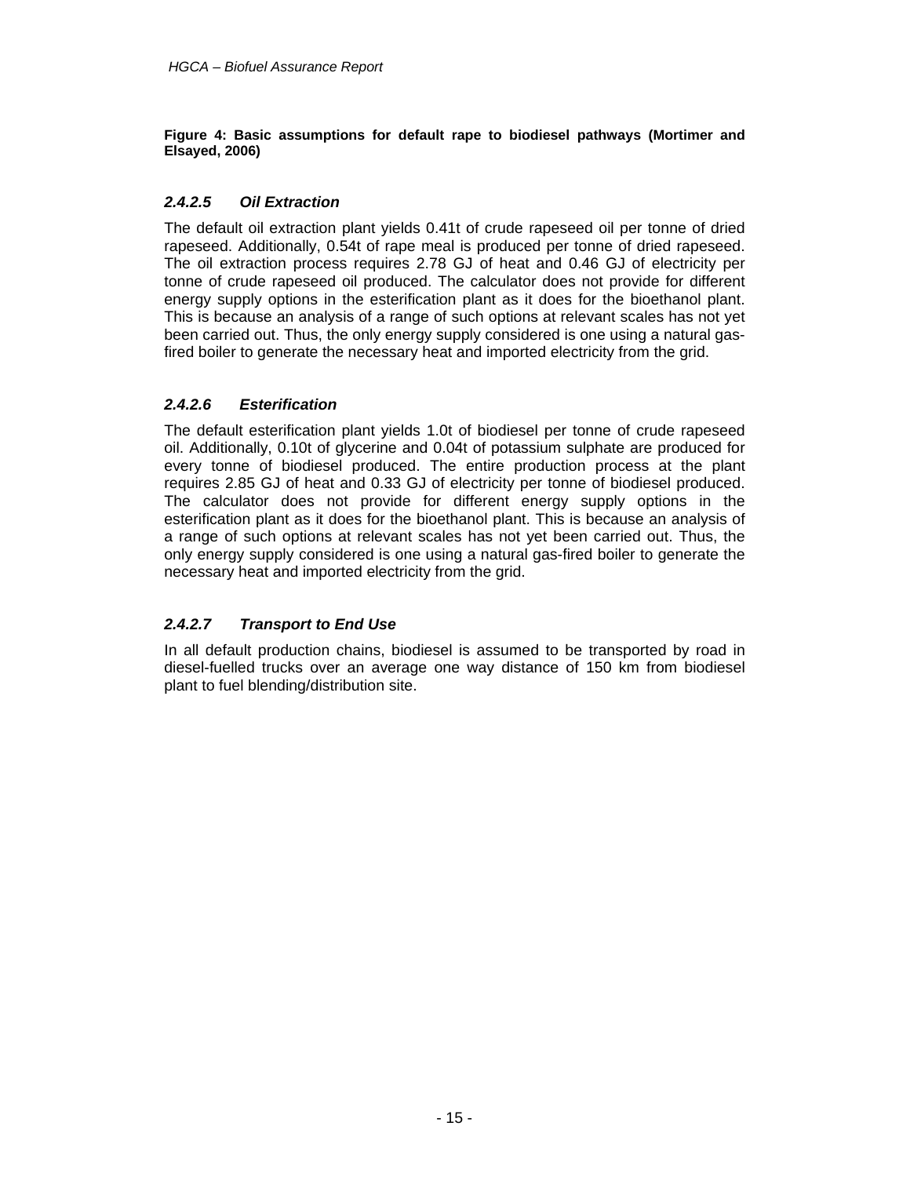**Figure 4: Basic assumptions for default rape to biodiesel pathways (Mortimer and Elsayed, 2006)**

#### *2.4.2.5 Oil Extraction*

The default oil extraction plant yields 0.41t of crude rapeseed oil per tonne of dried rapeseed. Additionally, 0.54t of rape meal is produced per tonne of dried rapeseed. The oil extraction process requires 2.78 GJ of heat and 0.46 GJ of electricity per tonne of crude rapeseed oil produced. The calculator does not provide for different energy supply options in the esterification plant as it does for the bioethanol plant. This is because an analysis of a range of such options at relevant scales has not yet been carried out. Thus, the only energy supply considered is one using a natural gas-fired boiler to generate the necessary heat and imported electricity from the grid.

#### *2.4.2.6 Esterification*

The default esterification plant yields 1.0t of biodiesel per tonne of crude rapeseed oil. Additionally, 0.10t of glycerine and 0.04t of potassium sulphate are produced for every tonne of biodiesel produced. The entire production process at the plant requires 2.85 GJ of heat and 0.33 GJ of electricity per tonne of biodiesel produced. The calculator does not provide for different energy supply options in the esterification plant as it does for the bioethanol plant. This is because an analysis of a range of such options at relevant scales has not yet been carried out. Thus, the only energy supply considered is one using a natural gas-fired boiler to generate the necessary heat and imported electricity from the grid.

#### *2.4.2.7 Transport to End Use*

In all default production chains, biodiesel is assumed to be transported by road in diesel-fuelled trucks over an average one way distance of 150 km from biodiesel plant to fuel blending/distribution site.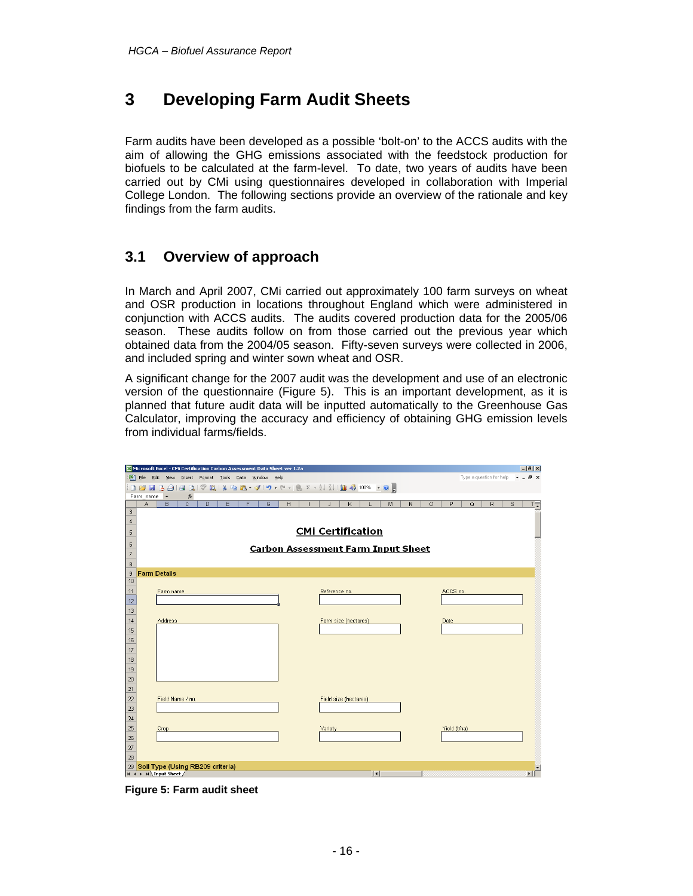# 3 Developing Farm Audit Sheets

Farm audits have been developed as a possible 'bolt-on' to the ACCS audits with the aim of allowing the GHG emissions associated with the feedstock production for biofuels to be calculated at the farm-level. To date, two years of audits have been carried out by CMi using questionnaires developed in collaboration with Imperial College London. The following sections provide an overview of the rationale and key findings from the farm audits.

## 3.1 Overview of approach

In March and April 2007, CMi carried out approximately 100 farm surveys on wheat and OSR production in locations throughout England which were administered in conjunction with ACCS audits. The audits covered production data for the 2005/06 season. These audits follow on from those carried out the previous year which obtained data from the 2004/05 season. Fifty-seven surveys were collected in 2006, and included spring and winter sown wheat and OSR.

A significant change for the 2007 audit was the development and use of an electronic version of the questionnaire (Figure 5). This is an important development, as it is planned that future audit data will be inputted automatically to the Greenhouse Gas Calculator, improving the accuracy and efficiency of obtaining GHG emission levels from individual farms/fields.

Microsoft Excel - CMi Certification Carbon Assessment Data Sheet ver 1.2a

**CMi Certification**

**Carbon Assessment Farm Input Sheet**

**Farm Details**

Farm name | Reference no. | ACCS no.

Address | Farm size (hectares) | Date

Field Name / no. | Field size (hectares)

Crop | Variety | Yield (t/ha)

**Soil Type (Using RB209 criteria)**

Input Sheet

**Figure 5: Farm audit sheet**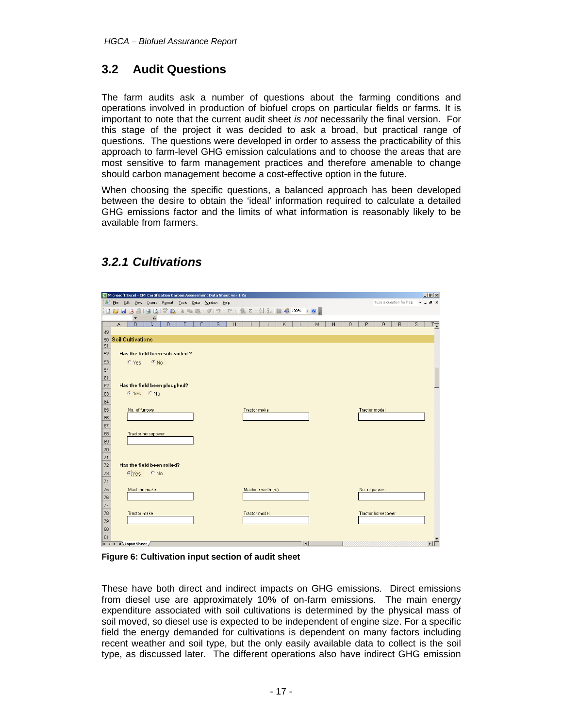## 3.2 Audit Questions

The farm audits ask a number of questions about the farming conditions and operations involved in production of biofuel crops on particular fields or farms. It is important to note that the current audit sheet *is not* necessarily the final version. For this stage of the project it was decided to ask a broad, but practical range of questions. The questions were developed in order to assess the practicability of this approach to farm-level GHG emission calculations and to choose the areas that are most sensitive to farm management practices and therefore amenable to change should carbon management become a cost-effective option in the future.

When choosing the specific questions, a balanced approach has been developed between the desire to obtain the 'ideal' information required to calculate a detailed GHG emissions factor and the limits of what information is reasonably likely to be available from farmers.

### *3.2.1 Cultivations*

**Figure 6: Cultivation input section of audit sheet**

These have both direct and indirect impacts on GHG emissions. Direct emissions from diesel use are approximately 10% of on-farm emissions. The main energy expenditure associated with soil cultivations is determined by the physical mass of soil moved, so diesel use is expected to be independent of engine size. For a specific field the energy demanded for cultivations is dependent on many factors including recent weather and soil type, but the only easily available data to collect is the soil type, as discussed later. The different operations also have indirect GHG emission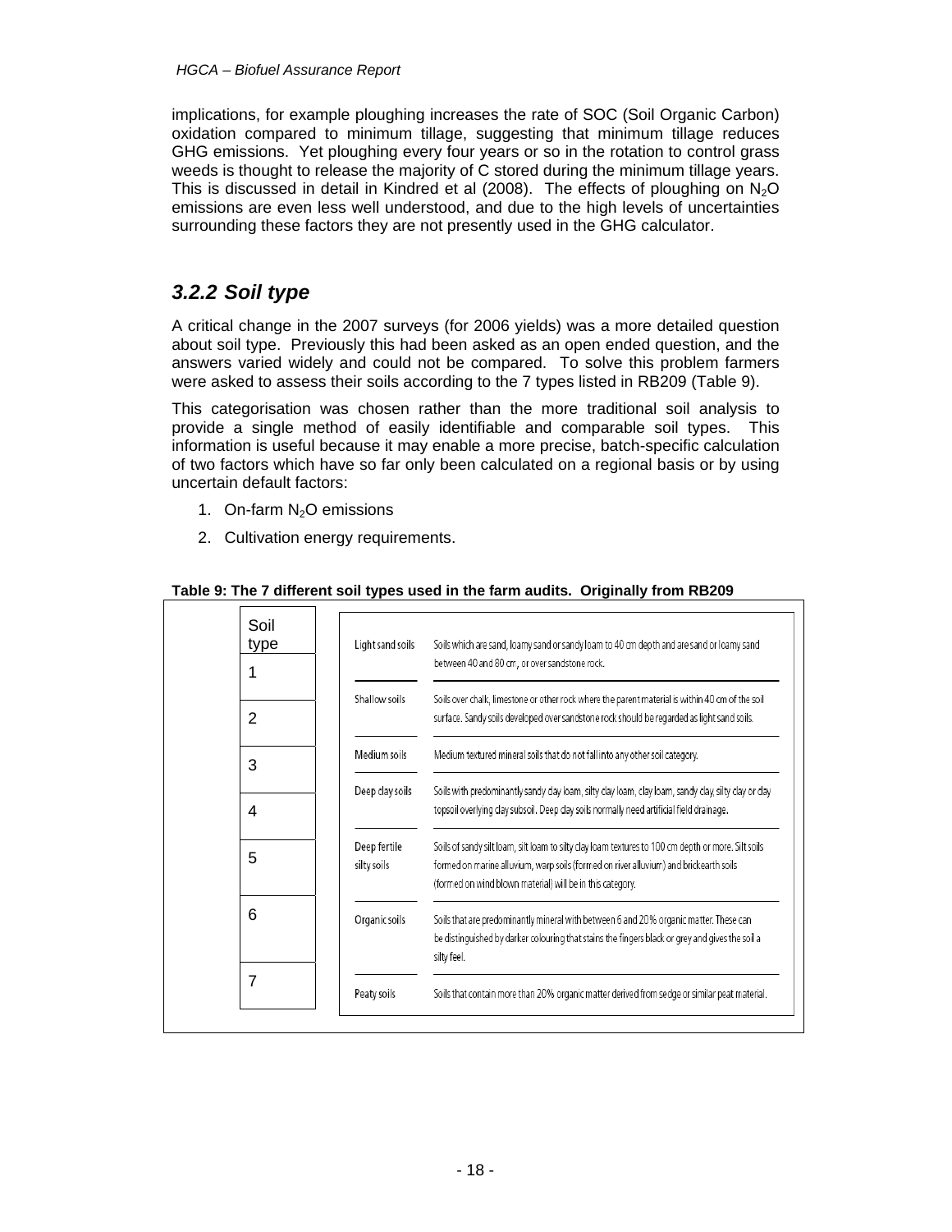implications, for example ploughing increases the rate of SOC (Soil Organic Carbon) oxidation compared to minimum tillage, suggesting that minimum tillage reduces GHG emissions. Yet ploughing every four years or so in the rotation to control grass weeds is thought to release the majority of C stored during the minimum tillage years. This is discussed in detail in Kindred et al (2008). The effects of ploughing on $N_2O$ emissions are even less well understood, and due to the high levels of uncertainties surrounding these factors they are not presently used in the GHG calculator.

### *3.2.2 Soil type*

A critical change in the 2007 surveys (for 2006 yields) was a more detailed question about soil type. Previously this had been asked as an open ended question, and the answers varied widely and could not be compared. To solve this problem farmers were asked to assess their soils according to the 7 types listed in RB209 (Table 9).

This categorisation was chosen rather than the more traditional soil analysis to provide a single method of easily identifiable and comparable soil types. This information is useful because it may enable a more precise, batch-specific calculation of two factors which have so far only been calculated on a regional basis or by using uncertain default factors:

1. On-farm $N_2O$ emissions
2. Cultivation energy requirements.

**Table 9: The 7 different soil types used in the farm audits. Originally from RB209**

| Soil type | | |
|---|---|---|
| 1 | Light sand soils | Soils which are sand, loamy sand or sandy loam to 40 cm depth and are sand or loamy sand between 40 and 80 cm, or over sandstone rock. |
| 2 | Shallow soils | Soils over chalk, limestone or other rock where the parent material is within 40 cm of the soil surface. Sandy soils developed over sandstone rock should be regarded as light sand soils. |
| 3 | Medium soils | Medium textured mineral soils that do not fall into any other soil category. |
| 4 | Deep clay soils | Soils with predominantly sandy clay loam, silty clay loam, clay loam, sandy clay, silty clay or clay topsoil overlying clay subsoil. Deep clay soils normally need artificial field drainage. |
| 5 | Deep fertile silty soils | Soils of sandy silt loam, silt loam to silty clay loam textures to 100 cm depth or more. Silt soils formed on marine alluvium, warp soils (formed on river alluvium) and brickearth soils (formed on wind blown material) will be in this category. |
| 6 | Organic soils | Soils that are predominantly mineral with between 6 and 20% organic matter. These can be distinguished by darker colouring that stains the fingers black or grey and gives the soil a silty feel. |
| 7 | Peaty soils | Soils that contain more than 20% organic matter derived from sedge or similar peat material. |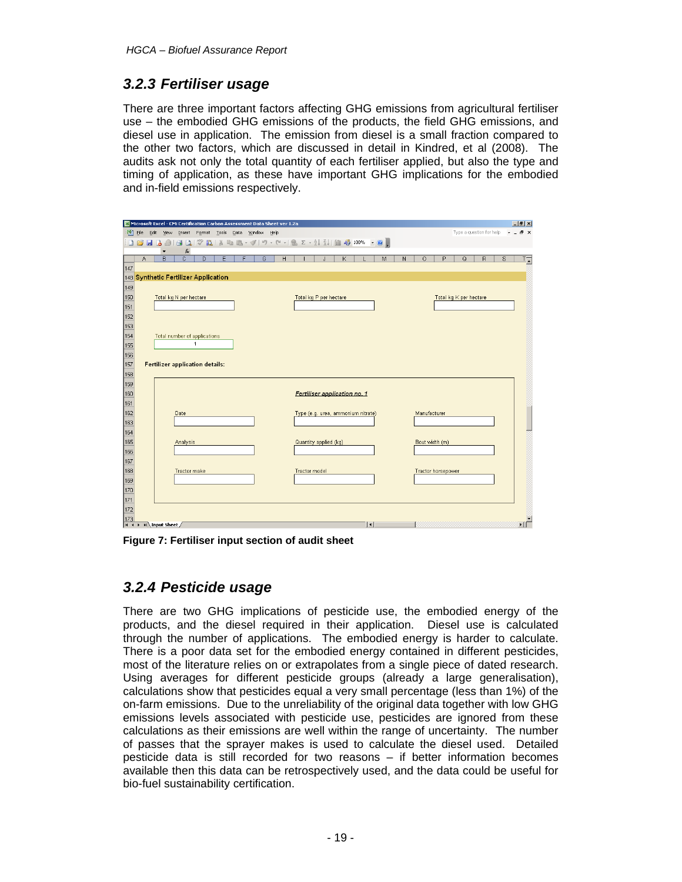### *3.2.3 Fertiliser usage*

There are three important factors affecting GHG emissions from agricultural fertiliser use – the embodied GHG emissions of the products, the field GHG emissions, and diesel use in application. The emission from diesel is a small fraction compared to the other two factors, which are discussed in detail in Kindred, et al (2008). The audits ask not only the total quantity of each fertiliser applied, but also the type and timing of application, as these have important GHG implications for the embodied and in-field emissions respectively.

**Figure 7: Fertiliser input section of audit sheet**

### *3.2.4 Pesticide usage*

There are two GHG implications of pesticide use, the embodied energy of the products, and the diesel required in their application. Diesel use is calculated through the number of applications. The embodied energy is harder to calculate. There is a poor data set for the embodied energy contained in different pesticides, most of the literature relies on or extrapolates from a single piece of dated research. Using averages for different pesticide groups (already a large generalisation), calculations show that pesticides equal a very small percentage (less than 1%) of the on-farm emissions. Due to the unreliability of the original data together with low GHG emissions levels associated with pesticide use, pesticides are ignored from these calculations as their emissions are well within the range of uncertainty. The number of passes that the sprayer makes is used to calculate the diesel used. Detailed pesticide data is still recorded for two reasons – if better information becomes available then this data can be retrospectively used, and the data could be useful for bio-fuel sustainability certification.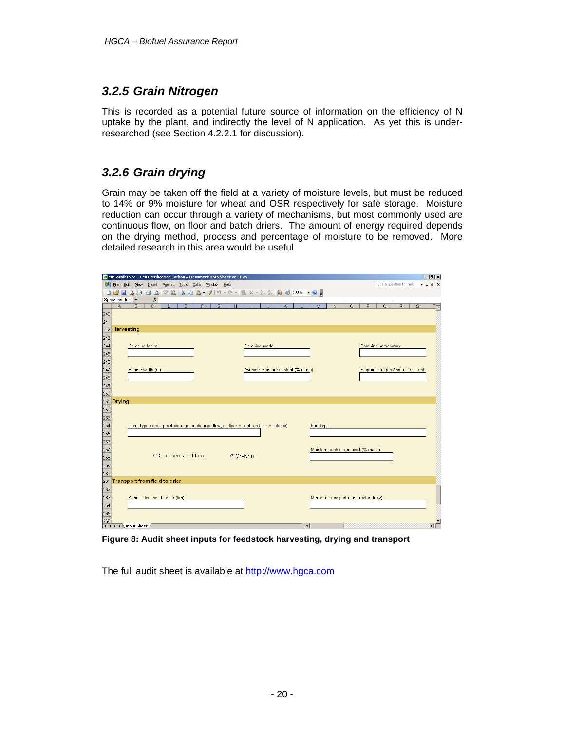### 3.2.5 Grain Nitrogen

This is recorded as a potential future source of information on the efficiency of N uptake by the plant, and indirectly the level of N application. As yet this is under-researched (see Section 4.2.2.1 for discussion).

### 3.2.6 Grain drying

Grain may be taken off the field at a variety of moisture levels, but must be reduced to 14% or 9% moisture for wheat and OSR respectively for safe storage. Moisture reduction can occur through a variety of mechanisms, but most commonly used are continuous flow, on floor and batch driers. The amount of energy required depends on the drying method, process and percentage of moisture to be removed. More detailed research in this area would be useful.

**Figure 8: Audit sheet inputs for feedstock harvesting, drying and transport**

The full audit sheet is available at http://www.hgca.com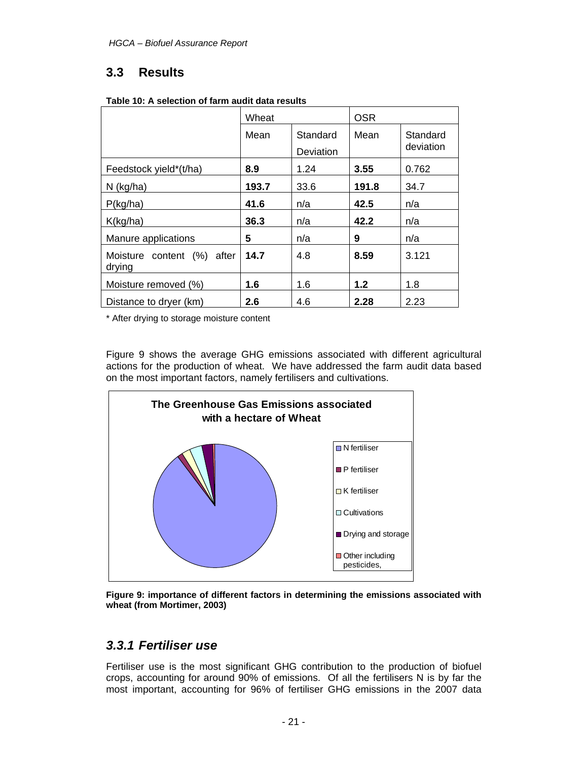## 3.3 Results

**Table 10: A selection of farm audit data results**

| | Wheat | | OSR | |
|---|---|---|---|---|
| | Mean | Standard Deviation | Mean | Standard deviation |
| Feedstock yield*(t/ha) | **8.9** | 1.24 | **3.55** | 0.762 |
| N (kg/ha) | **193.7** | 33.6 | **191.8** | 34.7 |
| P(kg/ha) | **41.6** | n/a | **42.5** | n/a |
| K(kg/ha) | **36.3** | n/a | **42.2** | n/a |
| Manure applications | **5** | n/a | **9** | n/a |
| Moisture content (%) after drying | **14.7** | 4.8 | **8.59** | 3.121 |
| Moisture removed (%) | **1.6** | 1.6 | **1.2** | 1.8 |
| Distance to dryer (km) | **2.6** | 4.6 | **2.28** | 2.23 |

\* After drying to storage moisture content

Figure 9 shows the average GHG emissions associated with different agricultural actions for the production of wheat. We have addressed the farm audit data based on the most important factors, namely fertilisers and cultivations.

**Figure 9: importance of different factors in determining the emissions associated with wheat (from Mortimer, 2003)**

### *3.3.1 Fertiliser use*

Fertiliser use is the most significant GHG contribution to the production of biofuel crops, accounting for around 90% of emissions. Of all the fertilisers N is by far the most important, accounting for 96% of fertiliser GHG emissions in the 2007 data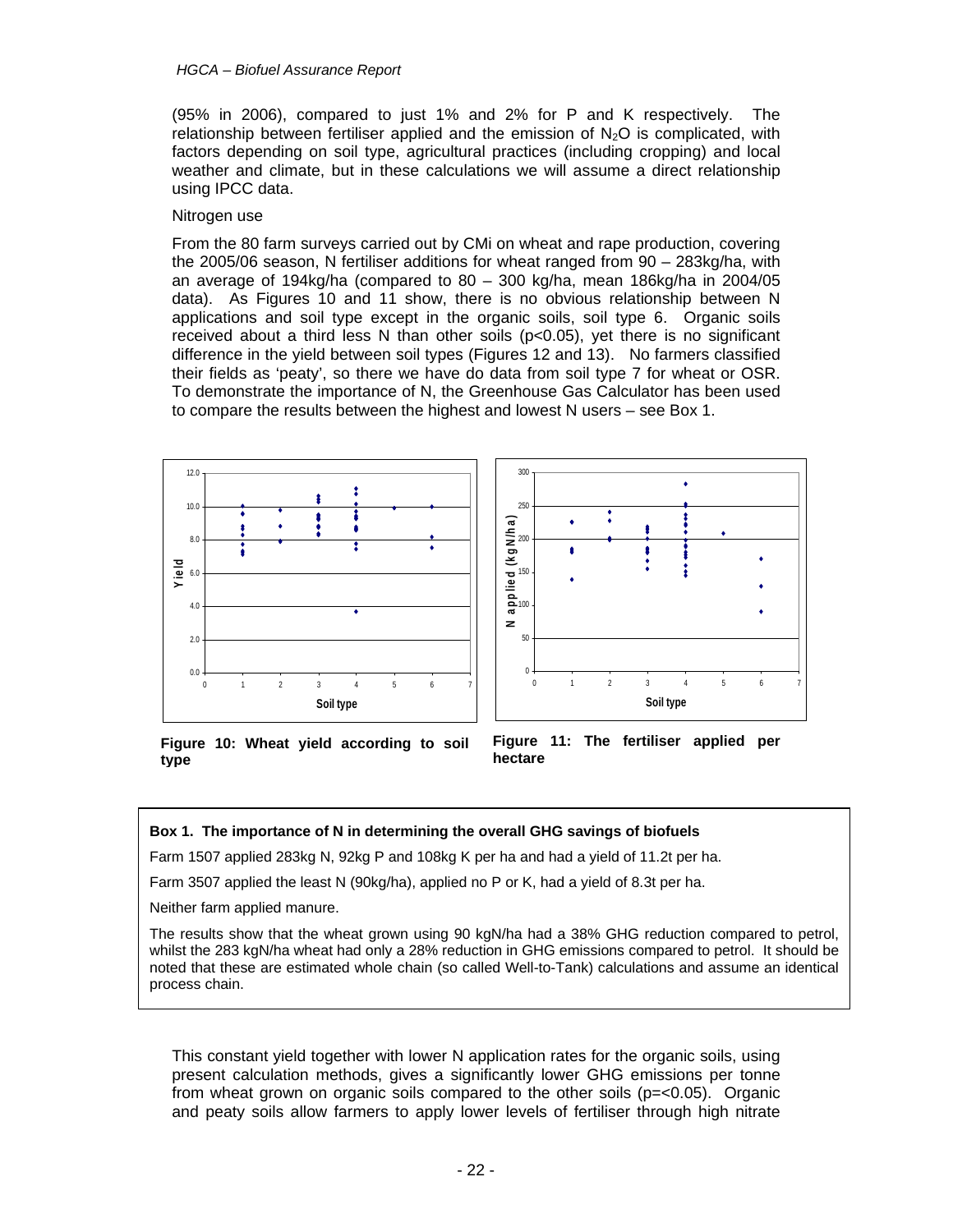(95% in 2006), compared to just 1% and 2% for P and K respectively. The relationship between fertiliser applied and the emission of $N_2O$ is complicated, with factors depending on soil type, agricultural practices (including cropping) and local weather and climate, but in these calculations we will assume a direct relationship using IPCC data.

Nitrogen use

From the 80 farm surveys carried out by CMi on wheat and rape production, covering the 2005/06 season, N fertiliser additions for wheat ranged from 90 – 283kg/ha, with an average of 194kg/ha (compared to 80 – 300 kg/ha, mean 186kg/ha in 2004/05 data). As Figures 10 and 11 show, there is no obvious relationship between N applications and soil type except in the organic soils, soil type 6. Organic soils received about a third less N than other soils ($p<0.05$), yet there is no significant difference in the yield between soil types (Figures 12 and 13). No farmers classified their fields as 'peaty', so there we have do data from soil type 7 for wheat or OSR. To demonstrate the importance of N, the Greenhouse Gas Calculator has been used to compare the results between the highest and lowest N users – see Box 1.

**Figure 10: Wheat yield according to soil type**

**Figure 11: The fertiliser applied per hectare**

**Box 1. The importance of N in determining the overall GHG savings of biofuels**

Farm 1507 applied 283kg N, 92kg P and 108kg K per ha and had a yield of 11.2t per ha.

Farm 3507 applied the least N (90kg/ha), applied no P or K, had a yield of 8.3t per ha.

Neither farm applied manure.

The results show that the wheat grown using 90 kgN/ha had a 38% GHG reduction compared to petrol, whilst the 283 kgN/ha wheat had only a 28% reduction in GHG emissions compared to petrol. It should be noted that these are estimated whole chain (so called Well-to-Tank) calculations and assume an identical process chain.

This constant yield together with lower N application rates for the organic soils, using present calculation methods, gives a significantly lower GHG emissions per tonne from wheat grown on organic soils compared to the other soils ($p=<0.05$). Organic and peaty soils allow farmers to apply lower levels of fertiliser through high nitrate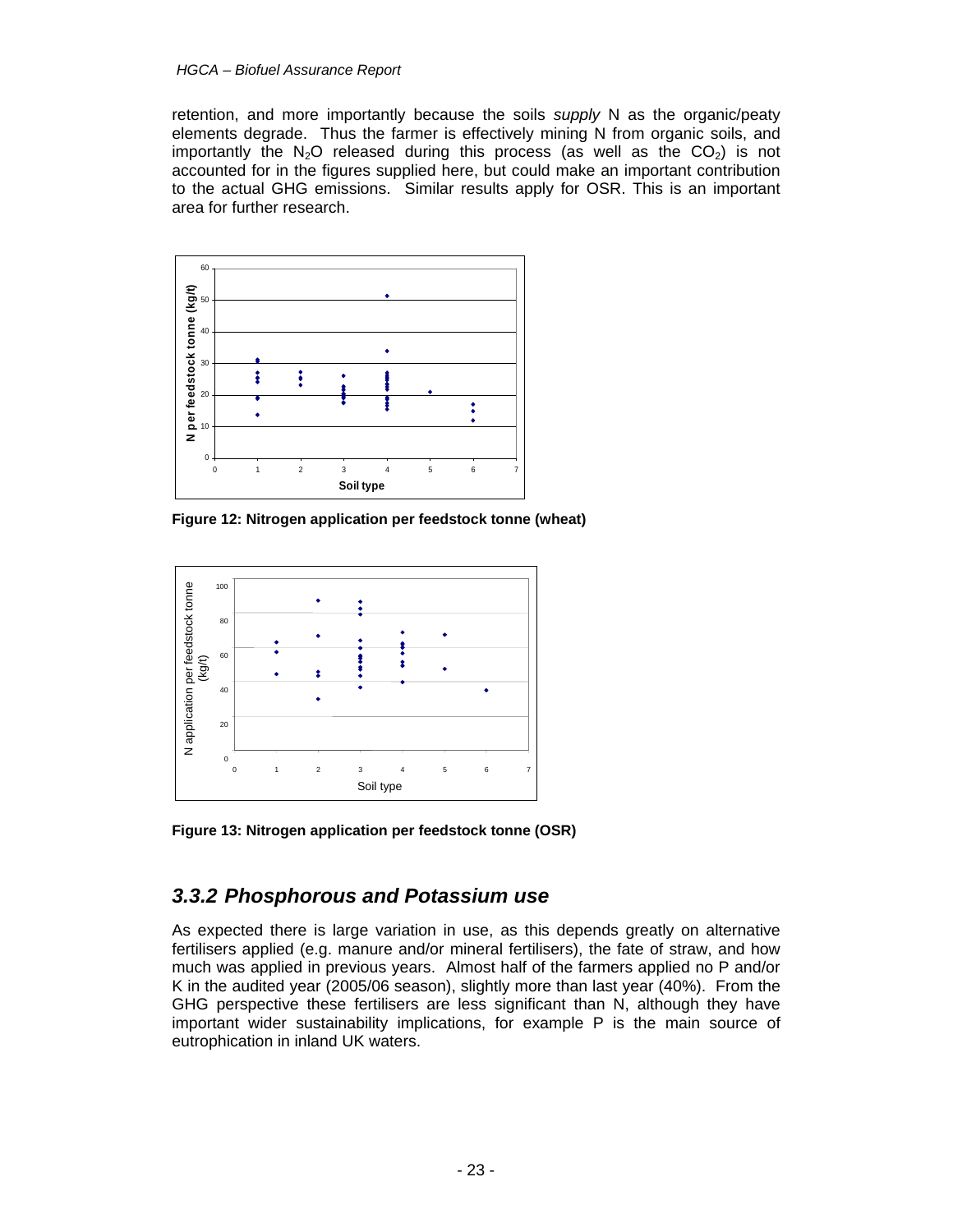retention, and more importantly because the soils *supply* N as the organic/peaty elements degrade. Thus the farmer is effectively mining N from organic soils, and importantly the $N_2O$ released during this process (as well as the $CO_2$) is not accounted for in the figures supplied here, but could make an important contribution to the actual GHG emissions. Similar results apply for OSR. This is an important area for further research.

**Figure 12: Nitrogen application per feedstock tonne (wheat)**

**Figure 13: Nitrogen application per feedstock tonne (OSR)**

## *3.3.2 Phosphorous and Potassium use*

As expected there is large variation in use, as this depends greatly on alternative fertilisers applied (e.g. manure and/or mineral fertilisers), the fate of straw, and how much was applied in previous years. Almost half of the farmers applied no P and/or K in the audited year (2005/06 season), slightly more than last year (40%). From the GHG perspective these fertilisers are less significant than N, although they have important wider sustainability implications, for example P is the main source of eutrophication in inland UK waters.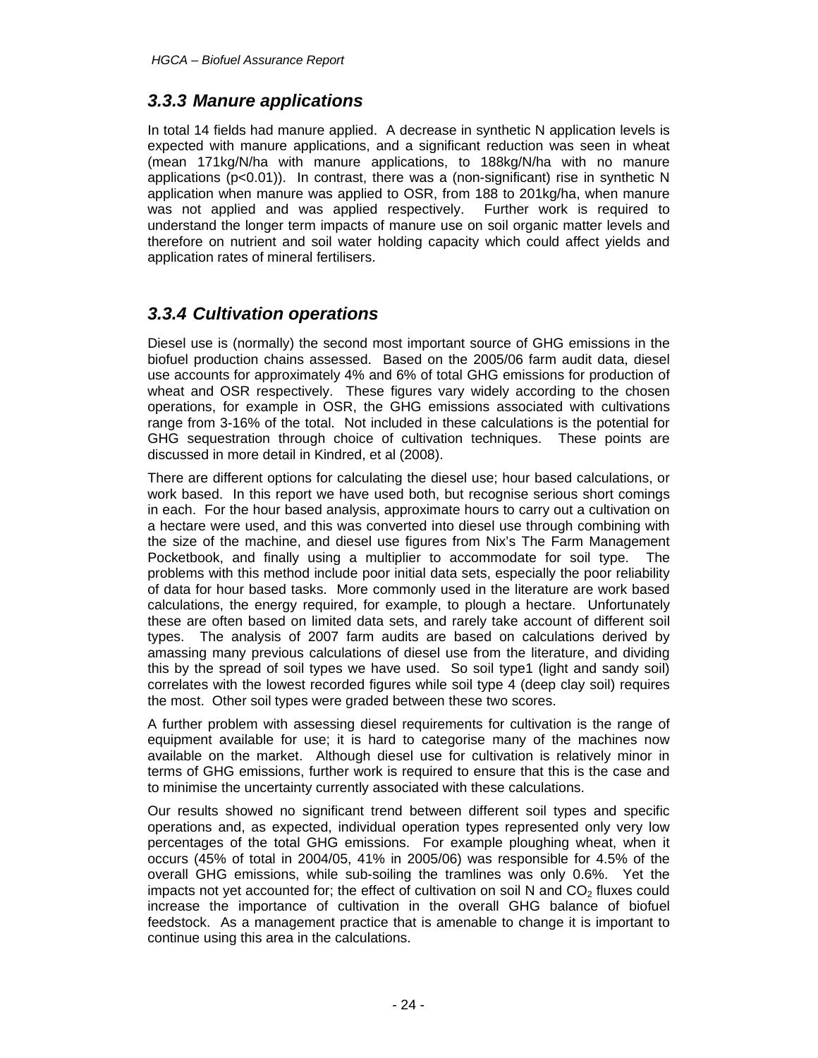### *3.3.3 Manure applications*

In total 14 fields had manure applied. A decrease in synthetic N application levels is expected with manure applications, and a significant reduction was seen in wheat (mean 171kg/N/ha with manure applications, to 188kg/N/ha with no manure applications ($p<0.01$)). In contrast, there was a (non-significant) rise in synthetic N application when manure was applied to OSR, from 188 to 201kg/ha, when manure was not applied and was applied respectively. Further work is required to understand the longer term impacts of manure use on soil organic matter levels and therefore on nutrient and soil water holding capacity which could affect yields and application rates of mineral fertilisers.

### *3.3.4 Cultivation operations*

Diesel use is (normally) the second most important source of GHG emissions in the biofuel production chains assessed. Based on the 2005/06 farm audit data, diesel use accounts for approximately 4% and 6% of total GHG emissions for production of wheat and OSR respectively. These figures vary widely according to the chosen operations, for example in OSR, the GHG emissions associated with cultivations range from 3-16% of the total. Not included in these calculations is the potential for GHG sequestration through choice of cultivation techniques. These points are discussed in more detail in Kindred, et al (2008).

There are different options for calculating the diesel use; hour based calculations, or work based. In this report we have used both, but recognise serious short comings in each. For the hour based analysis, approximate hours to carry out a cultivation on a hectare were used, and this was converted into diesel use through combining with the size of the machine, and diesel use figures from Nix's The Farm Management Pocketbook, and finally using a multiplier to accommodate for soil type. The problems with this method include poor initial data sets, especially the poor reliability of data for hour based tasks. More commonly used in the literature are work based calculations, the energy required, for example, to plough a hectare. Unfortunately these are often based on limited data sets, and rarely take account of different soil types. The analysis of 2007 farm audits are based on calculations derived by amassing many previous calculations of diesel use from the literature, and dividing this by the spread of soil types we have used. So soil type1 (light and sandy soil) correlates with the lowest recorded figures while soil type 4 (deep clay soil) requires the most. Other soil types were graded between these two scores.

A further problem with assessing diesel requirements for cultivation is the range of equipment available for use; it is hard to categorise many of the machines now available on the market. Although diesel use for cultivation is relatively minor in terms of GHG emissions, further work is required to ensure that this is the case and to minimise the uncertainty currently associated with these calculations.

Our results showed no significant trend between different soil types and specific operations and, as expected, individual operation types represented only very low percentages of the total GHG emissions. For example ploughing wheat, when it occurs (45% of total in 2004/05, 41% in 2005/06) was responsible for 4.5% of the overall GHG emissions, while sub-soiling the tramlines was only 0.6%. Yet the impacts not yet accounted for; the effect of cultivation on soil N and $CO_2$ fluxes could increase the importance of cultivation in the overall GHG balance of biofuel feedstock. As a management practice that is amenable to change it is important to continue using this area in the calculations.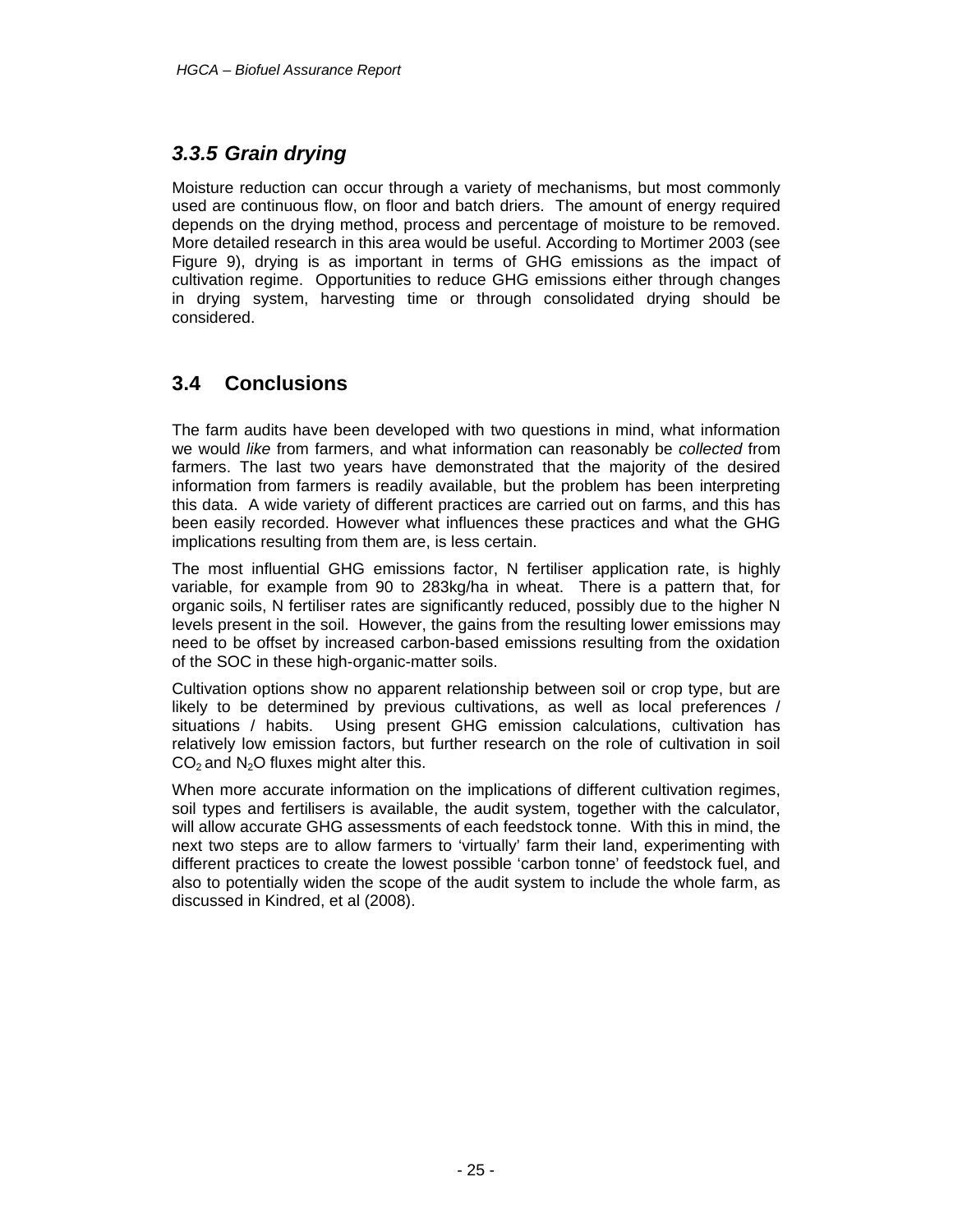### *3.3.5 Grain drying*

Moisture reduction can occur through a variety of mechanisms, but most commonly used are continuous flow, on floor and batch driers. The amount of energy required depends on the drying method, process and percentage of moisture to be removed. More detailed research in this area would be useful. According to Mortimer 2003 (see Figure 9), drying is as important in terms of GHG emissions as the impact of cultivation regime. Opportunities to reduce GHG emissions either through changes in drying system, harvesting time or through consolidated drying should be considered.

## 3.4 Conclusions

The farm audits have been developed with two questions in mind, what information we would *like* from farmers, and what information can reasonably be *collected* from farmers. The last two years have demonstrated that the majority of the desired information from farmers is readily available, but the problem has been interpreting this data. A wide variety of different practices are carried out on farms, and this has been easily recorded. However what influences these practices and what the GHG implications resulting from them are, is less certain.

The most influential GHG emissions factor, N fertiliser application rate, is highly variable, for example from 90 to 283kg/ha in wheat. There is a pattern that, for organic soils, N fertiliser rates are significantly reduced, possibly due to the higher N levels present in the soil. However, the gains from the resulting lower emissions may need to be offset by increased carbon-based emissions resulting from the oxidation of the SOC in these high-organic-matter soils.

Cultivation options show no apparent relationship between soil or crop type, but are likely to be determined by previous cultivations, as well as local preferences / situations / habits. Using present GHG emission calculations, cultivation has relatively low emission factors, but further research on the role of cultivation in soil $CO_2$ and $N_2O$ fluxes might alter this.

When more accurate information on the implications of different cultivation regimes, soil types and fertilisers is available, the audit system, together with the calculator, will allow accurate GHG assessments of each feedstock tonne. With this in mind, the next two steps are to allow farmers to 'virtually' farm their land, experimenting with different practices to create the lowest possible 'carbon tonne' of feedstock fuel, and also to potentially widen the scope of the audit system to include the whole farm, as discussed in Kindred, et al (2008).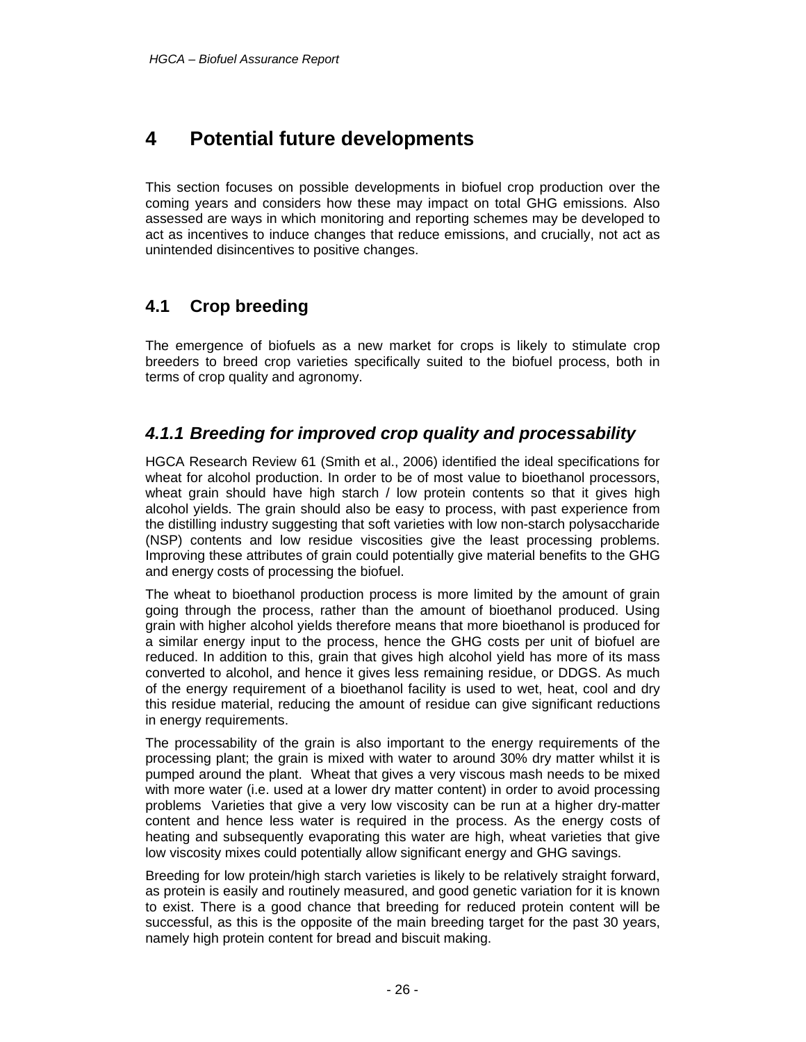# 4 Potential future developments

This section focuses on possible developments in biofuel crop production over the coming years and considers how these may impact on total GHG emissions. Also assessed are ways in which monitoring and reporting schemes may be developed to act as incentives to induce changes that reduce emissions, and crucially, not act as unintended disincentives to positive changes.

## 4.1 Crop breeding

The emergence of biofuels as a new market for crops is likely to stimulate crop breeders to breed crop varieties specifically suited to the biofuel process, both in terms of crop quality and agronomy.

### *4.1.1 Breeding for improved crop quality and processability*

HGCA Research Review 61 (Smith et al., 2006) identified the ideal specifications for wheat for alcohol production. In order to be of most value to bioethanol processors, wheat grain should have high starch / low protein contents so that it gives high alcohol yields. The grain should also be easy to process, with past experience from the distilling industry suggesting that soft varieties with low non-starch polysaccharide (NSP) contents and low residue viscosities give the least processing problems. Improving these attributes of grain could potentially give material benefits to the GHG and energy costs of processing the biofuel.

The wheat to bioethanol production process is more limited by the amount of grain going through the process, rather than the amount of bioethanol produced. Using grain with higher alcohol yields therefore means that more bioethanol is produced for a similar energy input to the process, hence the GHG costs per unit of biofuel are reduced. In addition to this, grain that gives high alcohol yield has more of its mass converted to alcohol, and hence it gives less remaining residue, or DDGS. As much of the energy requirement of a bioethanol facility is used to wet, heat, cool and dry this residue material, reducing the amount of residue can give significant reductions in energy requirements.

The processability of the grain is also important to the energy requirements of the processing plant; the grain is mixed with water to around 30% dry matter whilst it is pumped around the plant. Wheat that gives a very viscous mash needs to be mixed with more water (i.e. used at a lower dry matter content) in order to avoid processing problems Varieties that give a very low viscosity can be run at a higher dry-matter content and hence less water is required in the process. As the energy costs of heating and subsequently evaporating this water are high, wheat varieties that give low viscosity mixes could potentially allow significant energy and GHG savings.

Breeding for low protein/high starch varieties is likely to be relatively straight forward, as protein is easily and routinely measured, and good genetic variation for it is known to exist. There is a good chance that breeding for reduced protein content will be successful, as this is the opposite of the main breeding target for the past 30 years, namely high protein content for bread and biscuit making.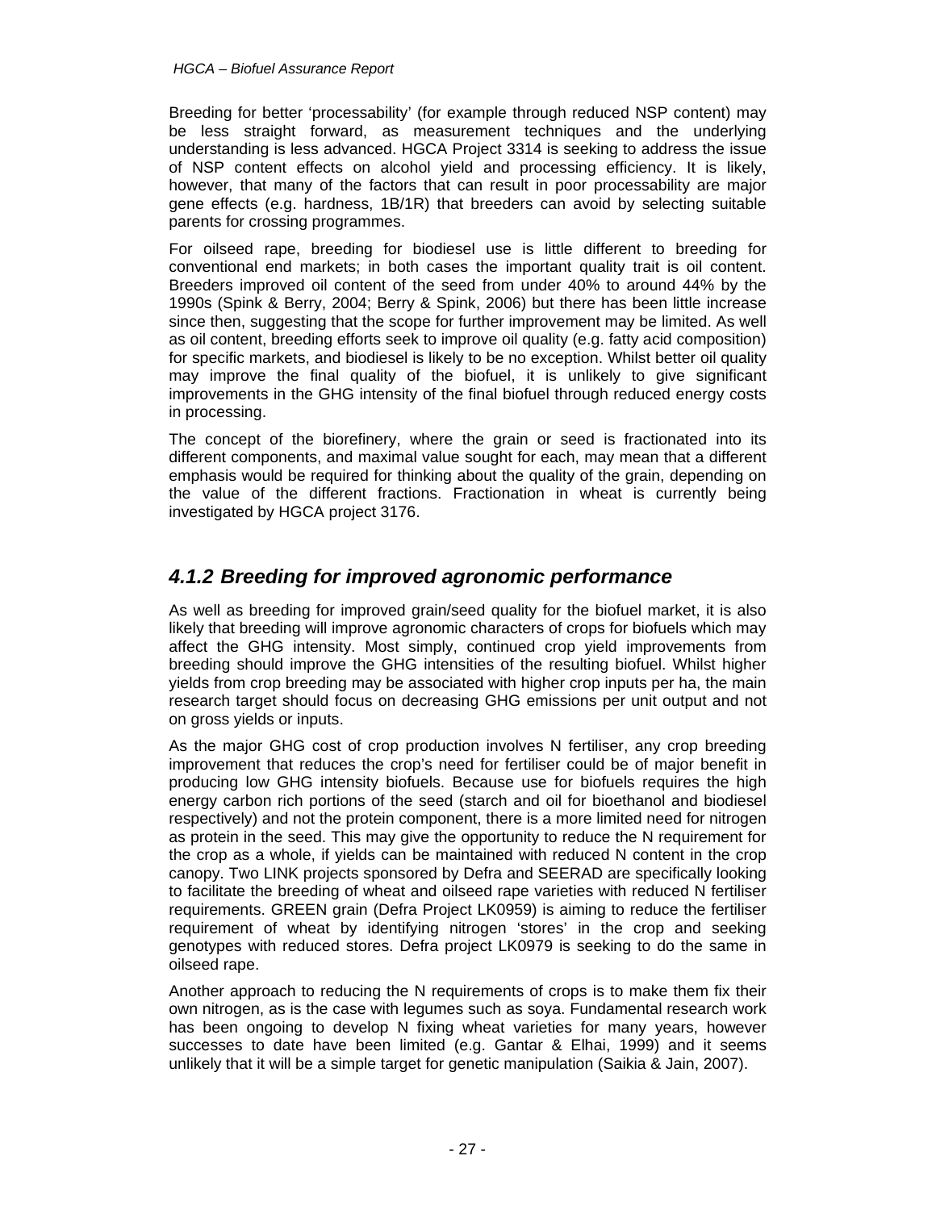Breeding for better 'processability' (for example through reduced NSP content) may be less straight forward, as measurement techniques and the underlying understanding is less advanced. HGCA Project 3314 is seeking to address the issue of NSP content effects on alcohol yield and processing efficiency. It is likely, however, that many of the factors that can result in poor processability are major gene effects (e.g. hardness, 1B/1R) that breeders can avoid by selecting suitable parents for crossing programmes.

For oilseed rape, breeding for biodiesel use is little different to breeding for conventional end markets; in both cases the important quality trait is oil content. Breeders improved oil content of the seed from under 40% to around 44% by the 1990s (Spink & Berry, 2004; Berry & Spink, 2006) but there has been little increase since then, suggesting that the scope for further improvement may be limited. As well as oil content, breeding efforts seek to improve oil quality (e.g. fatty acid composition) for specific markets, and biodiesel is likely to be no exception. Whilst better oil quality may improve the final quality of the biofuel, it is unlikely to give significant improvements in the GHG intensity of the final biofuel through reduced energy costs in processing.

The concept of the biorefinery, where the grain or seed is fractionated into its different components, and maximal value sought for each, may mean that a different emphasis would be required for thinking about the quality of the grain, depending on the value of the different fractions. Fractionation in wheat is currently being investigated by HGCA project 3176.

### *4.1.2 Breeding for improved agronomic performance*

As well as breeding for improved grain/seed quality for the biofuel market, it is also likely that breeding will improve agronomic characters of crops for biofuels which may affect the GHG intensity. Most simply, continued crop yield improvements from breeding should improve the GHG intensities of the resulting biofuel. Whilst higher yields from crop breeding may be associated with higher crop inputs per ha, the main research target should focus on decreasing GHG emissions per unit output and not on gross yields or inputs.

As the major GHG cost of crop production involves N fertiliser, any crop breeding improvement that reduces the crop's need for fertiliser could be of major benefit in producing low GHG intensity biofuels. Because use for biofuels requires the high energy carbon rich portions of the seed (starch and oil for bioethanol and biodiesel respectively) and not the protein component, there is a more limited need for nitrogen as protein in the seed. This may give the opportunity to reduce the N requirement for the crop as a whole, if yields can be maintained with reduced N content in the crop canopy. Two LINK projects sponsored by Defra and SEERAD are specifically looking to facilitate the breeding of wheat and oilseed rape varieties with reduced N fertiliser requirements. GREEN grain (Defra Project LK0959) is aiming to reduce the fertiliser requirement of wheat by identifying nitrogen 'stores' in the crop and seeking genotypes with reduced stores. Defra project LK0979 is seeking to do the same in oilseed rape.

Another approach to reducing the N requirements of crops is to make them fix their own nitrogen, as is the case with legumes such as soya. Fundamental research work has been ongoing to develop N fixing wheat varieties for many years, however successes to date have been limited (e.g. Gantar & Elhai, 1999) and it seems unlikely that it will be a simple target for genetic manipulation (Saikia & Jain, 2007).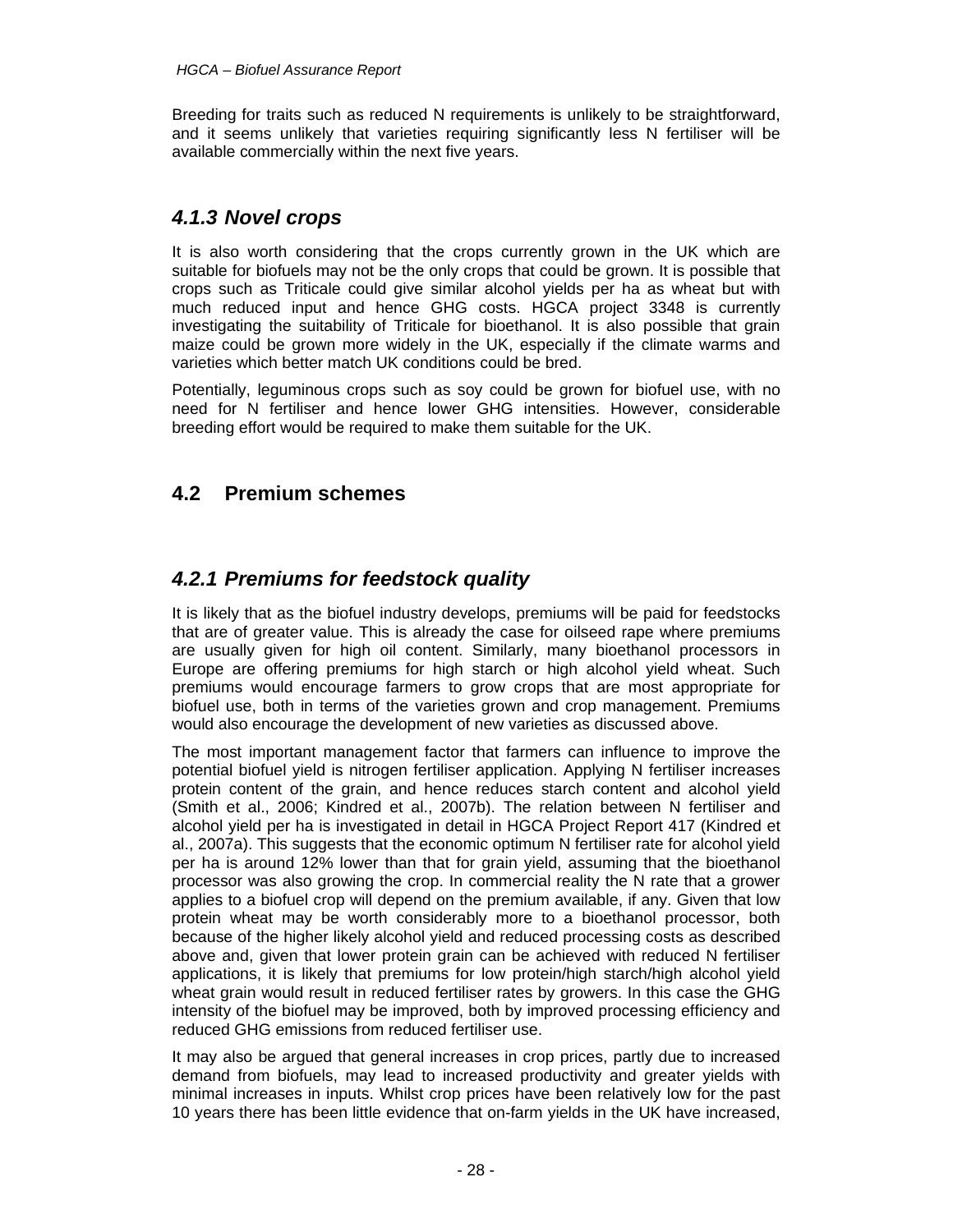Breeding for traits such as reduced N requirements is unlikely to be straightforward, and it seems unlikely that varieties requiring significantly less N fertiliser will be available commercially within the next five years.

### *4.1.3 Novel crops*

It is also worth considering that the crops currently grown in the UK which are suitable for biofuels may not be the only crops that could be grown. It is possible that crops such as Triticale could give similar alcohol yields per ha as wheat but with much reduced input and hence GHG costs. HGCA project 3348 is currently investigating the suitability of Triticale for bioethanol. It is also possible that grain maize could be grown more widely in the UK, especially if the climate warms and varieties which better match UK conditions could be bred.

Potentially, leguminous crops such as soy could be grown for biofuel use, with no need for N fertiliser and hence lower GHG intensities. However, considerable breeding effort would be required to make them suitable for the UK.

## 4.2 Premium schemes

### *4.2.1 Premiums for feedstock quality*

It is likely that as the biofuel industry develops, premiums will be paid for feedstocks that are of greater value. This is already the case for oilseed rape where premiums are usually given for high oil content. Similarly, many bioethanol processors in Europe are offering premiums for high starch or high alcohol yield wheat. Such premiums would encourage farmers to grow crops that are most appropriate for biofuel use, both in terms of the varieties grown and crop management. Premiums would also encourage the development of new varieties as discussed above.

The most important management factor that farmers can influence to improve the potential biofuel yield is nitrogen fertiliser application. Applying N fertiliser increases protein content of the grain, and hence reduces starch content and alcohol yield (Smith et al., 2006; Kindred et al., 2007b). The relation between N fertiliser and alcohol yield per ha is investigated in detail in HGCA Project Report 417 (Kindred et al., 2007a). This suggests that the economic optimum N fertiliser rate for alcohol yield per ha is around 12% lower than that for grain yield, assuming that the bioethanol processor was also growing the crop. In commercial reality the N rate that a grower applies to a biofuel crop will depend on the premium available, if any. Given that low protein wheat may be worth considerably more to a bioethanol processor, both because of the higher likely alcohol yield and reduced processing costs as described above and, given that lower protein grain can be achieved with reduced N fertiliser applications, it is likely that premiums for low protein/high starch/high alcohol yield wheat grain would result in reduced fertiliser rates by growers. In this case the GHG intensity of the biofuel may be improved, both by improved processing efficiency and reduced GHG emissions from reduced fertiliser use.

It may also be argued that general increases in crop prices, partly due to increased demand from biofuels, may lead to increased productivity and greater yields with minimal increases in inputs. Whilst crop prices have been relatively low for the past 10 years there has been little evidence that on-farm yields in the UK have increased,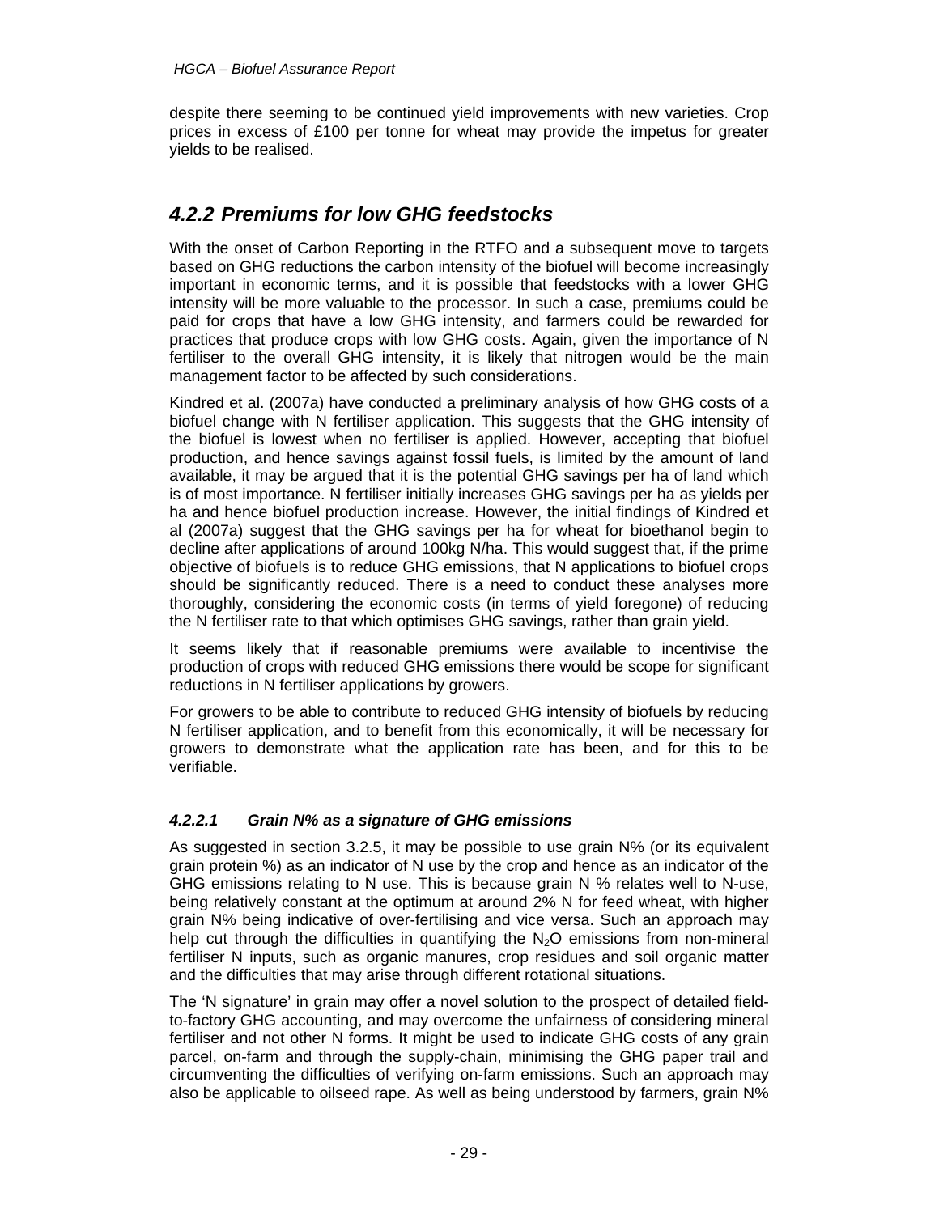despite there seeming to be continued yield improvements with new varieties. Crop prices in excess of £100 per tonne for wheat may provide the impetus for greater yields to be realised.

### *4.2.2 Premiums for low GHG feedstocks*

With the onset of Carbon Reporting in the RTFO and a subsequent move to targets based on GHG reductions the carbon intensity of the biofuel will become increasingly important in economic terms, and it is possible that feedstocks with a lower GHG intensity will be more valuable to the processor. In such a case, premiums could be paid for crops that have a low GHG intensity, and farmers could be rewarded for practices that produce crops with low GHG costs. Again, given the importance of N fertiliser to the overall GHG intensity, it is likely that nitrogen would be the main management factor to be affected by such considerations.

Kindred et al. (2007a) have conducted a preliminary analysis of how GHG costs of a biofuel change with N fertiliser application. This suggests that the GHG intensity of the biofuel is lowest when no fertiliser is applied. However, accepting that biofuel production, and hence savings against fossil fuels, is limited by the amount of land available, it may be argued that it is the potential GHG savings per ha of land which is of most importance. N fertiliser initially increases GHG savings per ha as yields per ha and hence biofuel production increase. However, the initial findings of Kindred et al (2007a) suggest that the GHG savings per ha for wheat for bioethanol begin to decline after applications of around 100kg N/ha. This would suggest that, if the prime objective of biofuels is to reduce GHG emissions, that N applications to biofuel crops should be significantly reduced. There is a need to conduct these analyses more thoroughly, considering the economic costs (in terms of yield foregone) of reducing the N fertiliser rate to that which optimises GHG savings, rather than grain yield.

It seems likely that if reasonable premiums were available to incentivise the production of crops with reduced GHG emissions there would be scope for significant reductions in N fertiliser applications by growers.

For growers to be able to contribute to reduced GHG intensity of biofuels by reducing N fertiliser application, and to benefit from this economically, it will be necessary for growers to demonstrate what the application rate has been, and for this to be verifiable.

#### *4.2.2.1 Grain N% as a signature of GHG emissions*

As suggested in section 3.2.5, it may be possible to use grain N% (or its equivalent grain protein %) as an indicator of N use by the crop and hence as an indicator of the GHG emissions relating to N use. This is because grain N % relates well to N-use, being relatively constant at the optimum at around 2% N for feed wheat, with higher grain N% being indicative of over-fertilising and vice versa. Such an approach may help cut through the difficulties in quantifying the $N_2O$ emissions from non-mineral fertiliser N inputs, such as organic manures, crop residues and soil organic matter and the difficulties that may arise through different rotational situations.

The 'N signature' in grain may offer a novel solution to the prospect of detailed field-to-factory GHG accounting, and may overcome the unfairness of considering mineral fertiliser and not other N forms. It might be used to indicate GHG costs of any grain parcel, on-farm and through the supply-chain, minimising the GHG paper trail and circumventing the difficulties of verifying on-farm emissions. Such an approach may also be applicable to oilseed rape. As well as being understood by farmers, grain N%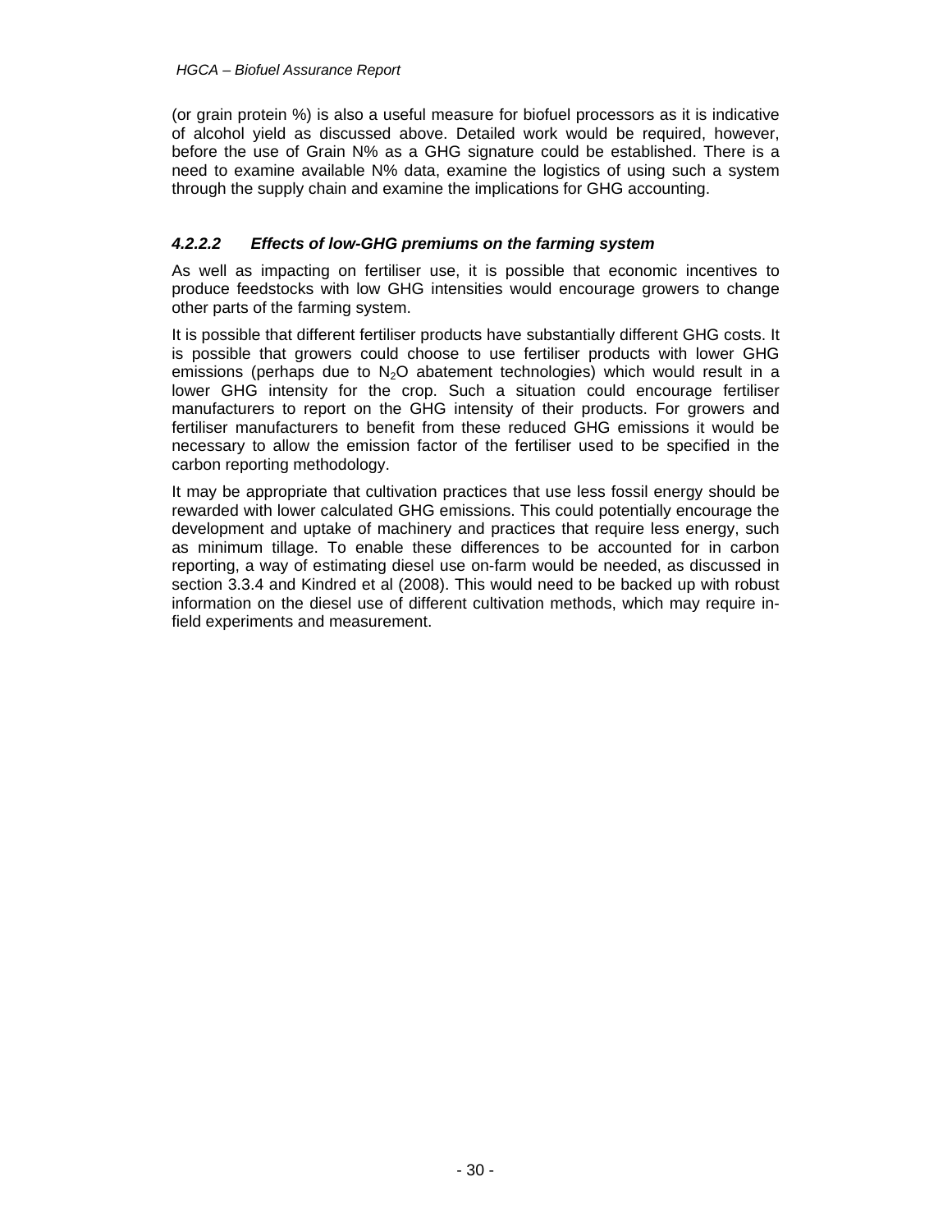(or grain protein %) is also a useful measure for biofuel processors as it is indicative of alcohol yield as discussed above. Detailed work would be required, however, before the use of Grain N% as a GHG signature could be established. There is a need to examine available N% data, examine the logistics of using such a system through the supply chain and examine the implications for GHG accounting.

#### *4.2.2.2 Effects of low-GHG premiums on the farming system*

As well as impacting on fertiliser use, it is possible that economic incentives to produce feedstocks with low GHG intensities would encourage growers to change other parts of the farming system.

It is possible that different fertiliser products have substantially different GHG costs. It is possible that growers could choose to use fertiliser products with lower GHG emissions (perhaps due to $N_2O$ abatement technologies) which would result in a lower GHG intensity for the crop. Such a situation could encourage fertiliser manufacturers to report on the GHG intensity of their products. For growers and fertiliser manufacturers to benefit from these reduced GHG emissions it would be necessary to allow the emission factor of the fertiliser used to be specified in the carbon reporting methodology.

It may be appropriate that cultivation practices that use less fossil energy should be rewarded with lower calculated GHG emissions. This could potentially encourage the development and uptake of machinery and practices that require less energy, such as minimum tillage. To enable these differences to be accounted for in carbon reporting, a way of estimating diesel use on-farm would be needed, as discussed in section 3.3.4 and Kindred et al (2008). This would need to be backed up with robust information on the diesel use of different cultivation methods, which may require in-field experiments and measurement.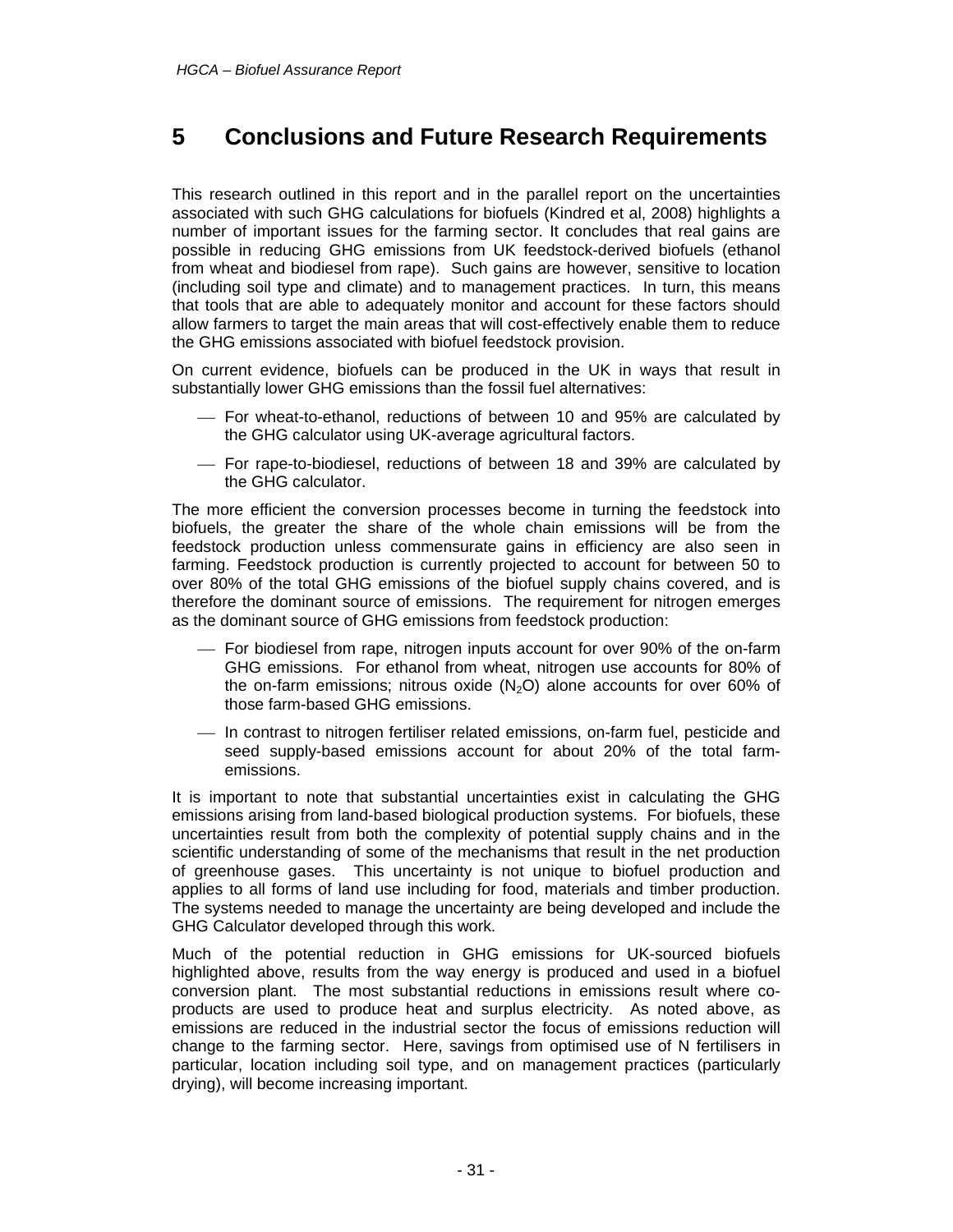# 5 Conclusions and Future Research Requirements

This research outlined in this report and in the parallel report on the uncertainties associated with such GHG calculations for biofuels (Kindred et al, 2008) highlights a number of important issues for the farming sector. It concludes that real gains are possible in reducing GHG emissions from UK feedstock-derived biofuels (ethanol from wheat and biodiesel from rape). Such gains are however, sensitive to location (including soil type and climate) and to management practices. In turn, this means that tools that are able to adequately monitor and account for these factors should allow farmers to target the main areas that will cost-effectively enable them to reduce the GHG emissions associated with biofuel feedstock provision.

On current evidence, biofuels can be produced in the UK in ways that result in substantially lower GHG emissions than the fossil fuel alternatives:

- For wheat-to-ethanol, reductions of between 10 and 95% are calculated by the GHG calculator using UK-average agricultural factors.
- For rape-to-biodiesel, reductions of between 18 and 39% are calculated by the GHG calculator.

The more efficient the conversion processes become in turning the feedstock into biofuels, the greater the share of the whole chain emissions will be from the feedstock production unless commensurate gains in efficiency are also seen in farming. Feedstock production is currently projected to account for between 50 to over 80% of the total GHG emissions of the biofuel supply chains covered, and is therefore the dominant source of emissions. The requirement for nitrogen emerges as the dominant source of GHG emissions from feedstock production:

- For biodiesel from rape, nitrogen inputs account for over 90% of the on-farm GHG emissions. For ethanol from wheat, nitrogen use accounts for 80% of the on-farm emissions; nitrous oxide ($N_2O$) alone accounts for over 60% of those farm-based GHG emissions.
- In contrast to nitrogen fertiliser related emissions, on-farm fuel, pesticide and seed supply-based emissions account for about 20% of the total farm-emissions.

It is important to note that substantial uncertainties exist in calculating the GHG emissions arising from land-based biological production systems. For biofuels, these uncertainties result from both the complexity of potential supply chains and in the scientific understanding of some of the mechanisms that result in the net production of greenhouse gases. This uncertainty is not unique to biofuel production and applies to all forms of land use including for food, materials and timber production. The systems needed to manage the uncertainty are being developed and include the GHG Calculator developed through this work.

Much of the potential reduction in GHG emissions for UK-sourced biofuels highlighted above, results from the way energy is produced and used in a biofuel conversion plant. The most substantial reductions in emissions result where co-products are used to produce heat and surplus electricity. As noted above, as emissions are reduced in the industrial sector the focus of emissions reduction will change to the farming sector. Here, savings from optimised use of N fertilisers in particular, location including soil type, and on management practices (particularly drying), will become increasing important.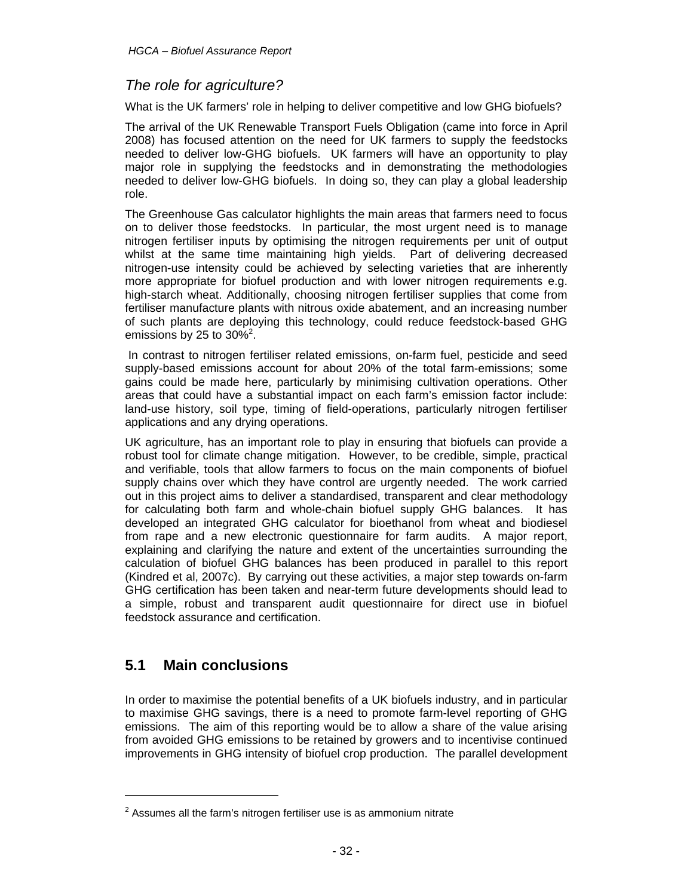## *The role for agriculture?*

What is the UK farmers' role in helping to deliver competitive and low GHG biofuels?

The arrival of the UK Renewable Transport Fuels Obligation (came into force in April 2008) has focused attention on the need for UK farmers to supply the feedstocks needed to deliver low-GHG biofuels. UK farmers will have an opportunity to play major role in supplying the feedstocks and in demonstrating the methodologies needed to deliver low-GHG biofuels. In doing so, they can play a global leadership role.

The Greenhouse Gas calculator highlights the main areas that farmers need to focus on to deliver those feedstocks. In particular, the most urgent need is to manage nitrogen fertiliser inputs by optimising the nitrogen requirements per unit of output whilst at the same time maintaining high yields. Part of delivering decreased nitrogen-use intensity could be achieved by selecting varieties that are inherently more appropriate for biofuel production and with lower nitrogen requirements e.g. high-starch wheat. Additionally, choosing nitrogen fertiliser supplies that come from fertiliser manufacture plants with nitrous oxide abatement, and an increasing number of such plants are deploying this technology, could reduce feedstock-based GHG emissions by 25 to 30%[2].

In contrast to nitrogen fertiliser related emissions, on-farm fuel, pesticide and seed supply-based emissions account for about 20% of the total farm-emissions; some gains could be made here, particularly by minimising cultivation operations. Other areas that could have a substantial impact on each farm's emission factor include: land-use history, soil type, timing of field-operations, particularly nitrogen fertiliser applications and any drying operations.

UK agriculture, has an important role to play in ensuring that biofuels can provide a robust tool for climate change mitigation. However, to be credible, simple, practical and verifiable, tools that allow farmers to focus on the main components of biofuel supply chains over which they have control are urgently needed. The work carried out in this project aims to deliver a standardised, transparent and clear methodology for calculating both farm and whole-chain biofuel supply GHG balances. It has developed an integrated GHG calculator for bioethanol from wheat and biodiesel from rape and a new electronic questionnaire for farm audits. A major report, explaining and clarifying the nature and extent of the uncertainties surrounding the calculation of biofuel GHG balances has been produced in parallel to this report (Kindred et al, 2007c). By carrying out these activities, a major step towards on-farm GHG certification has been taken and near-term future developments should lead to a simple, robust and transparent audit questionnaire for direct use in biofuel feedstock assurance and certification.

## 5.1 Main conclusions

In order to maximise the potential benefits of a UK biofuels industry, and in particular to maximise GHG savings, there is a need to promote farm-level reporting of GHG emissions. The aim of this reporting would be to allow a share of the value arising from avoided GHG emissions to be retained by growers and to incentivise continued improvements in GHG intensity of biofuel crop production. The parallel development

[2] Assumes all the farm's nitrogen fertiliser use is as ammonium nitrate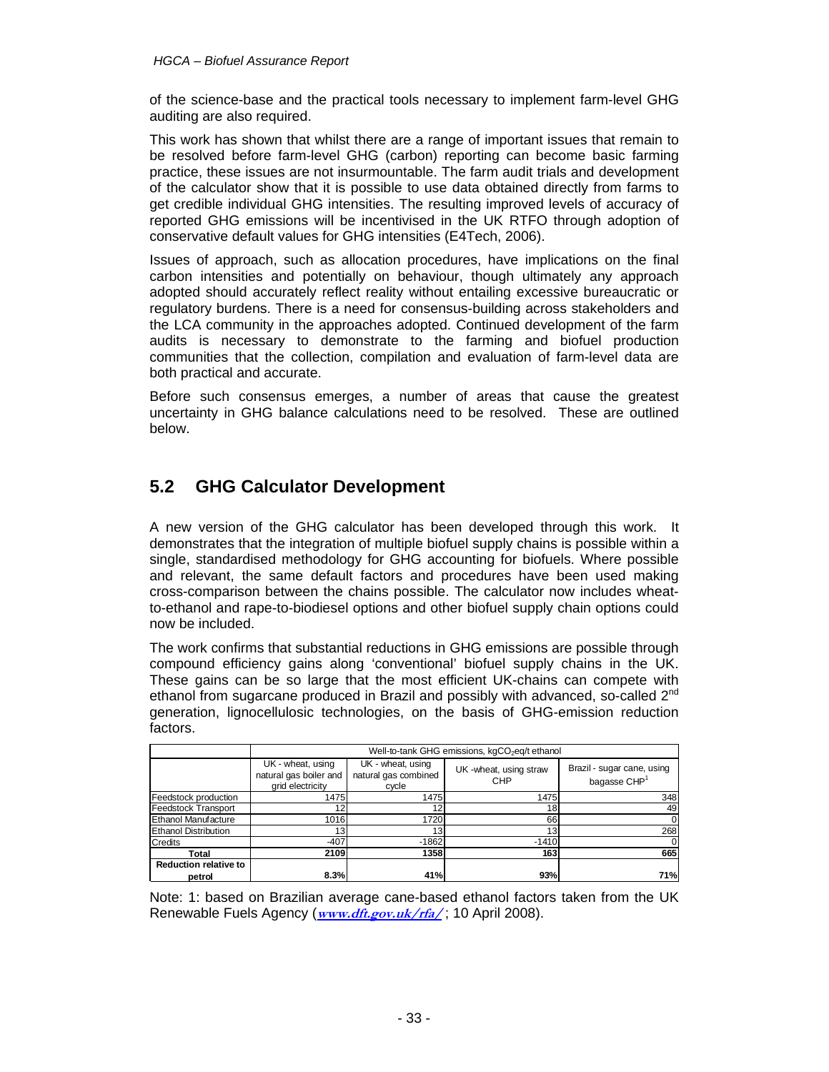of the science-base and the practical tools necessary to implement farm-level GHG auditing are also required.

This work has shown that whilst there are a range of important issues that remain to be resolved before farm-level GHG (carbon) reporting can become basic farming practice, these issues are not insurmountable. The farm audit trials and development of the calculator show that it is possible to use data obtained directly from farms to get credible individual GHG intensities. The resulting improved levels of accuracy of reported GHG emissions will be incentivised in the UK RTFO through adoption of conservative default values for GHG intensities (E4Tech, 2006).

Issues of approach, such as allocation procedures, have implications on the final carbon intensities and potentially on behaviour, though ultimately any approach adopted should accurately reflect reality without entailing excessive bureaucratic or regulatory burdens. There is a need for consensus-building across stakeholders and the LCA community in the approaches adopted. Continued development of the farm audits is necessary to demonstrate to the farming and biofuel production communities that the collection, compilation and evaluation of farm-level data are both practical and accurate.

Before such consensus emerges, a number of areas that cause the greatest uncertainty in GHG balance calculations need to be resolved. These are outlined below.

## 5.2 GHG Calculator Development

A new version of the GHG calculator has been developed through this work. It demonstrates that the integration of multiple biofuel supply chains is possible within a single, standardised methodology for GHG accounting for biofuels. Where possible and relevant, the same default factors and procedures have been used making cross-comparison between the chains possible. The calculator now includes wheat-to-ethanol and rape-to-biodiesel options and other biofuel supply chain options could now be included.

The work confirms that substantial reductions in GHG emissions are possible through compound efficiency gains along 'conventional' biofuel supply chains in the UK. These gains can be so large that the most efficient UK-chains can compete with ethanol from sugarcane produced in Brazil and possibly with advanced, so-called 2nd generation, lignocellulosic technologies, on the basis of GHG-emission reduction factors.

| | Well-to-tank GHG emissions, kg$CO_2$eq/t ethanol | | | |
|---|---|---|---|---|
| | UK - wheat, using natural gas boiler and grid electricity | UK - wheat, using natural gas combined cycle | UK -wheat, using straw CHP | Brazil - sugar cane, using bagasse CHP[1] |
| Feedstock production | 1475 | 1475 | 1475 | 348 |
| Feedstock Transport | 12 | 12 | 18 | 49 |
| Ethanol Manufacture | 1016 | 1720 | 66 | 0 |
| Ethanol Distribution | 13 | 13 | 13 | 268 |
| Credits | -407 | -1862 | -1410 | 0 |
| **Total** | **2109** | **1358** | **163** | **665** |
| **Reduction relative to petrol** | **8.3%** | **41%** | **93%** | **71%** |

Note: 1: based on Brazilian average cane-based ethanol factors taken from the UK Renewable Fuels Agency (**www.dft.gov.uk/rfa/** ; 10 April 2008).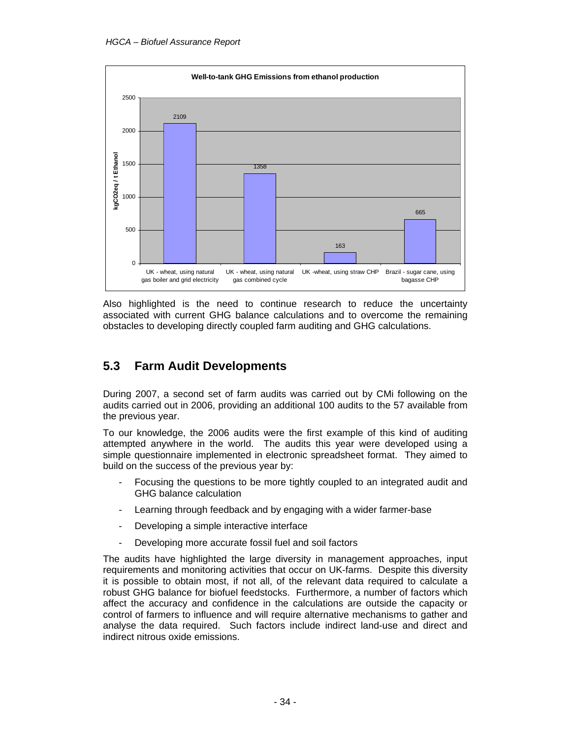**Well-to-tank GHG Emissions from ethanol production**

| | kgCO2eq / t Ethanol |
|---|---|
| UK - wheat, using natural gas boiler and grid electricity | 2109 |
| UK - wheat, using natural gas combined cycle | 1358 |
| UK -wheat, using straw CHP | 163 |
| Brazil - sugar cane, using bagasse CHP | 665 |

Also highlighted is the need to continue research to reduce the uncertainty associated with current GHG balance calculations and to overcome the remaining obstacles to developing directly coupled farm auditing and GHG calculations.

## 5.3 Farm Audit Developments

During 2007, a second set of farm audits was carried out by CMi following on the audits carried out in 2006, providing an additional 100 audits to the 57 available from the previous year.

To our knowledge, the 2006 audits were the first example of this kind of auditing attempted anywhere in the world. The audits this year were developed using a simple questionnaire implemented in electronic spreadsheet format. They aimed to build on the success of the previous year by:

- Focusing the questions to be more tightly coupled to an integrated audit and GHG balance calculation
- Learning through feedback and by engaging with a wider farmer-base
- Developing a simple interactive interface
- Developing more accurate fossil fuel and soil factors

The audits have highlighted the large diversity in management approaches, input requirements and monitoring activities that occur on UK-farms. Despite this diversity it is possible to obtain most, if not all, of the relevant data required to calculate a robust GHG balance for biofuel feedstocks. Furthermore, a number of factors which affect the accuracy and confidence in the calculations are outside the capacity or control of farmers to influence and will require alternative mechanisms to gather and analyse the data required. Such factors include indirect land-use and direct and indirect nitrous oxide emissions.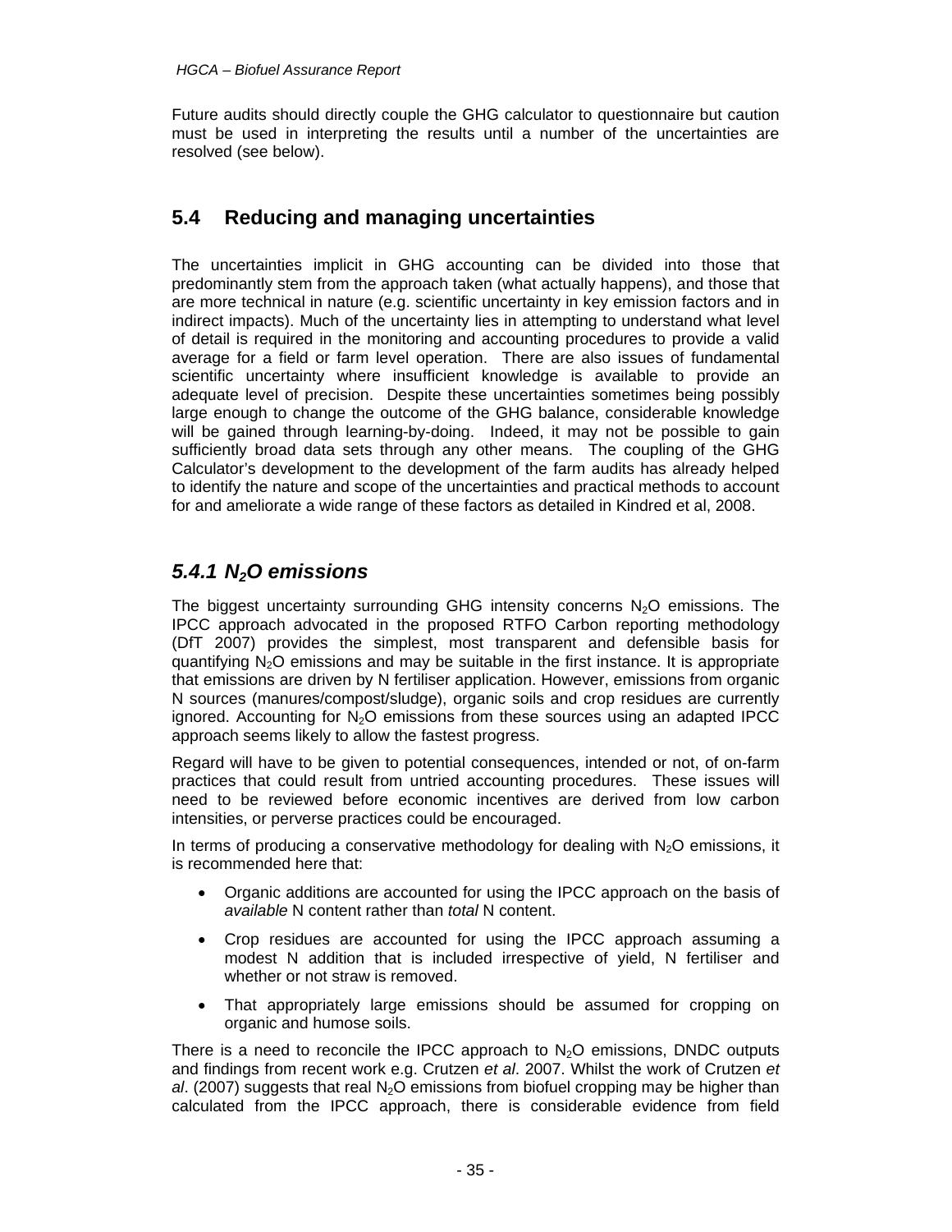Future audits should directly couple the GHG calculator to questionnaire but caution must be used in interpreting the results until a number of the uncertainties are resolved (see below).

## 5.4 Reducing and managing uncertainties

The uncertainties implicit in GHG accounting can be divided into those that predominantly stem from the approach taken (what actually happens), and those that are more technical in nature (e.g. scientific uncertainty in key emission factors and in indirect impacts). Much of the uncertainty lies in attempting to understand what level of detail is required in the monitoring and accounting procedures to provide a valid average for a field or farm level operation. There are also issues of fundamental scientific uncertainty where insufficient knowledge is available to provide an adequate level of precision. Despite these uncertainties sometimes being possibly large enough to change the outcome of the GHG balance, considerable knowledge will be gained through learning-by-doing. Indeed, it may not be possible to gain sufficiently broad data sets through any other means. The coupling of the GHG Calculator's development to the development of the farm audits has already helped to identify the nature and scope of the uncertainties and practical methods to account for and ameliorate a wide range of these factors as detailed in Kindred et al, 2008.

### *5.4.1 $N_2O$ emissions*

The biggest uncertainty surrounding GHG intensity concerns $N_2O$ emissions. The IPCC approach advocated in the proposed RTFO Carbon reporting methodology (DfT 2007) provides the simplest, most transparent and defensible basis for quantifying $N_2O$ emissions and may be suitable in the first instance. It is appropriate that emissions are driven by N fertiliser application. However, emissions from organic N sources (manures/compost/sludge), organic soils and crop residues are currently ignored. Accounting for $N_2O$ emissions from these sources using an adapted IPCC approach seems likely to allow the fastest progress.

Regard will have to be given to potential consequences, intended or not, of on-farm practices that could result from untried accounting procedures. These issues will need to be reviewed before economic incentives are derived from low carbon intensities, or perverse practices could be encouraged.

In terms of producing a conservative methodology for dealing with $N_2O$ emissions, it is recommended here that:

- Organic additions are accounted for using the IPCC approach on the basis of *available* N content rather than *total* N content.
- Crop residues are accounted for using the IPCC approach assuming a modest N addition that is included irrespective of yield, N fertiliser and whether or not straw is removed.
- That appropriately large emissions should be assumed for cropping on organic and humose soils.

There is a need to reconcile the IPCC approach to $N_2O$ emissions, DNDC outputs and findings from recent work e.g. Crutzen *et al*. 2007. Whilst the work of Crutzen *et al*. (2007) suggests that real $N_2O$ emissions from biofuel cropping may be higher than calculated from the IPCC approach, there is considerable evidence from field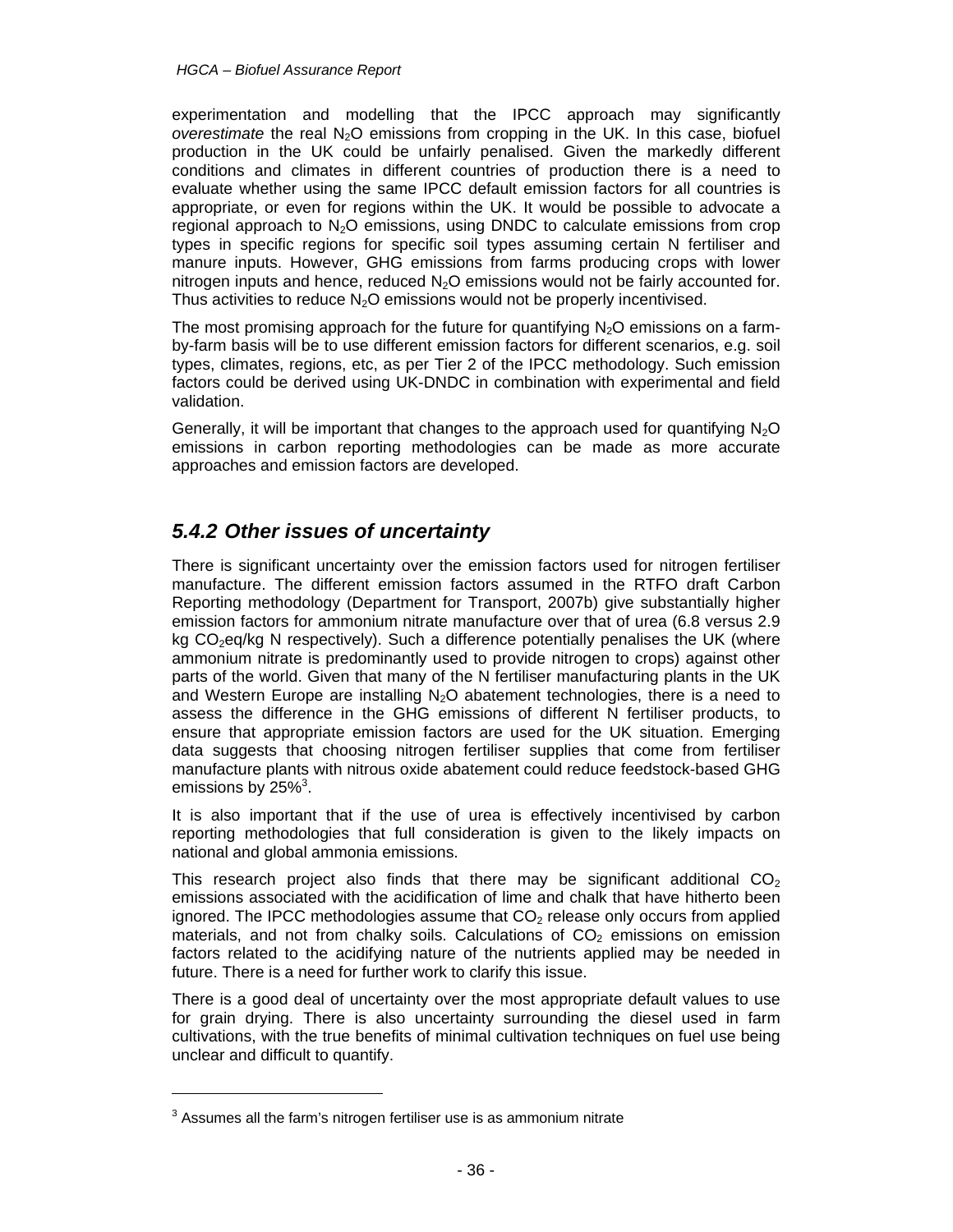experimentation and modelling that the IPCC approach may significantly *overestimate* the real $N_2O$ emissions from cropping in the UK. In this case, biofuel production in the UK could be unfairly penalised. Given the markedly different conditions and climates in different countries of production there is a need to evaluate whether using the same IPCC default emission factors for all countries is appropriate, or even for regions within the UK. It would be possible to advocate a regional approach to $N_2O$ emissions, using DNDC to calculate emissions from crop types in specific regions for specific soil types assuming certain N fertiliser and manure inputs. However, GHG emissions from farms producing crops with lower nitrogen inputs and hence, reduced $N_2O$ emissions would not be fairly accounted for. Thus activities to reduce $N_2O$ emissions would not be properly incentivised.

The most promising approach for the future for quantifying $N_2O$ emissions on a farm-by-farm basis will be to use different emission factors for different scenarios, e.g. soil types, climates, regions, etc, as per Tier 2 of the IPCC methodology. Such emission factors could be derived using UK-DNDC in combination with experimental and field validation.

Generally, it will be important that changes to the approach used for quantifying $N_2O$ emissions in carbon reporting methodologies can be made as more accurate approaches and emission factors are developed.

### *5.4.2 Other issues of uncertainty*

There is significant uncertainty over the emission factors used for nitrogen fertiliser manufacture. The different emission factors assumed in the RTFO draft Carbon Reporting methodology (Department for Transport, 2007b) give substantially higher emission factors for ammonium nitrate manufacture over that of urea (6.8 versus 2.9 kg $CO_2$eq/kg N respectively). Such a difference potentially penalises the UK (where ammonium nitrate is predominantly used to provide nitrogen to crops) against other parts of the world. Given that many of the N fertiliser manufacturing plants in the UK and Western Europe are installing $N_2O$ abatement technologies, there is a need to assess the difference in the GHG emissions of different N fertiliser products, to ensure that appropriate emission factors are used for the UK situation. Emerging data suggests that choosing nitrogen fertiliser supplies that come from fertiliser manufacture plants with nitrous oxide abatement could reduce feedstock-based GHG emissions by 25%[3].

It is also important that if the use of urea is effectively incentivised by carbon reporting methodologies that full consideration is given to the likely impacts on national and global ammonia emissions.

This research project also finds that there may be significant additional $CO_2$ emissions associated with the acidification of lime and chalk that have hitherto been ignored. The IPCC methodologies assume that $CO_2$ release only occurs from applied materials, and not from chalky soils. Calculations of $CO_2$ emissions on emission factors related to the acidifying nature of the nutrients applied may be needed in future. There is a need for further work to clarify this issue.

There is a good deal of uncertainty over the most appropriate default values to use for grain drying. There is also uncertainty surrounding the diesel used in farm cultivations, with the true benefits of minimal cultivation techniques on fuel use being unclear and difficult to quantify.

---

[3] Assumes all the farm's nitrogen fertiliser use is as ammonium nitrate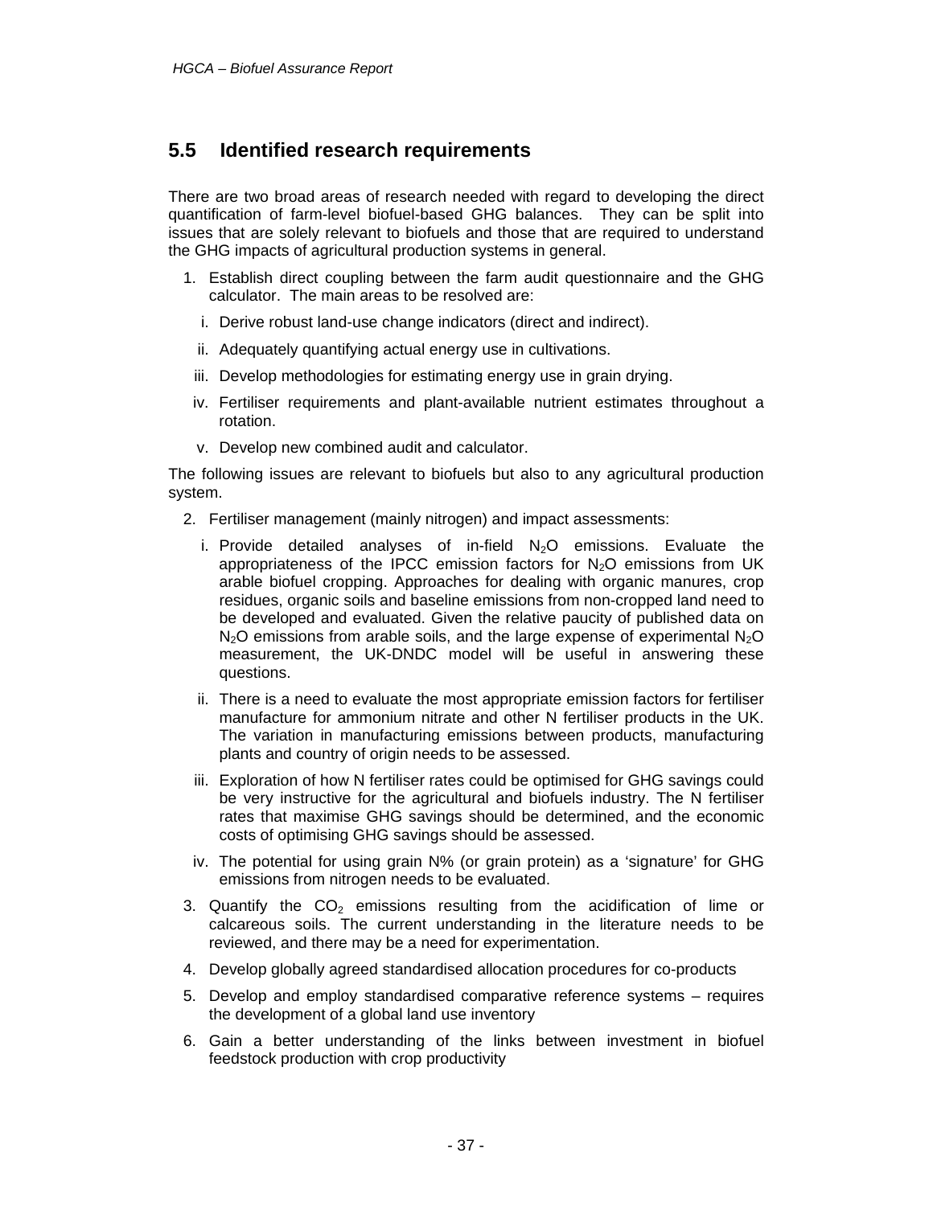## 5.5 Identified research requirements

There are two broad areas of research needed with regard to developing the direct quantification of farm-level biofuel-based GHG balances. They can be split into issues that are solely relevant to biofuels and those that are required to understand the GHG impacts of agricultural production systems in general.

1. Establish direct coupling between the farm audit questionnaire and the GHG calculator. The main areas to be resolved are:
   i. Derive robust land-use change indicators (direct and indirect).
   ii. Adequately quantifying actual energy use in cultivations.
   iii. Develop methodologies for estimating energy use in grain drying.
   iv. Fertiliser requirements and plant-available nutrient estimates throughout a rotation.
   v. Develop new combined audit and calculator.

The following issues are relevant to biofuels but also to any agricultural production system.

2. Fertiliser management (mainly nitrogen) and impact assessments:
   i. Provide detailed analyses of in-field $N_2O$ emissions. Evaluate the appropriateness of the IPCC emission factors for $N_2O$ emissions from UK arable biofuel cropping. Approaches for dealing with organic manures, crop residues, organic soils and baseline emissions from non-cropped land need to be developed and evaluated. Given the relative paucity of published data on $N_2O$ emissions from arable soils, and the large expense of experimental $N_2O$ measurement, the UK-DNDC model will be useful in answering these questions.
   ii. There is a need to evaluate the most appropriate emission factors for fertiliser manufacture for ammonium nitrate and other N fertiliser products in the UK. The variation in manufacturing emissions between products, manufacturing plants and country of origin needs to be assessed.
   iii. Exploration of how N fertiliser rates could be optimised for GHG savings could be very instructive for the agricultural and biofuels industry. The N fertiliser rates that maximise GHG savings should be determined, and the economic costs of optimising GHG savings should be assessed.
   iv. The potential for using grain N% (or grain protein) as a 'signature' for GHG emissions from nitrogen needs to be evaluated.
3. Quantify the $CO_2$ emissions resulting from the acidification of lime or calcareous soils. The current understanding in the literature needs to be reviewed, and there may be a need for experimentation.
4. Develop globally agreed standardised allocation procedures for co-products
5. Develop and employ standardised comparative reference systems – requires the development of a global land use inventory
6. Gain a better understanding of the links between investment in biofuel feedstock production with crop productivity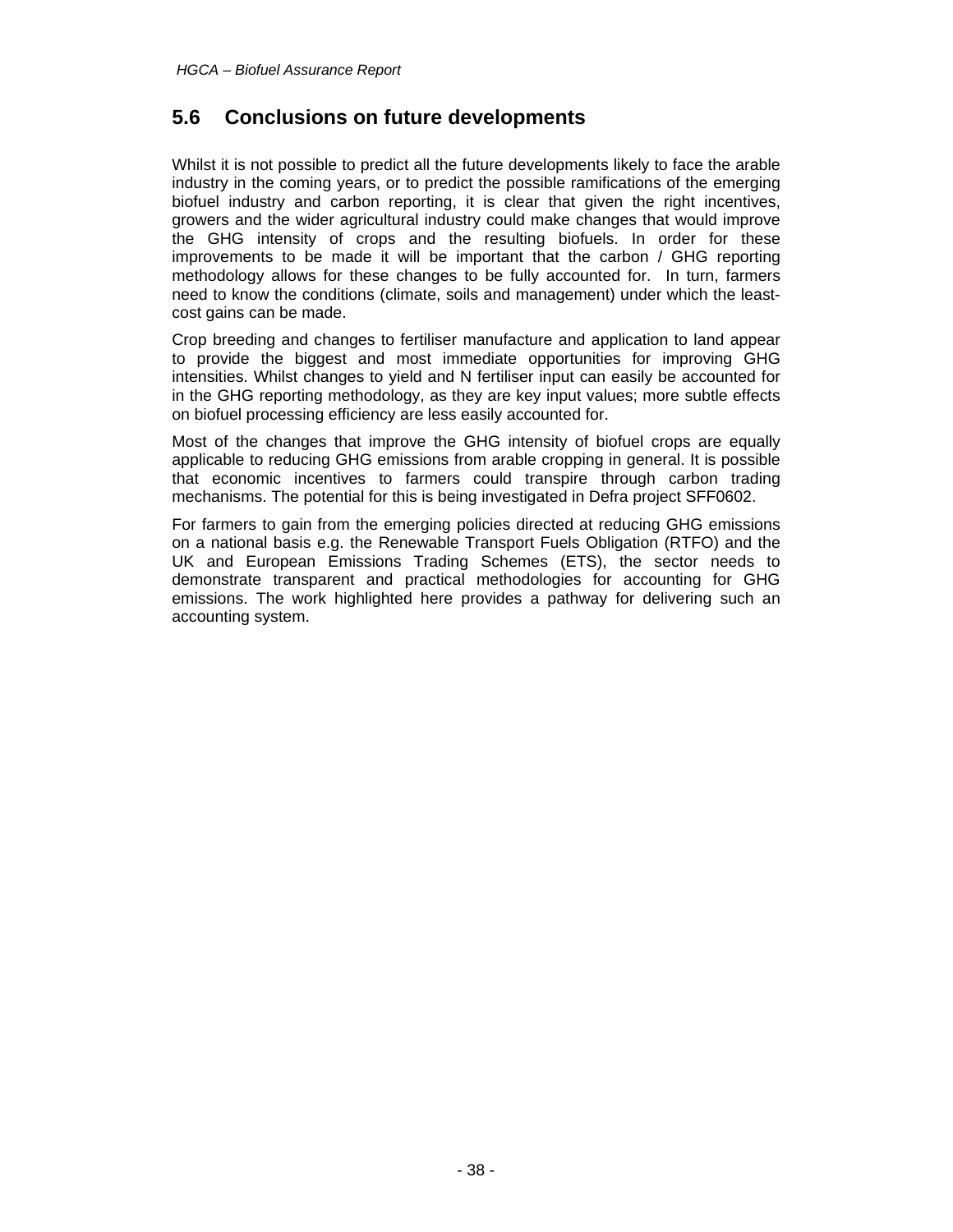## 5.6 Conclusions on future developments

Whilst it is not possible to predict all the future developments likely to face the arable industry in the coming years, or to predict the possible ramifications of the emerging biofuel industry and carbon reporting, it is clear that given the right incentives, growers and the wider agricultural industry could make changes that would improve the GHG intensity of crops and the resulting biofuels. In order for these improvements to be made it will be important that the carbon / GHG reporting methodology allows for these changes to be fully accounted for. In turn, farmers need to know the conditions (climate, soils and management) under which the least-cost gains can be made.

Crop breeding and changes to fertiliser manufacture and application to land appear to provide the biggest and most immediate opportunities for improving GHG intensities. Whilst changes to yield and N fertiliser input can easily be accounted for in the GHG reporting methodology, as they are key input values; more subtle effects on biofuel processing efficiency are less easily accounted for.

Most of the changes that improve the GHG intensity of biofuel crops are equally applicable to reducing GHG emissions from arable cropping in general. It is possible that economic incentives to farmers could transpire through carbon trading mechanisms. The potential for this is being investigated in Defra project SFF0602.

For farmers to gain from the emerging policies directed at reducing GHG emissions on a national basis e.g. the Renewable Transport Fuels Obligation (RTFO) and the UK and European Emissions Trading Schemes (ETS), the sector needs to demonstrate transparent and practical methodologies for accounting for GHG emissions. The work highlighted here provides a pathway for delivering such an accounting system.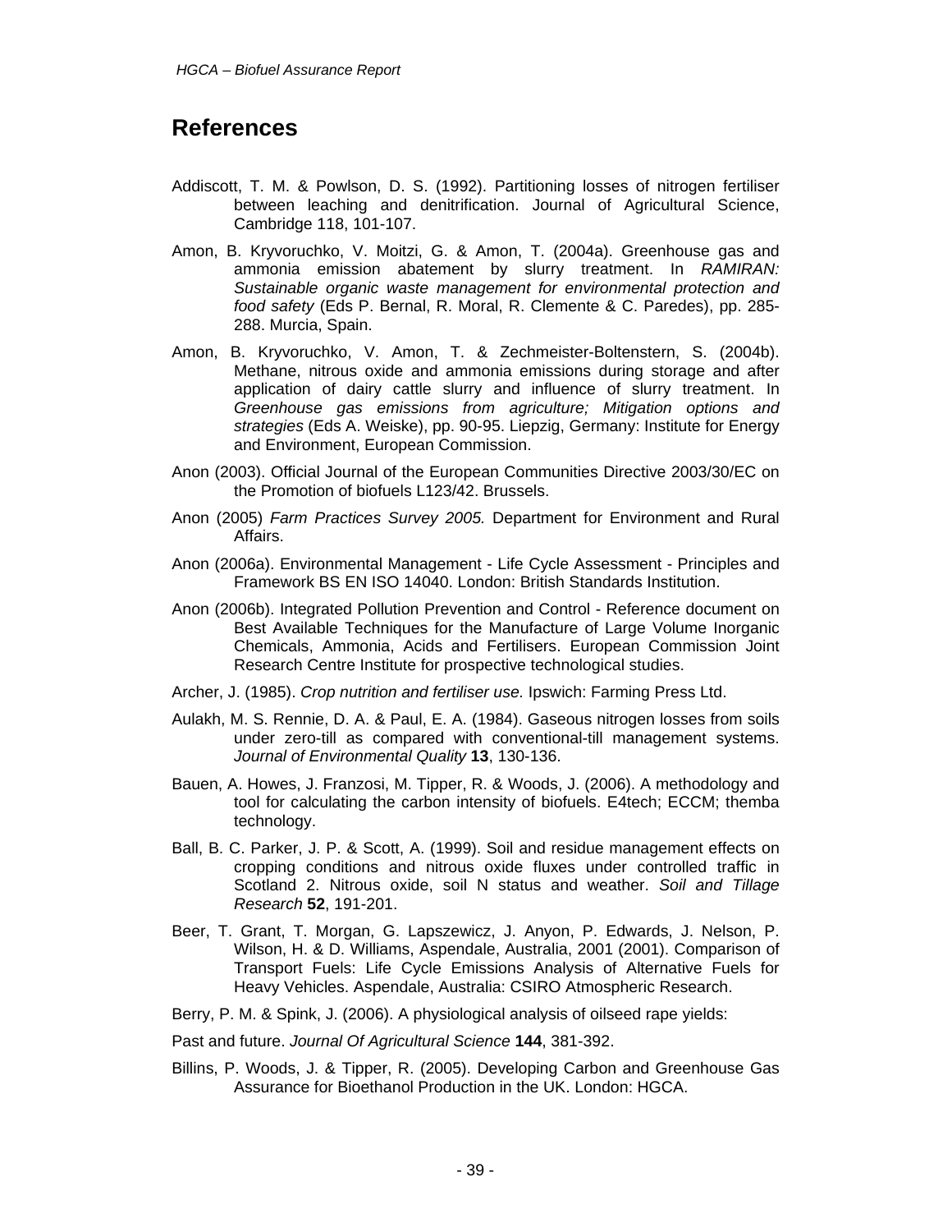# References

Addiscott, T. M. & Powlson, D. S. (1992). Partitioning losses of nitrogen fertiliser between leaching and denitrification. Journal of Agricultural Science, Cambridge 118, 101-107.

Amon, B. Kryvoruchko, V. Moitzi, G. & Amon, T. (2004a). Greenhouse gas and ammonia emission abatement by slurry treatment. In *RAMIRAN: Sustainable organic waste management for environmental protection and food safety* (Eds P. Bernal, R. Moral, R. Clemente & C. Paredes), pp. 285-288. Murcia, Spain.

Amon, B. Kryvoruchko, V. Amon, T. & Zechmeister-Boltenstern, S. (2004b). Methane, nitrous oxide and ammonia emissions during storage and after application of dairy cattle slurry and influence of slurry treatment. In *Greenhouse gas emissions from agriculture; Mitigation options and strategies* (Eds A. Weiske), pp. 90-95. Liepzig, Germany: Institute for Energy and Environment, European Commission.

Anon (2003). Official Journal of the European Communities Directive 2003/30/EC on the Promotion of biofuels L123/42. Brussels.

Anon (2005) *Farm Practices Survey 2005.* Department for Environment and Rural Affairs.

Anon (2006a). Environmental Management - Life Cycle Assessment - Principles and Framework BS EN ISO 14040. London: British Standards Institution.

Anon (2006b). Integrated Pollution Prevention and Control - Reference document on Best Available Techniques for the Manufacture of Large Volume Inorganic Chemicals, Ammonia, Acids and Fertilisers. European Commission Joint Research Centre Institute for prospective technological studies.

Archer, J. (1985). *Crop nutrition and fertiliser use.* Ipswich: Farming Press Ltd.

Aulakh, M. S. Rennie, D. A. & Paul, E. A. (1984). Gaseous nitrogen losses from soils under zero-till as compared with conventional-till management systems. *Journal of Environmental Quality* **13**, 130-136.

Bauen, A. Howes, J. Franzosi, M. Tipper, R. & Woods, J. (2006). A methodology and tool for calculating the carbon intensity of biofuels. E4tech; ECCM; themba technology.

Ball, B. C. Parker, J. P. & Scott, A. (1999). Soil and residue management effects on cropping conditions and nitrous oxide fluxes under controlled traffic in Scotland 2. Nitrous oxide, soil N status and weather. *Soil and Tillage Research* **52**, 191-201.

Beer, T. Grant, T. Morgan, G. Lapszewicz, J. Anyon, P. Edwards, J. Nelson, P. Wilson, H. & D. Williams, Aspendale, Australia, 2001 (2001). Comparison of Transport Fuels: Life Cycle Emissions Analysis of Alternative Fuels for Heavy Vehicles. Aspendale, Australia: CSIRO Atmospheric Research.

Berry, P. M. & Spink, J. (2006). A physiological analysis of oilseed rape yields:

Past and future. *Journal Of Agricultural Science* **144**, 381-392.

Billins, P. Woods, J. & Tipper, R. (2005). Developing Carbon and Greenhouse Gas Assurance for Bioethanol Production in the UK. London: HGCA.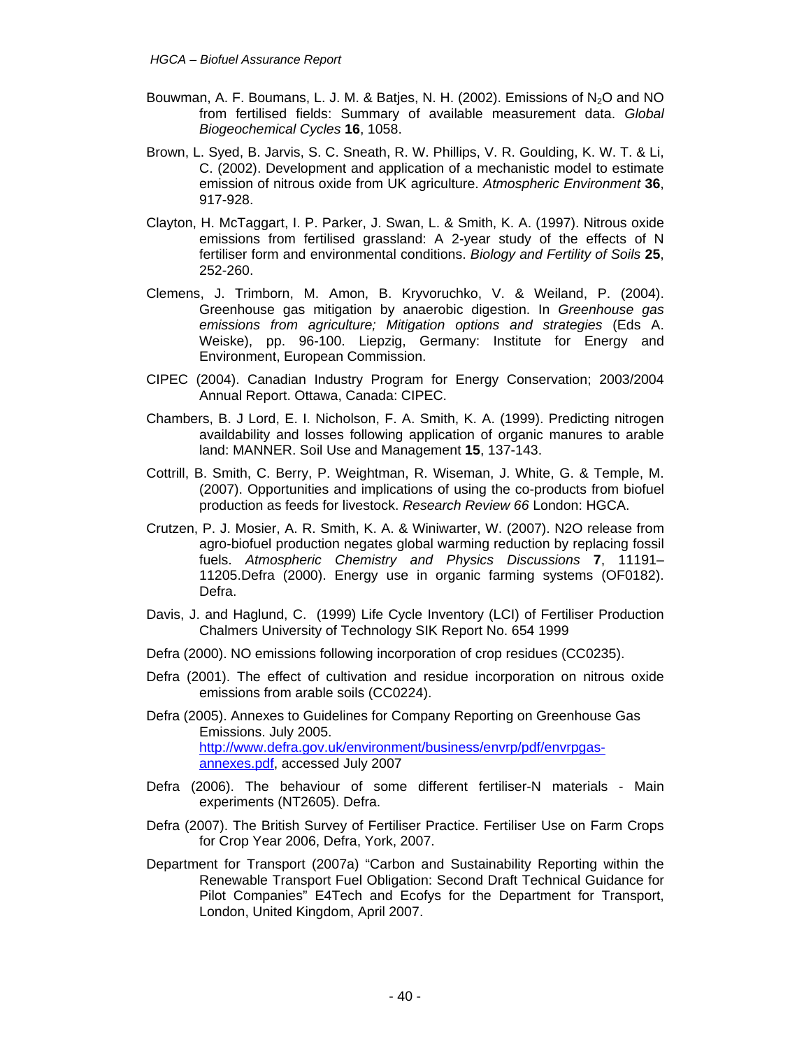Bouwman, A. F. Boumans, L. J. M. & Batjes, N. H. (2002). Emissions of $N_2O$ and NO from fertilised fields: Summary of available measurement data. *Global Biogeochemical Cycles* **16**, 1058.

Brown, L. Syed, B. Jarvis, S. C. Sneath, R. W. Phillips, V. R. Goulding, K. W. T. & Li, C. (2002). Development and application of a mechanistic model to estimate emission of nitrous oxide from UK agriculture. *Atmospheric Environment* **36**, 917-928.

Clayton, H. McTaggart, I. P. Parker, J. Swan, L. & Smith, K. A. (1997). Nitrous oxide emissions from fertilised grassland: A 2-year study of the effects of N fertiliser form and environmental conditions. *Biology and Fertility of Soils* **25**, 252-260.

Clemens, J. Trimborn, M. Amon, B. Kryvoruchko, V. & Weiland, P. (2004). Greenhouse gas mitigation by anaerobic digestion. In *Greenhouse gas emissions from agriculture; Mitigation options and strategies* (Eds A. Weiske), pp. 96-100. Liepzig, Germany: Institute for Energy and Environment, European Commission.

CIPEC (2004). Canadian Industry Program for Energy Conservation; 2003/2004 Annual Report. Ottawa, Canada: CIPEC.

Chambers, B. J Lord, E. I. Nicholson, F. A. Smith, K. A. (1999). Predicting nitrogen availdability and losses following application of organic manures to arable land: MANNER. Soil Use and Management **15**, 137-143.

Cottrill, B. Smith, C. Berry, P. Weightman, R. Wiseman, J. White, G. & Temple, M. (2007). Opportunities and implications of using the co-products from biofuel production as feeds for livestock. *Research Review 66* London: HGCA.

Crutzen, P. J. Mosier, A. R. Smith, K. A. & Winiwarter, W. (2007). N2O release from agro-biofuel production negates global warming reduction by replacing fossil fuels. *Atmospheric Chemistry and Physics Discussions* **7**, 11191–11205.Defra (2000). Energy use in organic farming systems (OF0182). Defra.

Davis, J. and Haglund, C. (1999) Life Cycle Inventory (LCI) of Fertiliser Production Chalmers University of Technology SIK Report No. 654 1999

Defra (2000). NO emissions following incorporation of crop residues (CC0235).

Defra (2001). The effect of cultivation and residue incorporation on nitrous oxide emissions from arable soils (CC0224).

Defra (2005). Annexes to Guidelines for Company Reporting on Greenhouse Gas Emissions. July 2005. http://www.defra.gov.uk/environment/business/envrp/pdf/envrpgas-annexes.pdf, accessed July 2007

Defra (2006). The behaviour of some different fertiliser-N materials - Main experiments (NT2605). Defra.

Defra (2007). The British Survey of Fertiliser Practice. Fertiliser Use on Farm Crops for Crop Year 2006, Defra, York, 2007.

Department for Transport (2007a) "Carbon and Sustainability Reporting within the Renewable Transport Fuel Obligation: Second Draft Technical Guidance for Pilot Companies" E4Tech and Ecofys for the Department for Transport, London, United Kingdom, April 2007.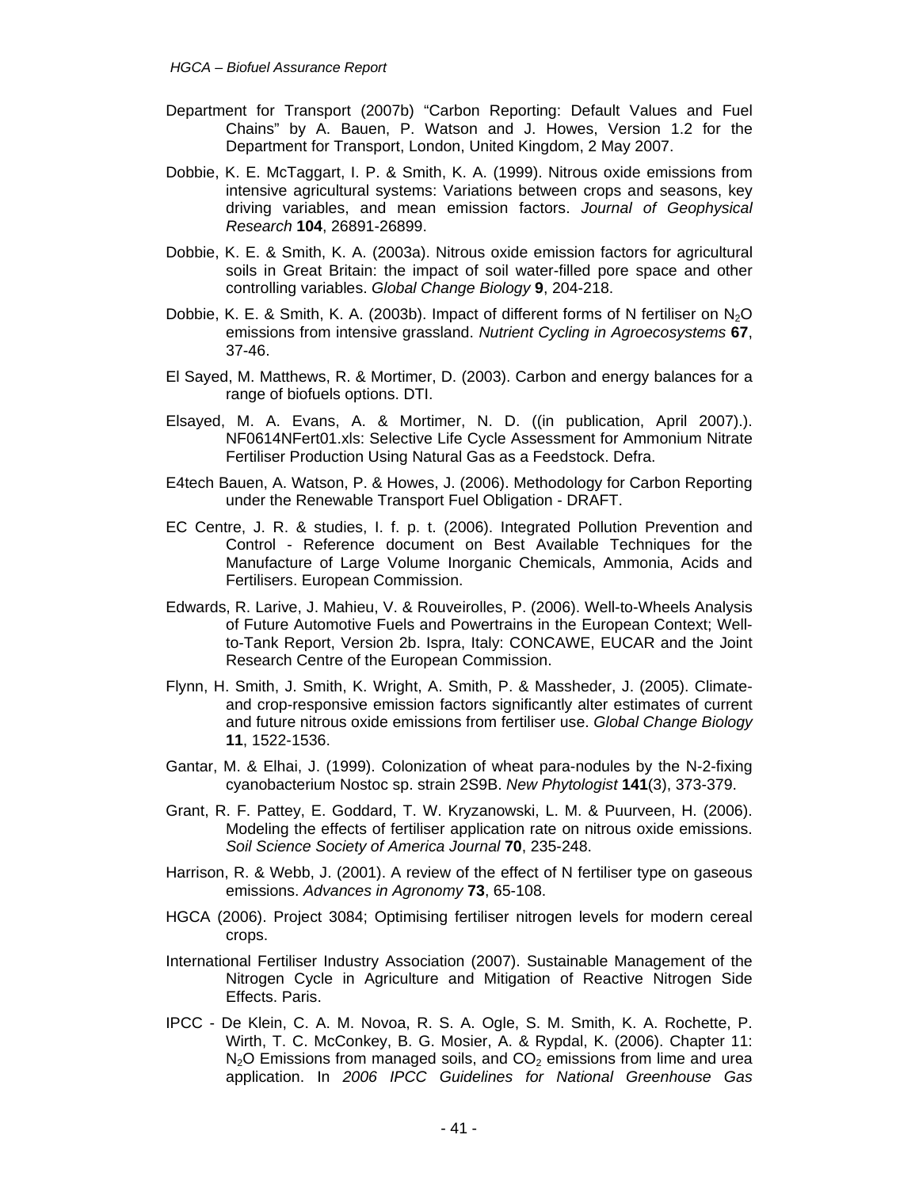Department for Transport (2007b) "Carbon Reporting: Default Values and Fuel Chains" by A. Bauen, P. Watson and J. Howes, Version 1.2 for the Department for Transport, London, United Kingdom, 2 May 2007.

Dobbie, K. E. McTaggart, I. P. & Smith, K. A. (1999). Nitrous oxide emissions from intensive agricultural systems: Variations between crops and seasons, key driving variables, and mean emission factors. *Journal of Geophysical Research* **104**, 26891-26899.

Dobbie, K. E. & Smith, K. A. (2003a). Nitrous oxide emission factors for agricultural soils in Great Britain: the impact of soil water-filled pore space and other controlling variables. *Global Change Biology* **9**, 204-218.

Dobbie, K. E. & Smith, K. A. (2003b). Impact of different forms of N fertiliser on $N_2O$ emissions from intensive grassland. *Nutrient Cycling in Agroecosystems* **67**, 37-46.

El Sayed, M. Matthews, R. & Mortimer, D. (2003). Carbon and energy balances for a range of biofuels options. DTI.

Elsayed, M. A. Evans, A. & Mortimer, N. D. ((in publication, April 2007).). NF0614NFert01.xls: Selective Life Cycle Assessment for Ammonium Nitrate Fertiliser Production Using Natural Gas as a Feedstock. Defra.

E4tech Bauen, A. Watson, P. & Howes, J. (2006). Methodology for Carbon Reporting under the Renewable Transport Fuel Obligation - DRAFT.

EC Centre, J. R. & studies, I. f. p. t. (2006). Integrated Pollution Prevention and Control - Reference document on Best Available Techniques for the Manufacture of Large Volume Inorganic Chemicals, Ammonia, Acids and Fertilisers. European Commission.

Edwards, R. Larive, J. Mahieu, V. & Rouveirolles, P. (2006). Well-to-Wheels Analysis of Future Automotive Fuels and Powertrains in the European Context; Well-to-Tank Report, Version 2b. Ispra, Italy: CONCAWE, EUCAR and the Joint Research Centre of the European Commission.

Flynn, H. Smith, J. Smith, K. Wright, A. Smith, P. & Massheder, J. (2005). Climate- and crop-responsive emission factors significantly alter estimates of current and future nitrous oxide emissions from fertiliser use. *Global Change Biology* **11**, 1522-1536.

Gantar, M. & Elhai, J. (1999). Colonization of wheat para-nodules by the N-2-fixing cyanobacterium Nostoc sp. strain 2S9B. *New Phytologist* **141**(3), 373-379.

Grant, R. F. Pattey, E. Goddard, T. W. Kryzanowski, L. M. & Puurveen, H. (2006). Modeling the effects of fertiliser application rate on nitrous oxide emissions. *Soil Science Society of America Journal* **70**, 235-248.

Harrison, R. & Webb, J. (2001). A review of the effect of N fertiliser type on gaseous emissions. *Advances in Agronomy* **73**, 65-108.

HGCA (2006). Project 3084; Optimising fertiliser nitrogen levels for modern cereal crops.

International Fertiliser Industry Association (2007). Sustainable Management of the Nitrogen Cycle in Agriculture and Mitigation of Reactive Nitrogen Side Effects. Paris.

IPCC - De Klein, C. A. M. Novoa, R. S. A. Ogle, S. M. Smith, K. A. Rochette, P. Wirth, T. C. McConkey, B. G. Mosier, A. & Rypdal, K. (2006). Chapter 11: $N_2O$ Emissions from managed soils, and $CO_2$ emissions from lime and urea application. In *2006 IPCC Guidelines for National Greenhouse Gas*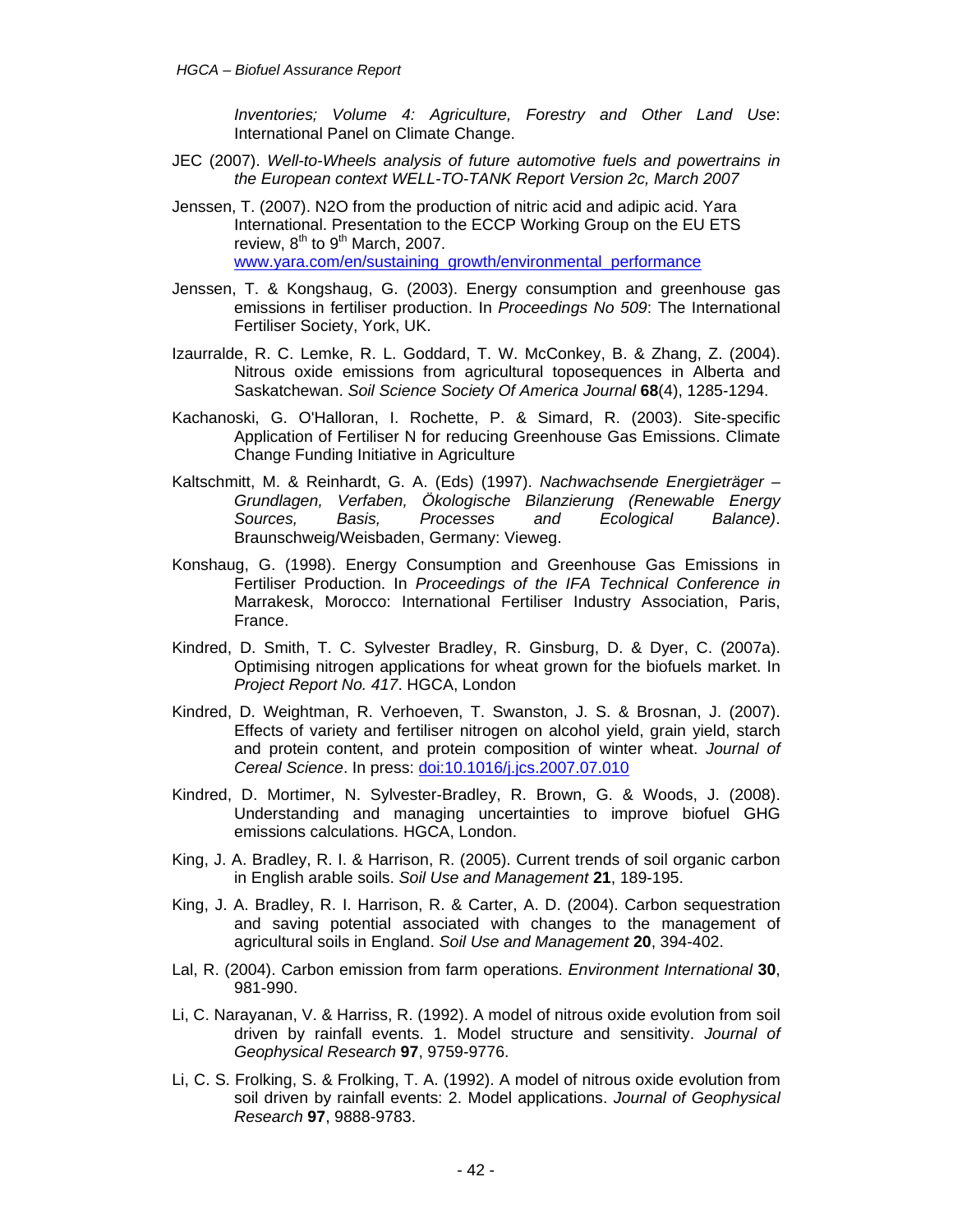*Inventories; Volume 4: Agriculture, Forestry and Other Land Use*: International Panel on Climate Change.

JEC (2007). *Well-to-Wheels analysis of future automotive fuels and powertrains in the European context WELL-TO-TANK Report Version 2c, March 2007*

Jenssen, T. (2007). N2O from the production of nitric acid and adipic acid. Yara International. Presentation to the ECCP Working Group on the EU ETS review, 8th to 9th March, 2007. www.yara.com/en/sustaining_growth/environmental_performance

Jenssen, T. & Kongshaug, G. (2003). Energy consumption and greenhouse gas emissions in fertiliser production. In *Proceedings No 509*: The International Fertiliser Society, York, UK.

Izaurralde, R. C. Lemke, R. L. Goddard, T. W. McConkey, B. & Zhang, Z. (2004). Nitrous oxide emissions from agricultural toposequences in Alberta and Saskatchewan. *Soil Science Society Of America Journal* **68**(4), 1285-1294.

Kachanoski, G. O'Halloran, I. Rochette, P. & Simard, R. (2003). Site-specific Application of Fertiliser N for reducing Greenhouse Gas Emissions. Climate Change Funding Initiative in Agriculture

Kaltschmitt, M. & Reinhardt, G. A. (Eds) (1997). *Nachwachsende Energieträger – Grundlagen, Verfaben, Ökologische Bilanzierung (Renewable Energy Sources, Basis, Processes and Ecological Balance)*. Braunschweig/Weisbaden, Germany: Vieweg.

Konshaug, G. (1998). Energy Consumption and Greenhouse Gas Emissions in Fertiliser Production. In *Proceedings of the IFA Technical Conference in* Marrakesk, Morocco: International Fertiliser Industry Association, Paris, France.

Kindred, D. Smith, T. C. Sylvester Bradley, R. Ginsburg, D. & Dyer, C. (2007a). Optimising nitrogen applications for wheat grown for the biofuels market. In *Project Report No. 417*. HGCA, London

Kindred, D. Weightman, R. Verhoeven, T. Swanston, J. S. & Brosnan, J. (2007). Effects of variety and fertiliser nitrogen on alcohol yield, grain yield, starch and protein content, and protein composition of winter wheat. *Journal of Cereal Science*. In press: doi:10.1016/j.jcs.2007.07.010

Kindred, D. Mortimer, N. Sylvester-Bradley, R. Brown, G. & Woods, J. (2008). Understanding and managing uncertainties to improve biofuel GHG emissions calculations. HGCA, London.

King, J. A. Bradley, R. I. & Harrison, R. (2005). Current trends of soil organic carbon in English arable soils. *Soil Use and Management* **21**, 189-195.

King, J. A. Bradley, R. I. Harrison, R. & Carter, A. D. (2004). Carbon sequestration and saving potential associated with changes to the management of agricultural soils in England. *Soil Use and Management* **20**, 394-402.

Lal, R. (2004). Carbon emission from farm operations. *Environment International* **30**, 981-990.

Li, C. Narayanan, V. & Harriss, R. (1992). A model of nitrous oxide evolution from soil driven by rainfall events. 1. Model structure and sensitivity. *Journal of Geophysical Research* **97**, 9759-9776.

Li, C. S. Frolking, S. & Frolking, T. A. (1992). A model of nitrous oxide evolution from soil driven by rainfall events: 2. Model applications. *Journal of Geophysical Research* **97**, 9888-9783.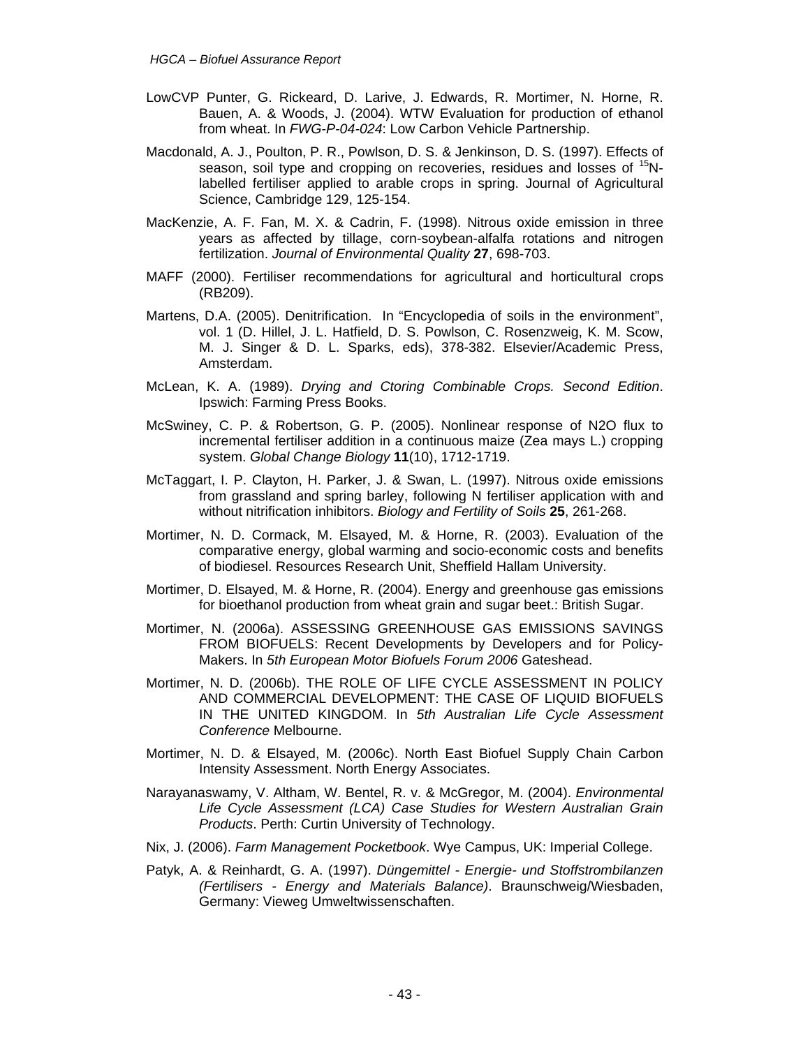LowCVP Punter, G. Rickeard, D. Larive, J. Edwards, R. Mortimer, N. Horne, R. Bauen, A. & Woods, J. (2004). WTW Evaluation for production of ethanol from wheat. In *FWG-P-04-024*: Low Carbon Vehicle Partnership.

Macdonald, A. J., Poulton, P. R., Powlson, D. S. & Jenkinson, D. S. (1997). Effects of season, soil type and cropping on recoveries, residues and losses of $^{15}$N-labelled fertiliser applied to arable crops in spring. Journal of Agricultural Science, Cambridge 129, 125-154.

MacKenzie, A. F. Fan, M. X. & Cadrin, F. (1998). Nitrous oxide emission in three years as affected by tillage, corn-soybean-alfalfa rotations and nitrogen fertilization. *Journal of Environmental Quality* **27**, 698-703.

MAFF (2000). Fertiliser recommendations for agricultural and horticultural crops (RB209).

Martens, D.A. (2005). Denitrification. In "Encyclopedia of soils in the environment", vol. 1 (D. Hillel, J. L. Hatfield, D. S. Powlson, C. Rosenzweig, K. M. Scow, M. J. Singer & D. L. Sparks, eds), 378-382. Elsevier/Academic Press, Amsterdam.

McLean, K. A. (1989). *Drying and Ctoring Combinable Crops. Second Edition*. Ipswich: Farming Press Books.

McSwiney, C. P. & Robertson, G. P. (2005). Nonlinear response of N2O flux to incremental fertiliser addition in a continuous maize (Zea mays L.) cropping system. *Global Change Biology* **11**(10), 1712-1719.

McTaggart, I. P. Clayton, H. Parker, J. & Swan, L. (1997). Nitrous oxide emissions from grassland and spring barley, following N fertiliser application with and without nitrification inhibitors. *Biology and Fertility of Soils* **25**, 261-268.

Mortimer, N. D. Cormack, M. Elsayed, M. & Horne, R. (2003). Evaluation of the comparative energy, global warming and socio-economic costs and benefits of biodiesel. Resources Research Unit, Sheffield Hallam University.

Mortimer, D. Elsayed, M. & Horne, R. (2004). Energy and greenhouse gas emissions for bioethanol production from wheat grain and sugar beet.: British Sugar.

Mortimer, N. (2006a). ASSESSING GREENHOUSE GAS EMISSIONS SAVINGS FROM BIOFUELS: Recent Developments by Developers and for Policy-Makers. In *5th European Motor Biofuels Forum 2006* Gateshead.

Mortimer, N. D. (2006b). THE ROLE OF LIFE CYCLE ASSESSMENT IN POLICY AND COMMERCIAL DEVELOPMENT: THE CASE OF LIQUID BIOFUELS IN THE UNITED KINGDOM. In *5th Australian Life Cycle Assessment Conference* Melbourne.

Mortimer, N. D. & Elsayed, M. (2006c). North East Biofuel Supply Chain Carbon Intensity Assessment. North Energy Associates.

Narayanaswamy, V. Altham, W. Bentel, R. v. & McGregor, M. (2004). *Environmental Life Cycle Assessment (LCA) Case Studies for Western Australian Grain Products*. Perth: Curtin University of Technology.

Nix, J. (2006). *Farm Management Pocketbook*. Wye Campus, UK: Imperial College.

Patyk, A. & Reinhardt, G. A. (1997). *Düngemittel - Energie- und Stoffstrombilanzen (Fertilisers - Energy and Materials Balance)*. Braunschweig/Wiesbaden, Germany: Vieweg Umweltwissenschaften.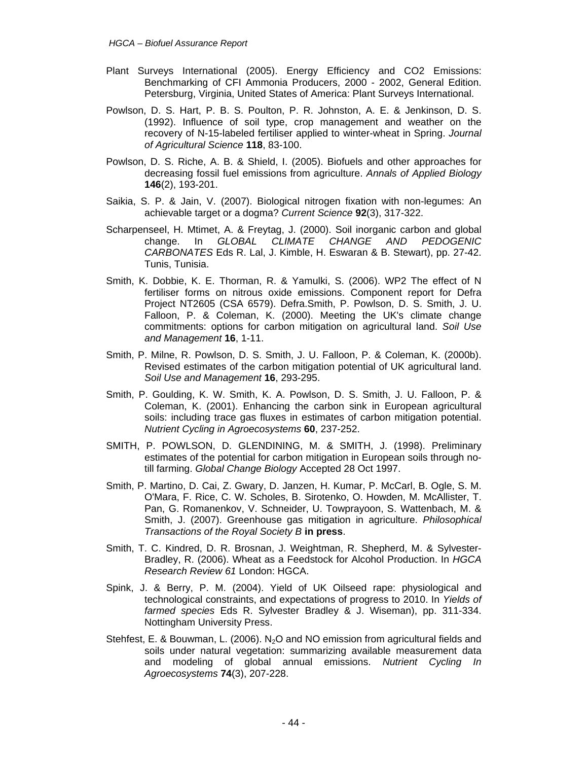Plant Surveys International (2005). Energy Efficiency and CO2 Emissions: Benchmarking of CFI Ammonia Producers, 2000 - 2002, General Edition. Petersburg, Virginia, United States of America: Plant Surveys International.

Powlson, D. S. Hart, P. B. S. Poulton, P. R. Johnston, A. E. & Jenkinson, D. S. (1992). Influence of soil type, crop management and weather on the recovery of N-15-labeled fertiliser applied to winter-wheat in Spring. *Journal of Agricultural Science* **118**, 83-100.

Powlson, D. S. Riche, A. B. & Shield, I. (2005). Biofuels and other approaches for decreasing fossil fuel emissions from agriculture. *Annals of Applied Biology* **146**(2), 193-201.

Saikia, S. P. & Jain, V. (2007). Biological nitrogen fixation with non-legumes: An achievable target or a dogma? *Current Science* **92**(3), 317-322.

Scharpenseel, H. Mtimet, A. & Freytag, J. (2000). Soil inorganic carbon and global change. In *GLOBAL CLIMATE CHANGE AND PEDOGENIC CARBONATES* Eds R. Lal, J. Kimble, H. Eswaran & B. Stewart), pp. 27-42. Tunis, Tunisia.

Smith, K. Dobbie, K. E. Thorman, R. & Yamulki, S. (2006). WP2 The effect of N fertiliser forms on nitrous oxide emissions. Component report for Defra Project NT2605 (CSA 6579). Defra.Smith, P. Powlson, D. S. Smith, J. U. Falloon, P. & Coleman, K. (2000). Meeting the UK's climate change commitments: options for carbon mitigation on agricultural land. *Soil Use and Management* **16**, 1-11.

Smith, P. Milne, R. Powlson, D. S. Smith, J. U. Falloon, P. & Coleman, K. (2000b). Revised estimates of the carbon mitigation potential of UK agricultural land. *Soil Use and Management* **16**, 293-295.

Smith, P. Goulding, K. W. Smith, K. A. Powlson, D. S. Smith, J. U. Falloon, P. & Coleman, K. (2001). Enhancing the carbon sink in European agricultural soils: including trace gas fluxes in estimates of carbon mitigation potential. *Nutrient Cycling in Agroecosystems* **60**, 237-252.

SMITH, P. POWLSON, D. GLENDINING, M. & SMITH, J. (1998). Preliminary estimates of the potential for carbon mitigation in European soils through no-till farming. *Global Change Biology* Accepted 28 Oct 1997.

Smith, P. Martino, D. Cai, Z. Gwary, D. Janzen, H. Kumar, P. McCarl, B. Ogle, S. M. O'Mara, F. Rice, C. W. Scholes, B. Sirotenko, O. Howden, M. McAllister, T. Pan, G. Romanenkov, V. Schneider, U. Towprayoon, S. Wattenbach, M. & Smith, J. (2007). Greenhouse gas mitigation in agriculture. *Philosophical Transactions of the Royal Society B* **in press**.

Smith, T. C. Kindred, D. R. Brosnan, J. Weightman, R. Shepherd, M. & Sylvester-Bradley, R. (2006). Wheat as a Feedstock for Alcohol Production. In *HGCA Research Review 61* London: HGCA.

Spink, J. & Berry, P. M. (2004). Yield of UK Oilseed rape: physiological and technological constraints, and expectations of progress to 2010. In *Yields of farmed species* Eds R. Sylvester Bradley & J. Wiseman), pp. 311-334. Nottingham University Press.

Stehfest, E. & Bouwman, L. (2006). $N_2O$ and NO emission from agricultural fields and soils under natural vegetation: summarizing available measurement data and modeling of global annual emissions. *Nutrient Cycling In Agroecosystems* **74**(3), 207-228.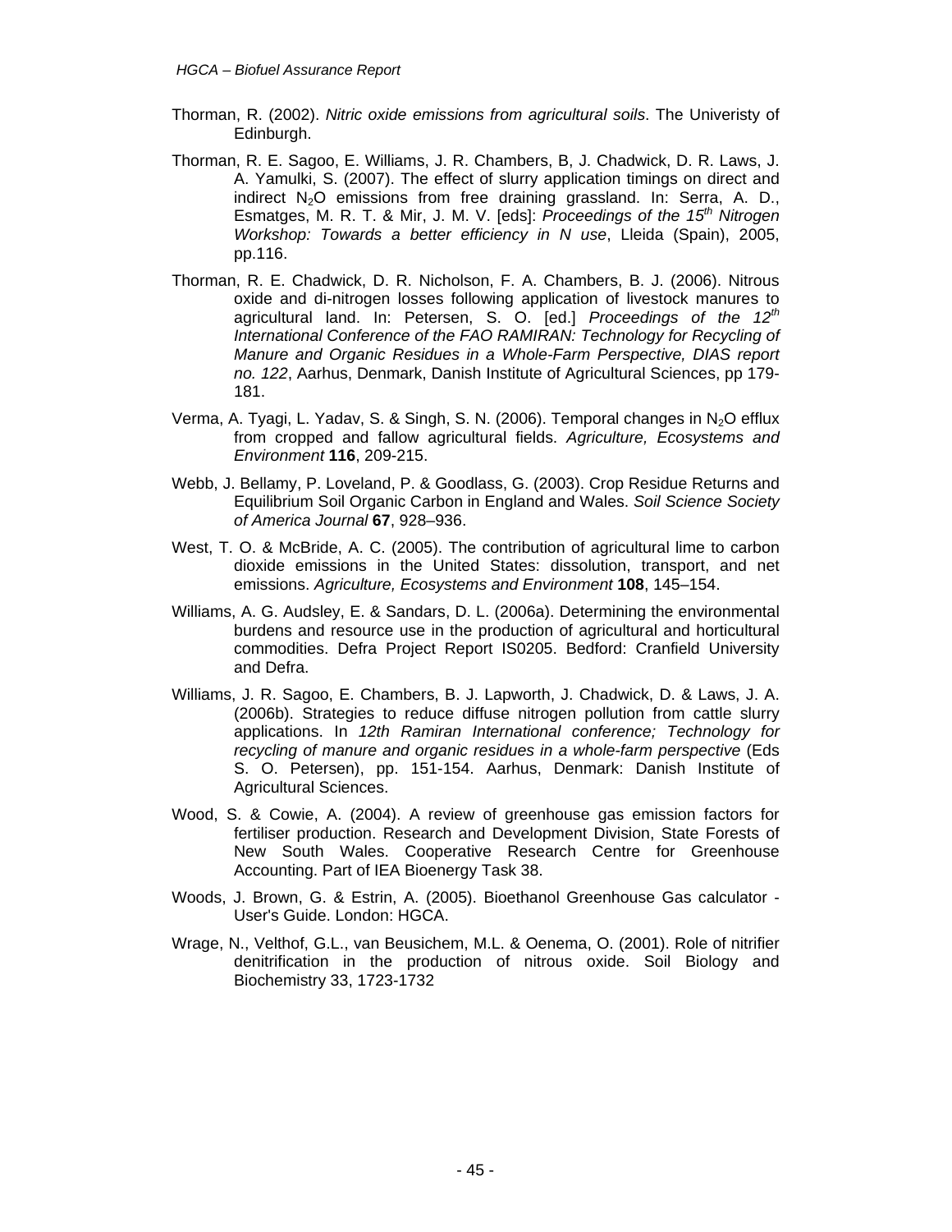Thorman, R. (2002). *Nitric oxide emissions from agricultural soils*. The Univeristy of Edinburgh.

Thorman, R. E. Sagoo, E. Williams, J. R. Chambers, B, J. Chadwick, D. R. Laws, J. A. Yamulki, S. (2007). The effect of slurry application timings on direct and indirect $N_2O$ emissions from free draining grassland. In: Serra, A. D., Esmatges, M. R. T. & Mir, J. M. V. [eds]: *Proceedings of the 15th Nitrogen Workshop: Towards a better efficiency in N use*, Lleida (Spain), 2005, pp.116.

Thorman, R. E. Chadwick, D. R. Nicholson, F. A. Chambers, B. J. (2006). Nitrous oxide and di-nitrogen losses following application of livestock manures to agricultural land. In: Petersen, S. O. [ed.] *Proceedings of the 12th International Conference of the FAO RAMIRAN: Technology for Recycling of Manure and Organic Residues in a Whole-Farm Perspective, DIAS report no. 122*, Aarhus, Denmark, Danish Institute of Agricultural Sciences, pp 179-181.

Verma, A. Tyagi, L. Yadav, S. & Singh, S. N. (2006). Temporal changes in $N_2O$ efflux from cropped and fallow agricultural fields. *Agriculture, Ecosystems and Environment* **116**, 209-215.

Webb, J. Bellamy, P. Loveland, P. & Goodlass, G. (2003). Crop Residue Returns and Equilibrium Soil Organic Carbon in England and Wales. *Soil Science Society of America Journal* **67**, 928–936.

West, T. O. & McBride, A. C. (2005). The contribution of agricultural lime to carbon dioxide emissions in the United States: dissolution, transport, and net emissions. *Agriculture, Ecosystems and Environment* **108**, 145–154.

Williams, A. G. Audsley, E. & Sandars, D. L. (2006a). Determining the environmental burdens and resource use in the production of agricultural and horticultural commodities. Defra Project Report IS0205. Bedford: Cranfield University and Defra.

Williams, J. R. Sagoo, E. Chambers, B. J. Lapworth, J. Chadwick, D. & Laws, J. A. (2006b). Strategies to reduce diffuse nitrogen pollution from cattle slurry applications. In *12th Ramiran International conference; Technology for recycling of manure and organic residues in a whole-farm perspective* (Eds S. O. Petersen), pp. 151-154. Aarhus, Denmark: Danish Institute of Agricultural Sciences.

Wood, S. & Cowie, A. (2004). A review of greenhouse gas emission factors for fertiliser production. Research and Development Division, State Forests of New South Wales. Cooperative Research Centre for Greenhouse Accounting. Part of IEA Bioenergy Task 38.

Woods, J. Brown, G. & Estrin, A. (2005). Bioethanol Greenhouse Gas calculator - User's Guide. London: HGCA.

Wrage, N., Velthof, G.L., van Beusichem, M.L. & Oenema, O. (2001). Role of nitrifier denitrification in the production of nitrous oxide. Soil Biology and Biochemistry 33, 1723-1732